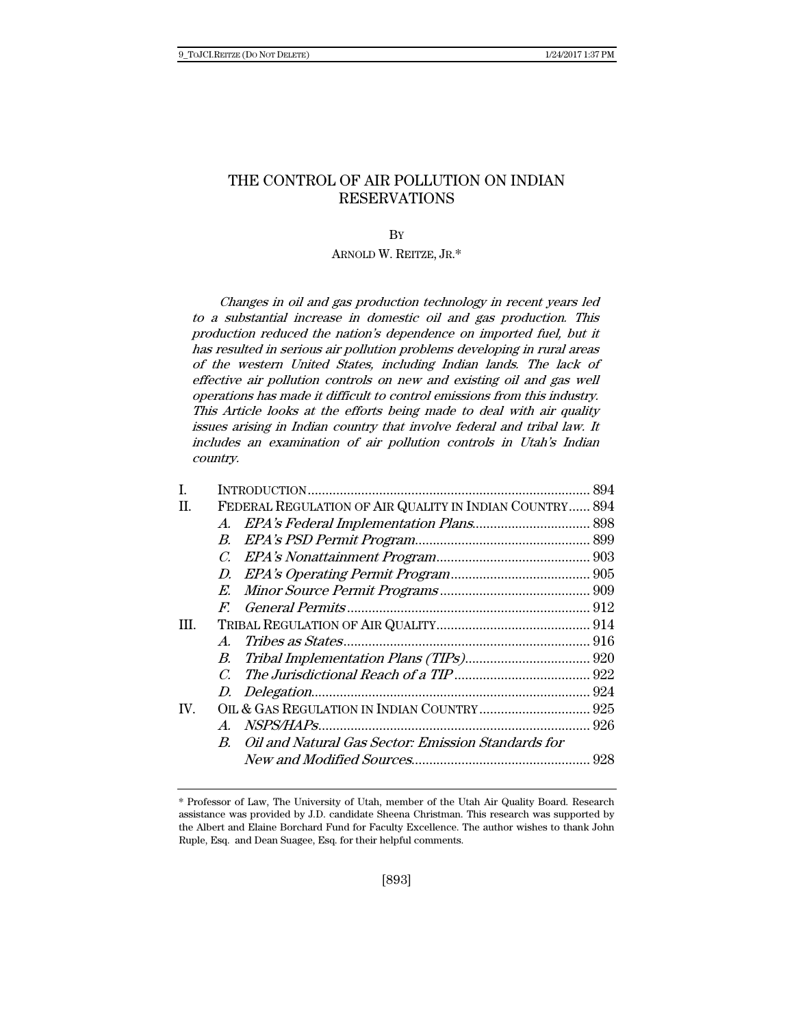# THE CONTROL OF AIR POLLUTION ON INDIAN RESERVATIONS

BY

ARNOLD W. REITZE, JR.*

*Changes in oil and gas production technology in recent years led to a substantial increase in domestic oil and gas production. This production reduced the nation's dependence on imported fuel, but it has resulted in serious air pollution problems developing in rural areas of the western United States, including Indian lands. The lack of effective air pollution controls on new and existing oil and gas well operations has made it difficult to control emissions from this industry. This Article looks at the efforts being made to deal with air quality issues arising in Indian country that involve federal and tribal law. It includes an examination of air pollution controls in Utah's Indian country.*

I. INTRODUCTION .......... 894

II. FEDERAL REGULATION OF AIR QUALITY IN INDIAN COUNTRY .......... 894
  - A. *EPA's Federal Implementation Plans* .......... 898
  - B. *EPA's PSD Permit Program* .......... 899
  - C. *EPA's Nonattainment Program* .......... 903
  - D. *EPA's Operating Permit Program* .......... 905
  - E. *Minor Source Permit Programs* .......... 909
  - F. *General Permits* .......... 912

III. TRIBAL REGULATION OF AIR QUALITY .......... 914
  - A. *Tribes as States* .......... 916
  - B. *Tribal Implementation Plans (TIPs)* .......... 920
  - C. *The Jurisdictional Reach of a TIP* .......... 922
  - D. *Delegation* .......... 924

IV. OIL & GAS REGULATION IN INDIAN COUNTRY .......... 925
  - A. *NSPS/HAPs* .......... 926
  - B. *Oil and Natural Gas Sector: Emission Standards for New and Modified Sources* .......... 928

---

\* Professor of Law, The University of Utah, member of the Utah Air Quality Board. Research assistance was provided by J.D. candidate Sheena Christman. This research was supported by the Albert and Elaine Borchard Fund for Faculty Excellence. The author wishes to thank John Ruple, Esq. and Dean Suagee, Esq. for their helpful comments.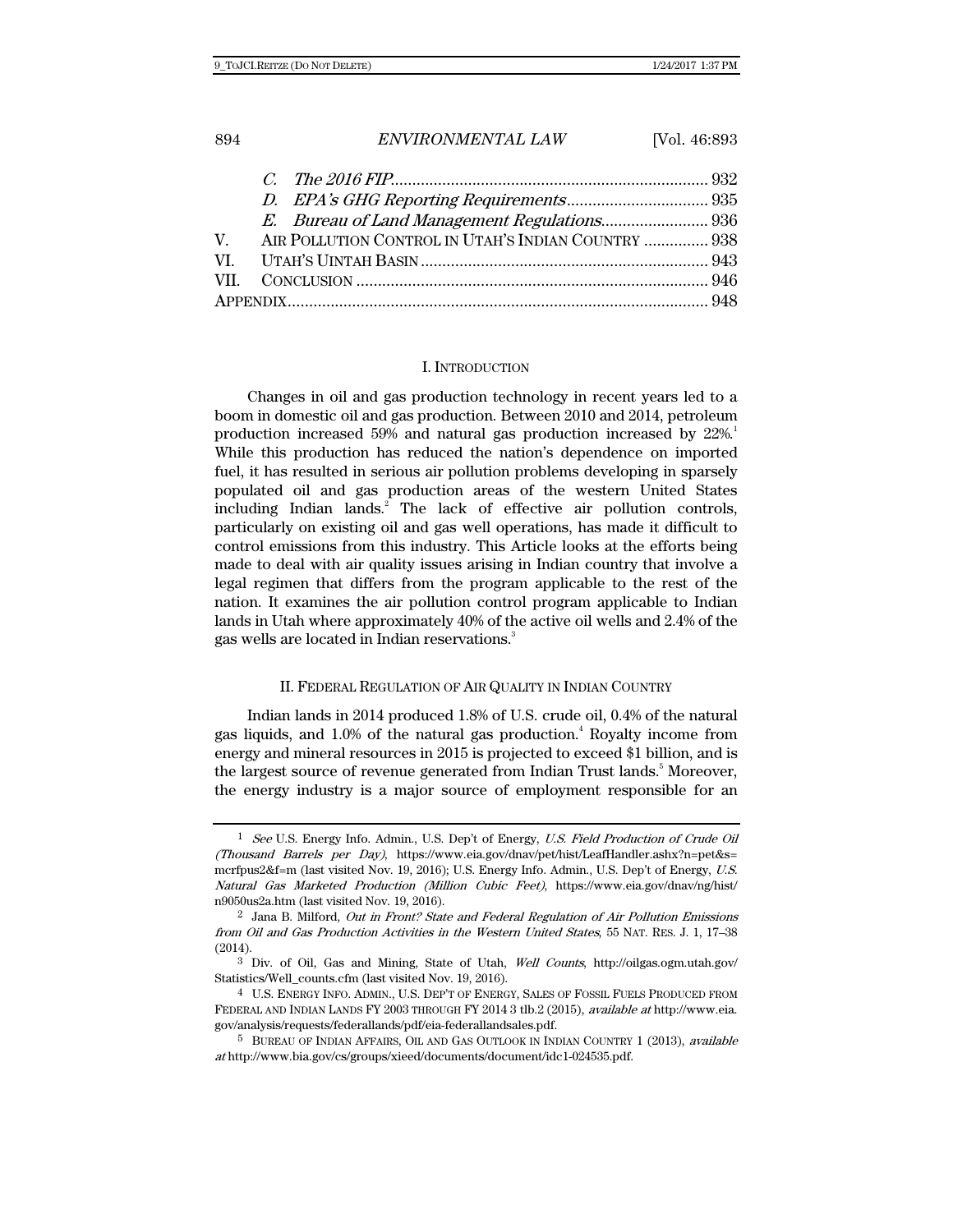| | | |
|---|---|---|
| | *C. The 2016 FIP* | 932 |
| | *D. EPA's GHG Reporting Requirements* | 935 |
| | *E. Bureau of Land Management Regulations* | 936 |
| V. | AIR POLLUTION CONTROL IN UTAH'S INDIAN COUNTRY | 938 |
| VI. | UTAH'S UINTAH BASIN | 943 |
| VII. | CONCLUSION | 946 |
| APPENDIX | | 948 |

## I. INTRODUCTION

Changes in oil and gas production technology in recent years led to a boom in domestic oil and gas production. Between 2010 and 2014, petroleum production increased 59% and natural gas production increased by 22%.[1] While this production has reduced the nation's dependence on imported fuel, it has resulted in serious air pollution problems developing in sparsely populated oil and gas production areas of the western United States including Indian lands.[2] The lack of effective air pollution controls, particularly on existing oil and gas well operations, has made it difficult to control emissions from this industry. This Article looks at the efforts being made to deal with air quality issues arising in Indian country that involve a legal regimen that differs from the program applicable to the rest of the nation. It examines the air pollution control program applicable to Indian lands in Utah where approximately 40% of the active oil wells and 2.4% of the gas wells are located in Indian reservations.[3]

## II. FEDERAL REGULATION OF AIR QUALITY IN INDIAN COUNTRY

Indian lands in 2014 produced 1.8% of U.S. crude oil, 0.4% of the natural gas liquids, and 1.0% of the natural gas production.[4] Royalty income from energy and mineral resources in 2015 is projected to exceed $1 billion, and is the largest source of revenue generated from Indian Trust lands.[5] Moreover, the energy industry is a major source of employment responsible for an

---

[1] *See* U.S. Energy Info. Admin., U.S. Dep't of Energy, *U.S. Field Production of Crude Oil (Thousand Barrels per Day)*, https://www.eia.gov/dnav/pet/hist/LeafHandler.ashx?n=pet&s=mcrfpus2&f=m (last visited Nov. 19, 2016); U.S. Energy Info. Admin., U.S. Dep't of Energy, *U.S. Natural Gas Marketed Production (Million Cubic Feet)*, https://www.eia.gov/dnav/ng/hist/n9050us2a.htm (last visited Nov. 19, 2016).

[2] Jana B. Milford, *Out in Front? State and Federal Regulation of Air Pollution Emissions from Oil and Gas Production Activities in the Western United States*, 55 NAT. RES. J. 1, 17–38 (2014).

[3] Div. of Oil, Gas and Mining, State of Utah, *Well Counts*, http://oilgas.ogm.utah.gov/Statistics/Well_counts.cfm (last visited Nov. 19, 2016).

[4] U.S. ENERGY INFO. ADMIN., U.S. DEP'T OF ENERGY, SALES OF FOSSIL FUELS PRODUCED FROM FEDERAL AND INDIAN LANDS FY 2003 THROUGH FY 2014 3 tlb.2 (2015), *available at* http://www.eia.gov/analysis/requests/federallands/pdf/eia-federallandsales.pdf.

[5] BUREAU OF INDIAN AFFAIRS, OIL AND GAS OUTLOOK IN INDIAN COUNTRY 1 (2013), *available at* http://www.bia.gov/cs/groups/xieed/documents/document/idc1-024535.pdf.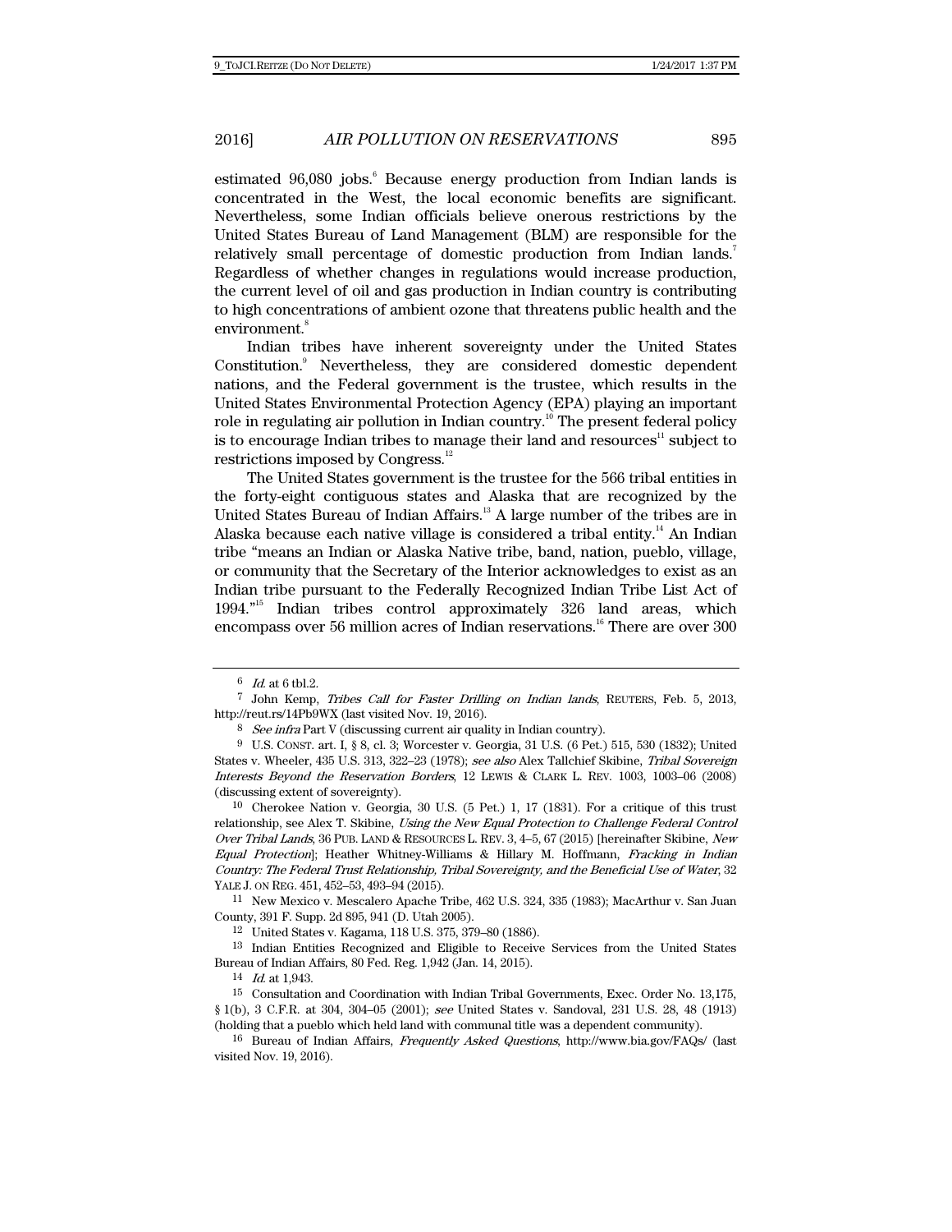estimated 96,080 jobs.[6] Because energy production from Indian lands is concentrated in the West, the local economic benefits are significant. Nevertheless, some Indian officials believe onerous restrictions by the United States Bureau of Land Management (BLM) are responsible for the relatively small percentage of domestic production from Indian lands.[7] Regardless of whether changes in regulations would increase production, the current level of oil and gas production in Indian country is contributing to high concentrations of ambient ozone that threatens public health and the environment.[8]

Indian tribes have inherent sovereignty under the United States Constitution.[9] Nevertheless, they are considered domestic dependent nations, and the Federal government is the trustee, which results in the United States Environmental Protection Agency (EPA) playing an important role in regulating air pollution in Indian country.[10] The present federal policy is to encourage Indian tribes to manage their land and resources[11] subject to restrictions imposed by Congress.[12]

The United States government is the trustee for the 566 tribal entities in the forty-eight contiguous states and Alaska that are recognized by the United States Bureau of Indian Affairs.[13] A large number of the tribes are in Alaska because each native village is considered a tribal entity.[14] An Indian tribe "means an Indian or Alaska Native tribe, band, nation, pueblo, village, or community that the Secretary of the Interior acknowledges to exist as an Indian tribe pursuant to the Federally Recognized Indian Tribe List Act of 1994."[15] Indian tribes control approximately 326 land areas, which encompass over 56 million acres of Indian reservations.[16] There are over 300

---

[6] *Id.* at 6 tbl.2.

[7] John Kemp, *Tribes Call for Faster Drilling on Indian lands*, REUTERS, Feb. 5, 2013, http://reut.rs/14Pb9WX (last visited Nov. 19, 2016).

[8] *See infra* Part V (discussing current air quality in Indian country).

[9] U.S. CONST. art. I, § 8, cl. 3; Worcester v. Georgia, 31 U.S. (6 Pet.) 515, 530 (1832); United States v. Wheeler, 435 U.S. 313, 322–23 (1978); *see also* Alex Tallchief Skibine, *Tribal Sovereign Interests Beyond the Reservation Borders*, 12 LEWIS & CLARK L. REV. 1003, 1003–06 (2008) (discussing extent of sovereignty).

[10] Cherokee Nation v. Georgia, 30 U.S. (5 Pet.) 1, 17 (1831). For a critique of this trust relationship, see Alex T. Skibine, *Using the New Equal Protection to Challenge Federal Control Over Tribal Lands*, 36 PUB. LAND & RESOURCES L. REV. 3, 4–5, 67 (2015) [hereinafter Skibine, *New Equal Protection*]; Heather Whitney-Williams & Hillary M. Hoffmann, *Fracking in Indian Country: The Federal Trust Relationship, Tribal Sovereignty, and the Beneficial Use of Water*, 32 YALE J. ON REG. 451, 452–53, 493–94 (2015).

[11] New Mexico v. Mescalero Apache Tribe, 462 U.S. 324, 335 (1983); MacArthur v. San Juan County, 391 F. Supp. 2d 895, 941 (D. Utah 2005).

[12] United States v. Kagama, 118 U.S. 375, 379–80 (1886).

[13] Indian Entities Recognized and Eligible to Receive Services from the United States Bureau of Indian Affairs, 80 Fed. Reg. 1,942 (Jan. 14, 2015).

[14] *Id.* at 1,943.

[15] Consultation and Coordination with Indian Tribal Governments, Exec. Order No. 13,175, § 1(b), 3 C.F.R. at 304, 304–05 (2001); *see* United States v. Sandoval, 231 U.S. 28, 48 (1913) (holding that a pueblo which held land with communal title was a dependent community).

[16] Bureau of Indian Affairs, *Frequently Asked Questions*, http://www.bia.gov/FAQs/ (last visited Nov. 19, 2016).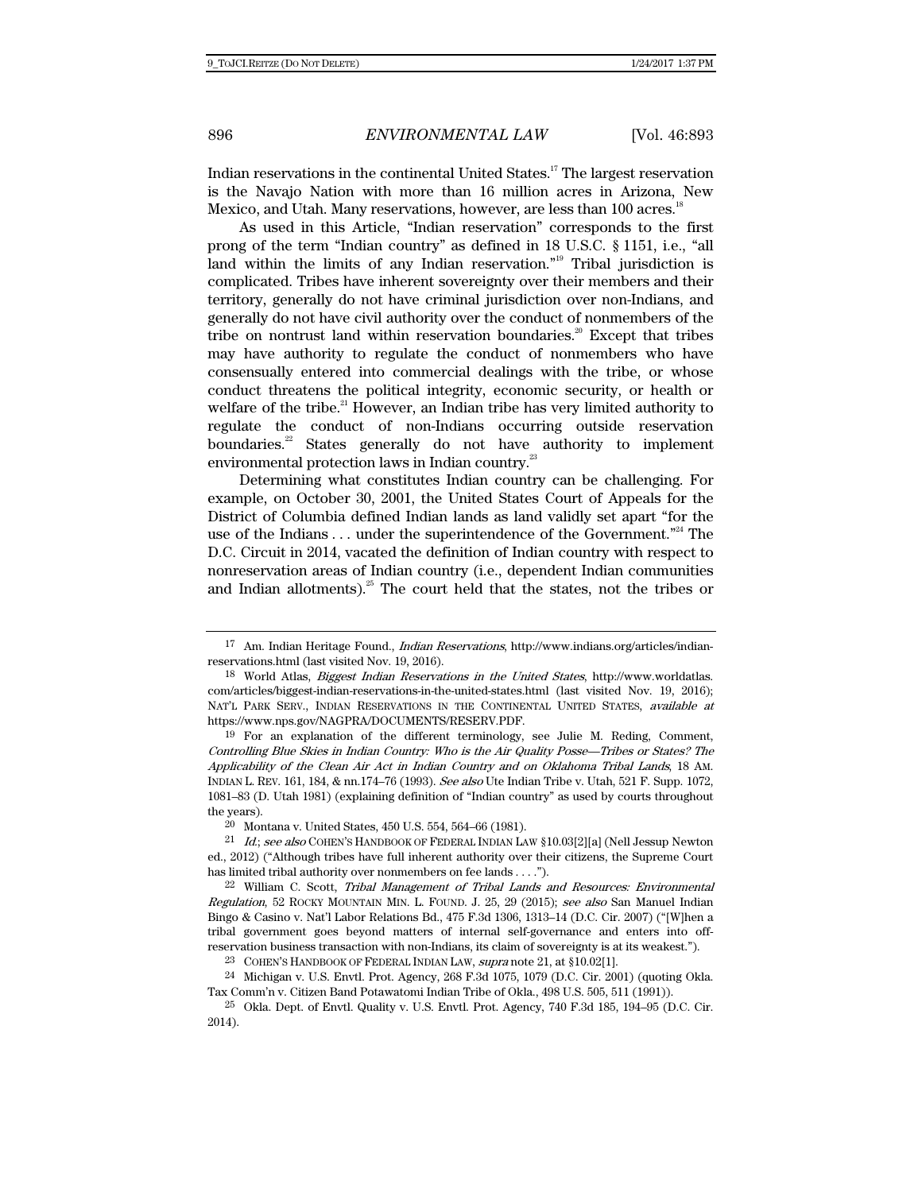Indian reservations in the continental United States.[17] The largest reservation is the Navajo Nation with more than 16 million acres in Arizona, New Mexico, and Utah. Many reservations, however, are less than 100 acres.[18]

As used in this Article, "Indian reservation" corresponds to the first prong of the term "Indian country" as defined in 18 U.S.C. § 1151, i.e., "all land within the limits of any Indian reservation."[19] Tribal jurisdiction is complicated. Tribes have inherent sovereignty over their members and their territory, generally do not have criminal jurisdiction over non-Indians, and generally do not have civil authority over the conduct of nonmembers of the tribe on nontrust land within reservation boundaries.[20] Except that tribes may have authority to regulate the conduct of nonmembers who have consensually entered into commercial dealings with the tribe, or whose conduct threatens the political integrity, economic security, or health or welfare of the tribe.[21] However, an Indian tribe has very limited authority to regulate the conduct of non-Indians occurring outside reservation boundaries.[22] States generally do not have authority to implement environmental protection laws in Indian country.[23]

Determining what constitutes Indian country can be challenging. For example, on October 30, 2001, the United States Court of Appeals for the District of Columbia defined Indian lands as land validly set apart "for the use of the Indians . . . under the superintendence of the Government."[24] The D.C. Circuit in 2014, vacated the definition of Indian country with respect to nonreservation areas of Indian country (i.e., dependent Indian communities and Indian allotments).[25] The court held that the states, not the tribes or

---

17 Am. Indian Heritage Found., *Indian Reservations*, http://www.indians.org/articles/indian-reservations.html (last visited Nov. 19, 2016).

18 World Atlas, *Biggest Indian Reservations in the United States*, http://www.worldatlas.com/articles/biggest-indian-reservations-in-the-united-states.html (last visited Nov. 19, 2016); NAT'L PARK SERV., INDIAN RESERVATIONS IN THE CONTINENTAL UNITED STATES, *available at* https://www.nps.gov/NAGPRA/DOCUMENTS/RESERV.PDF.

19 For an explanation of the different terminology, see Julie M. Reding, Comment, *Controlling Blue Skies in Indian Country: Who is the Air Quality Posse—Tribes or States? The Applicability of the Clean Air Act in Indian Country and on Oklahoma Tribal Lands*, 18 AM. INDIAN L. REV. 161, 184, & nn.174–76 (1993). *See also* Ute Indian Tribe v. Utah, 521 F. Supp. 1072, 1081–83 (D. Utah 1981) (explaining definition of "Indian country" as used by courts throughout the years).

20 Montana v. United States, 450 U.S. 554, 564–66 (1981).

21 *Id.*; *see also* COHEN'S HANDBOOK OF FEDERAL INDIAN LAW §10.03[2][a] (Nell Jessup Newton ed., 2012) ("Although tribes have full inherent authority over their citizens, the Supreme Court has limited tribal authority over nonmembers on fee lands . . . .").

22 William C. Scott, *Tribal Management of Tribal Lands and Resources: Environmental Regulation*, 52 ROCKY MOUNTAIN MIN. L. FOUND. J. 25, 29 (2015); *see also* San Manuel Indian Bingo & Casino v. Nat'l Labor Relations Bd., 475 F.3d 1306, 1313–14 (D.C. Cir. 2007) ("[W]hen a tribal government goes beyond matters of internal self-governance and enters into off-reservation business transaction with non-Indians, its claim of sovereignty is at its weakest.").

23 COHEN'S HANDBOOK OF FEDERAL INDIAN LAW, *supra* note 21, at §10.02[1].

24 Michigan v. U.S. Envtl. Prot. Agency, 268 F.3d 1075, 1079 (D.C. Cir. 2001) (quoting Okla. Tax Comm'n v. Citizen Band Potawatomi Indian Tribe of Okla., 498 U.S. 505, 511 (1991)).

25 Okla. Dept. of Envtl. Quality v. U.S. Envtl. Prot. Agency, 740 F.3d 185, 194–95 (D.C. Cir. 2014).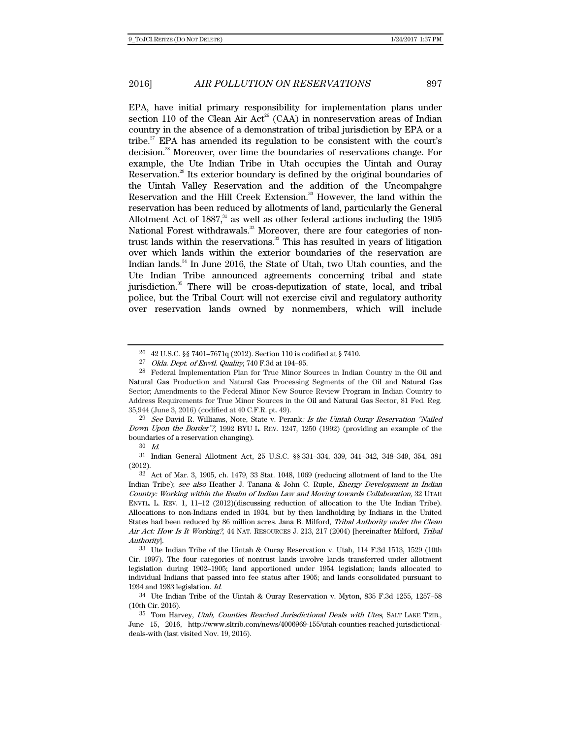EPA, have initial primary responsibility for implementation plans under section 110 of the Clean Air Act[26] (CAA) in nonreservation areas of Indian country in the absence of a demonstration of tribal jurisdiction by EPA or a tribe.[27] EPA has amended its regulation to be consistent with the court's decision.[28] Moreover, over time the boundaries of reservations change. For example, the Ute Indian Tribe in Utah occupies the Uintah and Ouray Reservation.[29] Its exterior boundary is defined by the original boundaries of the Uintah Valley Reservation and the addition of the Uncompahgre Reservation and the Hill Creek Extension.[30] However, the land within the reservation has been reduced by allotments of land, particularly the General Allotment Act of 1887,[31] as well as other federal actions including the 1905 National Forest withdrawals.[32] Moreover, there are four categories of non-trust lands within the reservations.[33] This has resulted in years of litigation over which lands within the exterior boundaries of the reservation are Indian lands.[34] In June 2016, the State of Utah, two Utah counties, and the Ute Indian Tribe announced agreements concerning tribal and state jurisdiction.[35] There will be cross-deputization of state, local, and tribal police, but the Tribal Court will not exercise civil and regulatory authority over reservation lands owned by nonmembers, which will include

---

26 42 U.S.C. §§ 7401–7671q (2012). Section 110 is codified at § 7410.

27 *Okla. Dept. of Envtl. Quality*, 740 F.3d at 194–95.

28 Federal Implementation Plan for True Minor Sources in Indian Country in the Oil and Natural Gas Production and Natural Gas Processing Segments of the Oil and Natural Gas Sector; Amendments to the Federal Minor New Source Review Program in Indian Country to Address Requirements for True Minor Sources in the Oil and Natural Gas Sector, 81 Fed. Reg. 35,944 (June 3, 2016) (codified at 40 C.F.R. pt. 49).

29 *See* David R. Williams, Note, State v. Perank*: Is the Uintah-Ouray Reservation "Nailed Down Upon the Border"?*, 1992 BYU L. REV. 1247, 1250 (1992) (providing an example of the boundaries of a reservation changing).

30 *Id.*

31 Indian General Allotment Act, 25 U.S.C. §§ 331–334, 339, 341–342, 348–349, 354, 381 (2012).

32 Act of Mar. 3, 1905, ch. 1479, 33 Stat. 1048, 1069 (reducing allotment of land to the Ute Indian Tribe); *see also* Heather J. Tanana & John C. Ruple, *Energy Development in Indian Country: Working within the Realm of Indian Law and Moving towards Collaboration*, 32 UTAH ENVTL. L. REV. 1, 11–12 (2012)(discussing reduction of allocation to the Ute Indian Tribe). Allocations to non-Indians ended in 1934, but by then landholding by Indians in the United States had been reduced by 86 million acres. Jana B. Milford, *Tribal Authority under the Clean Air Act: How Is It Working?*, 44 NAT. RESOURCES J. 213, 217 (2004) [hereinafter Milford, *Tribal Authority*].

33 Ute Indian Tribe of the Uintah & Ouray Reservation v. Utah, 114 F.3d 1513, 1529 (10th Cir. 1997). The four categories of nontrust lands involve lands transferred under allotment legislation during 1902–1905; land apportioned under 1954 legislation; lands allocated to individual Indians that passed into fee status after 1905; and lands consolidated pursuant to 1934 and 1983 legislation. *Id.*

34 Ute Indian Tribe of the Uintah & Ouray Reservation v. Myton, 835 F.3d 1255, 1257–58 (10th Cir. 2016).

35 Tom Harvey, *Utah, Counties Reached Jurisdictional Deals with Utes*, SALT LAKE TRIB., June 15, 2016, http://www.sltrib.com/news/4006969-155/utah-counties-reached-jurisdictional-deals-with (last visited Nov. 19, 2016).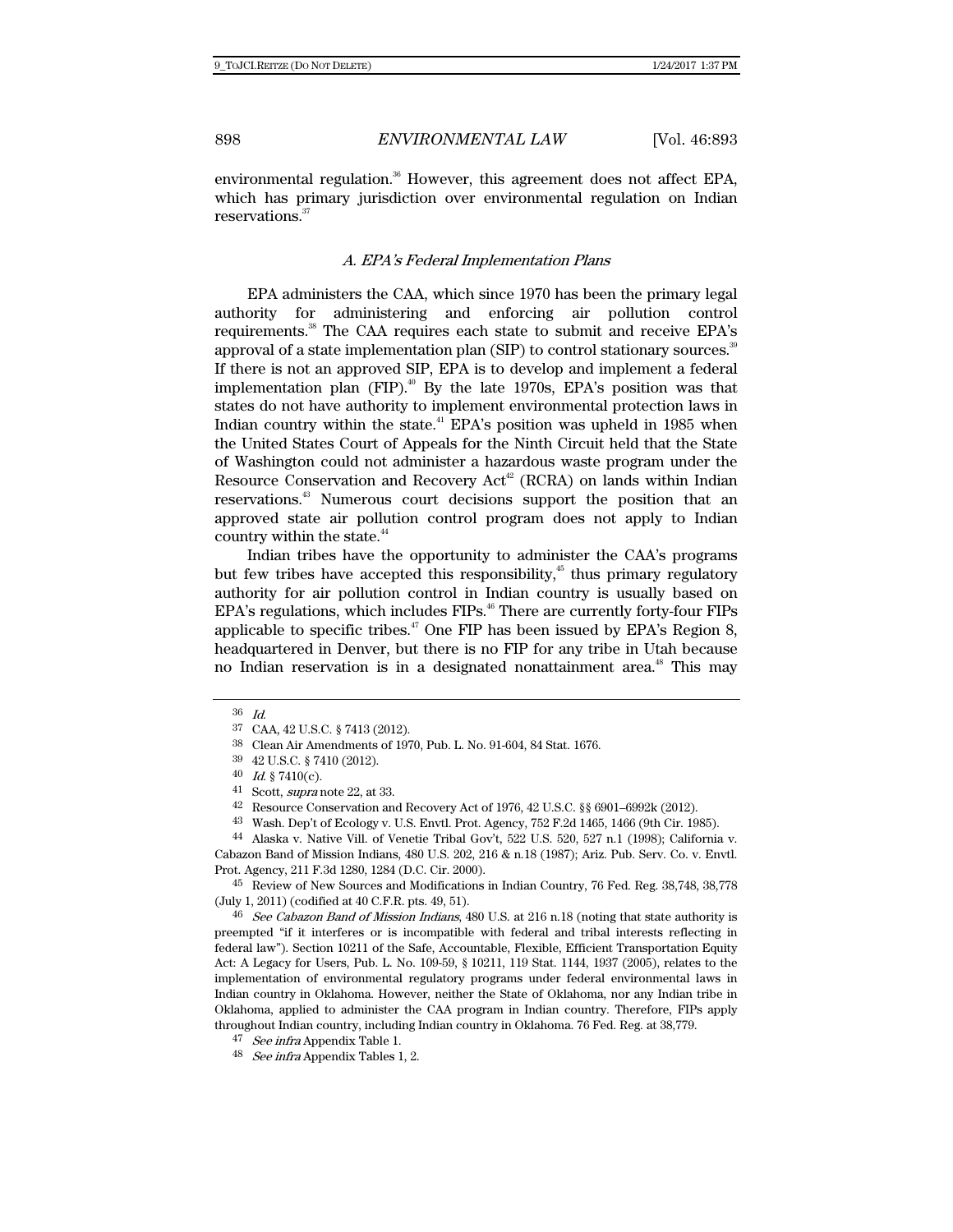environmental regulation.[36] However, this agreement does not affect EPA, which has primary jurisdiction over environmental regulation on Indian reservations.[37]

### *A. EPA's Federal Implementation Plans*

EPA administers the CAA, which since 1970 has been the primary legal authority for administering and enforcing air pollution control requirements.[38] The CAA requires each state to submit and receive EPA's approval of a state implementation plan (SIP) to control stationary sources.[39] If there is not an approved SIP, EPA is to develop and implement a federal implementation plan (FIP).[40] By the late 1970s, EPA's position was that states do not have authority to implement environmental protection laws in Indian country within the state.[41] EPA's position was upheld in 1985 when the United States Court of Appeals for the Ninth Circuit held that the State of Washington could not administer a hazardous waste program under the Resource Conservation and Recovery Act[42] (RCRA) on lands within Indian reservations.[43] Numerous court decisions support the position that an approved state air pollution control program does not apply to Indian country within the state.[44]

Indian tribes have the opportunity to administer the CAA's programs but few tribes have accepted this responsibility,[45] thus primary regulatory authority for air pollution control in Indian country is usually based on EPA's regulations, which includes FIPs.[46] There are currently forty-four FIPs applicable to specific tribes.[47] One FIP has been issued by EPA's Region 8, headquartered in Denver, but there is no FIP for any tribe in Utah because no Indian reservation is in a designated nonattainment area.[48] This may

---

36 *Id.*

37 CAA, 42 U.S.C. § 7413 (2012).

38 Clean Air Amendments of 1970, Pub. L. No. 91-604, 84 Stat. 1676.

39 42 U.S.C. § 7410 (2012).

40 *Id.* § 7410(c).

41 Scott, *supra* note 22, at 33.

42 Resource Conservation and Recovery Act of 1976, 42 U.S.C. §§ 6901–6992k (2012).

43 Wash. Dep't of Ecology v. U.S. Envtl. Prot. Agency, 752 F.2d 1465, 1466 (9th Cir. 1985).

44 Alaska v. Native Vill. of Venetie Tribal Gov't, 522 U.S. 520, 527 n.1 (1998); California v. Cabazon Band of Mission Indians, 480 U.S. 202, 216 & n.18 (1987); Ariz. Pub. Serv. Co. v. Envtl. Prot. Agency, 211 F.3d 1280, 1284 (D.C. Cir. 2000).

45 Review of New Sources and Modifications in Indian Country, 76 Fed. Reg. 38,748, 38,778 (July 1, 2011) (codified at 40 C.F.R. pts. 49, 51).

46 *See Cabazon Band of Mission Indians*, 480 U.S. at 216 n.18 (noting that state authority is preempted "if it interferes or is incompatible with federal and tribal interests reflecting in federal law"). Section 10211 of the Safe, Accountable, Flexible, Efficient Transportation Equity Act: A Legacy for Users, Pub. L. No. 109-59, § 10211, 119 Stat. 1144, 1937 (2005), relates to the implementation of environmental regulatory programs under federal environmental laws in Indian country in Oklahoma. However, neither the State of Oklahoma, nor any Indian tribe in Oklahoma, applied to administer the CAA program in Indian country. Therefore, FIPs apply throughout Indian country, including Indian country in Oklahoma. 76 Fed. Reg. at 38,779.

47 *See infra* Appendix Table 1.

48 *See infra* Appendix Tables 1, 2.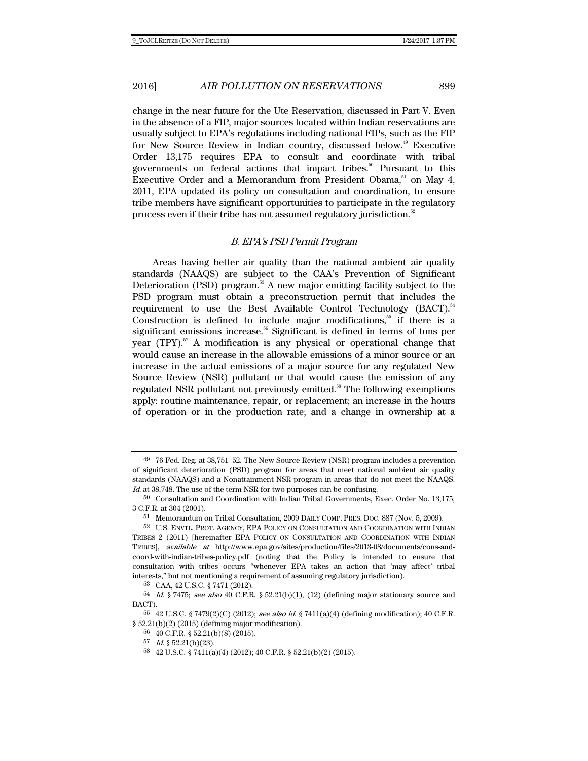change in the near future for the Ute Reservation, discussed in Part V. Even in the absence of a FIP, major sources located within Indian reservations are usually subject to EPA's regulations including national FIPs, such as the FIP for New Source Review in Indian country, discussed below.[49] Executive Order 13,175 requires EPA to consult and coordinate with tribal governments on federal actions that impact tribes.[50] Pursuant to this Executive Order and a Memorandum from President Obama,[51] on May 4, 2011, EPA updated its policy on consultation and coordination, to ensure tribe members have significant opportunities to participate in the regulatory process even if their tribe has not assumed regulatory jurisdiction.[52]

### *B. EPA's PSD Permit Program*

Areas having better air quality than the national ambient air quality standards (NAAQS) are subject to the CAA's Prevention of Significant Deterioration (PSD) program.[53] A new major emitting facility subject to the PSD program must obtain a preconstruction permit that includes the requirement to use the Best Available Control Technology (BACT).[54] Construction is defined to include major modifications,[55] if there is a significant emissions increase.[56] Significant is defined in terms of tons per year (TPY).[57] A modification is any physical or operational change that would cause an increase in the allowable emissions of a minor source or an increase in the actual emissions of a major source for any regulated New Source Review (NSR) pollutant or that would cause the emission of any regulated NSR pollutant not previously emitted.[58] The following exemptions apply: routine maintenance, repair, or replacement; an increase in the hours of operation or in the production rate; and a change in ownership at a

---

49 76 Fed. Reg. at 38,751–52. The New Source Review (NSR) program includes a prevention of significant deterioration (PSD) program for areas that meet national ambient air quality standards (NAAQS) and a Nonattainment NSR program in areas that do not meet the NAAQS. *Id.* at 38,748. The use of the term NSR for two purposes can be confusing.

50 Consultation and Coordination with Indian Tribal Governments, Exec. Order No. 13,175, 3 C.F.R. at 304 (2001).

51 Memorandum on Tribal Consultation, 2009 DAILY COMP. PRES. DOC. 887 (Nov. 5, 2009).

52 U.S. ENVTL. PROT. AGENCY, EPA POLICY ON CONSULTATION AND COORDINATION WITH INDIAN TRIBES 2 (2011) [hereinafter EPA POLICY ON CONSULTATION AND COORDINATION WITH INDIAN TRIBES], *available at* http://www.epa.gov/sites/production/files/2013-08/documents/cons-and-coord-with-indian-tribes-policy.pdf (noting that the Policy is intended to ensure that consultation with tribes occurs "whenever EPA takes an action that 'may affect' tribal interests," but not mentioning a requirement of assuming regulatory jurisdiction).

53 CAA, 42 U.S.C. § 7471 (2012).

54 *Id.* § 7475; *see also* 40 C.F.R. § 52.21(b)(1), (12) (defining major stationary source and BACT).

55 42 U.S.C. § 7479(2)(C) (2012); *see also id.* § 7411(a)(4) (defining modification); 40 C.F.R. § 52.21(b)(2) (2015) (defining major modification).

56 40 C.F.R. § 52.21(b)(8) (2015).

57 *Id.* § 52.21(b)(23).

58 42 U.S.C. § 7411(a)(4) (2012); 40 C.F.R. § 52.21(b)(2) (2015).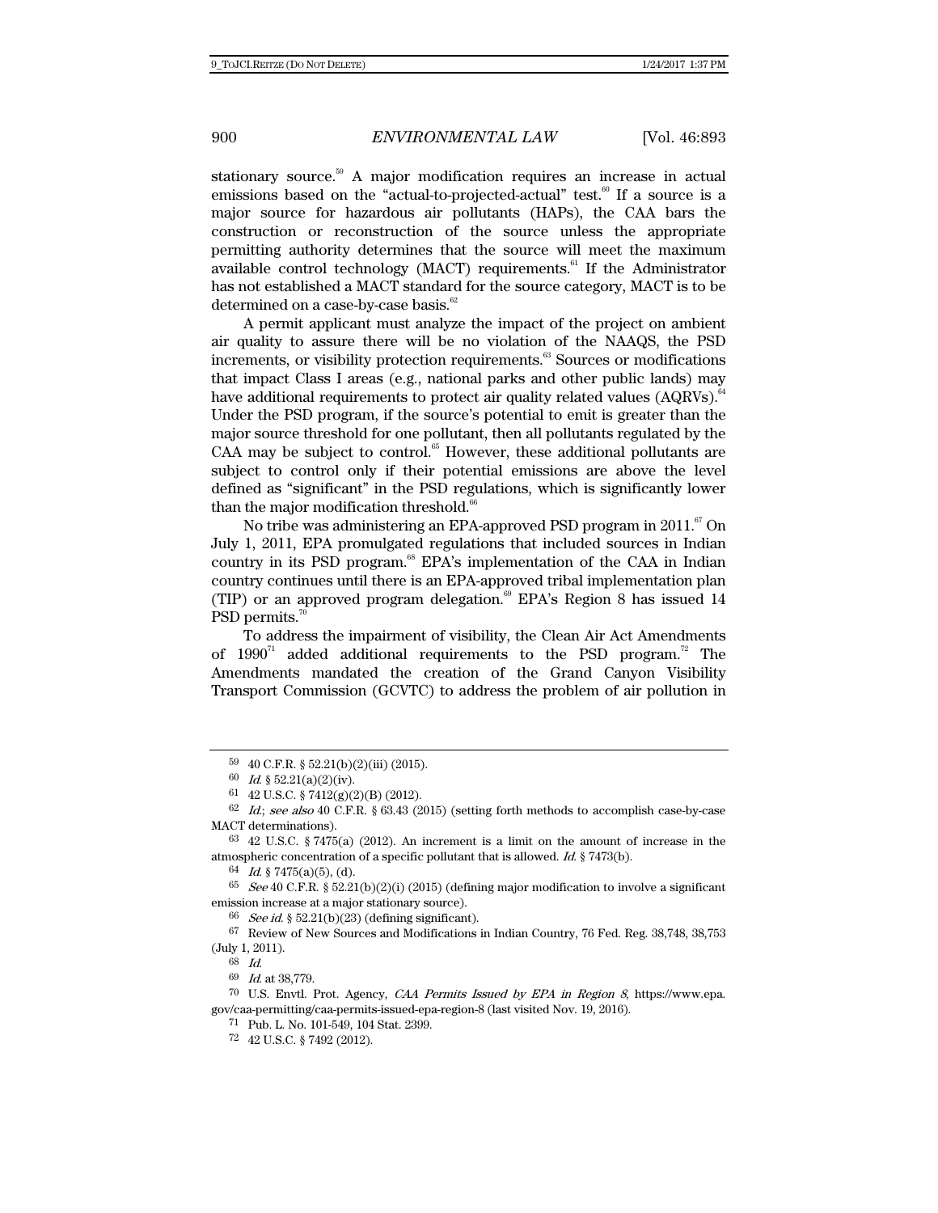stationary source.[59] A major modification requires an increase in actual emissions based on the "actual-to-projected-actual" test.[60] If a source is a major source for hazardous air pollutants (HAPs), the CAA bars the construction or reconstruction of the source unless the appropriate permitting authority determines that the source will meet the maximum available control technology (MACT) requirements.[61] If the Administrator has not established a MACT standard for the source category, MACT is to be determined on a case-by-case basis.[62]

A permit applicant must analyze the impact of the project on ambient air quality to assure there will be no violation of the NAAQS, the PSD increments, or visibility protection requirements.[63] Sources or modifications that impact Class I areas (e.g., national parks and other public lands) may have additional requirements to protect air quality related values (AQRVs).[64] Under the PSD program, if the source's potential to emit is greater than the major source threshold for one pollutant, then all pollutants regulated by the CAA may be subject to control.[65] However, these additional pollutants are subject to control only if their potential emissions are above the level defined as "significant" in the PSD regulations, which is significantly lower than the major modification threshold.[66]

No tribe was administering an EPA-approved PSD program in 2011.[67] On July 1, 2011, EPA promulgated regulations that included sources in Indian country in its PSD program.[68] EPA's implementation of the CAA in Indian country continues until there is an EPA-approved tribal implementation plan (TIP) or an approved program delegation.[69] EPA's Region 8 has issued 14 PSD permits.[70]

To address the impairment of visibility, the Clean Air Act Amendments of 1990[71] added additional requirements to the PSD program.[72] The Amendments mandated the creation of the Grand Canyon Visibility Transport Commission (GCVTC) to address the problem of air pollution in

---

59 40 C.F.R. § 52.21(b)(2)(iii) (2015).

60 *Id.* § 52.21(a)(2)(iv).

61 42 U.S.C. § 7412(g)(2)(B) (2012).

62 *Id.*; *see also* 40 C.F.R. § 63.43 (2015) (setting forth methods to accomplish case-by-case MACT determinations).

63 42 U.S.C. § 7475(a) (2012). An increment is a limit on the amount of increase in the atmospheric concentration of a specific pollutant that is allowed. *Id.* § 7473(b).

64 *Id.* § 7475(a)(5), (d).

65 *See* 40 C.F.R. § 52.21(b)(2)(i) (2015) (defining major modification to involve a significant emission increase at a major stationary source).

66 *See id.* § 52.21(b)(23) (defining significant).

67 Review of New Sources and Modifications in Indian Country, 76 Fed. Reg. 38,748, 38,753 (July 1, 2011).

68 *Id.*

69 *Id.* at 38,779.

70 U.S. Envtl. Prot. Agency, *CAA Permits Issued by EPA in Region 8*, https://www.epa.gov/caa-permitting/caa-permits-issued-epa-region-8 (last visited Nov. 19, 2016).

71 Pub. L. No. 101-549, 104 Stat. 2399.

72 42 U.S.C. § 7492 (2012).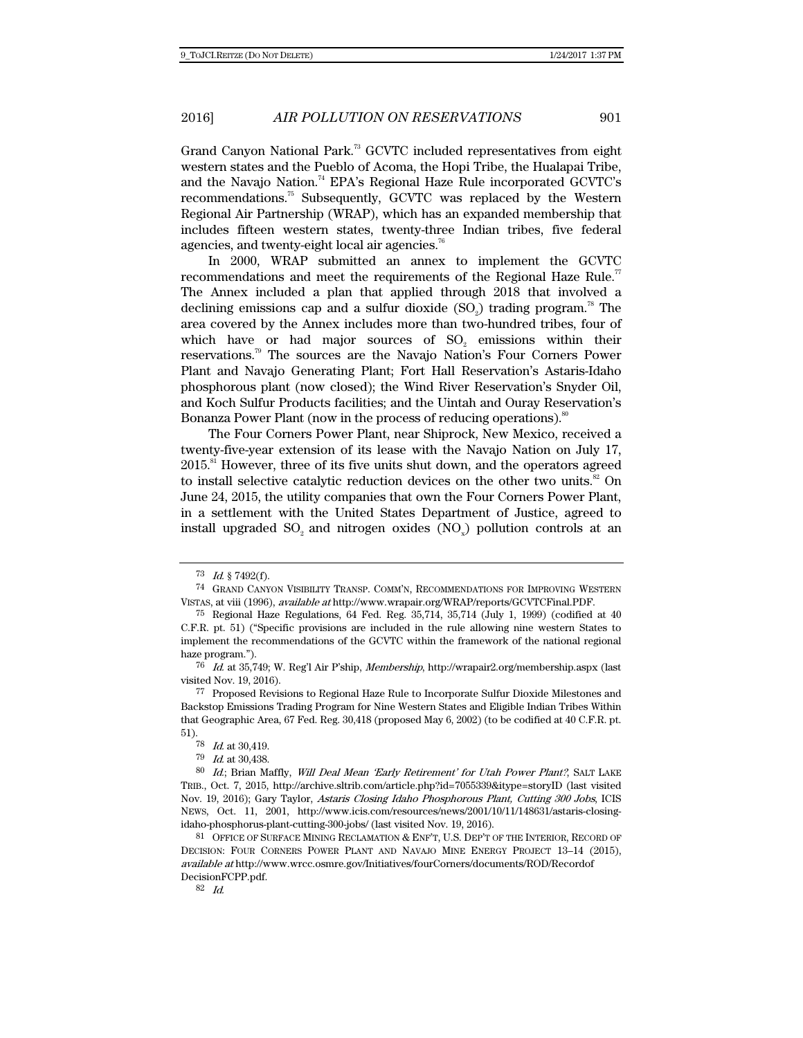Grand Canyon National Park.[73] GCVTC included representatives from eight western states and the Pueblo of Acoma, the Hopi Tribe, the Hualapai Tribe, and the Navajo Nation.[74] EPA's Regional Haze Rule incorporated GCVTC's recommendations.[75] Subsequently, GCVTC was replaced by the Western Regional Air Partnership (WRAP), which has an expanded membership that includes fifteen western states, twenty-three Indian tribes, five federal agencies, and twenty-eight local air agencies.[76]

In 2000, WRAP submitted an annex to implement the GCVTC recommendations and meet the requirements of the Regional Haze Rule.[77] The Annex included a plan that applied through 2018 that involved a declining emissions cap and a sulfur dioxide ($SO_2$) trading program.[78] The area covered by the Annex includes more than two-hundred tribes, four of which have or had major sources of $SO_2$ emissions within their reservations.[79] The sources are the Navajo Nation's Four Corners Power Plant and Navajo Generating Plant; Fort Hall Reservation's Astaris-Idaho phosphorous plant (now closed); the Wind River Reservation's Snyder Oil, and Koch Sulfur Products facilities; and the Uintah and Ouray Reservation's Bonanza Power Plant (now in the process of reducing operations).[80]

The Four Corners Power Plant, near Shiprock, New Mexico, received a twenty-five-year extension of its lease with the Navajo Nation on July 17, 2015.[81] However, three of its five units shut down, and the operators agreed to install selective catalytic reduction devices on the other two units.[82] On June 24, 2015, the utility companies that own the Four Corners Power Plant, in a settlement with the United States Department of Justice, agreed to install upgraded $SO_2$ and nitrogen oxides ($NO_x$) pollution controls at an

---

73 *Id.* § 7492(f).

74 GRAND CANYON VISIBILITY TRANSP. COMM'N, RECOMMENDATIONS FOR IMPROVING WESTERN VISTAS, at viii (1996), *available at* http://www.wrapair.org/WRAP/reports/GCVTCFinal.PDF.

75 Regional Haze Regulations, 64 Fed. Reg. 35,714, 35,714 (July 1, 1999) (codified at 40 C.F.R. pt. 51) ("Specific provisions are included in the rule allowing nine western States to implement the recommendations of the GCVTC within the framework of the national regional haze program.").

76 *Id.* at 35,749; W. Reg'l Air P'ship, *Membership*, http://wrapair2.org/membership.aspx (last visited Nov. 19, 2016).

77 Proposed Revisions to Regional Haze Rule to Incorporate Sulfur Dioxide Milestones and Backstop Emissions Trading Program for Nine Western States and Eligible Indian Tribes Within that Geographic Area, 67 Fed. Reg. 30,418 (proposed May 6, 2002) (to be codified at 40 C.F.R. pt. 51).

78 *Id.* at 30,419.

79 *Id.* at 30,438.

80 *Id.*; Brian Maffly, *Will Deal Mean 'Early Retirement' for Utah Power Plant?*, SALT LAKE TRIB., Oct. 7, 2015, http://archive.sltrib.com/article.php?id=7055339&itype=storyID (last visited Nov. 19, 2016); Gary Taylor, *Astaris Closing Idaho Phosphorous Plant, Cutting 300 Jobs*, ICIS NEWS, Oct. 11, 2001, http://www.icis.com/resources/news/2001/10/11/148631/astaris-closing-idaho-phosphorus-plant-cutting-300-jobs/ (last visited Nov. 19, 2016).

81 OFFICE OF SURFACE MINING RECLAMATION & ENF'T, U.S. DEP'T OF THE INTERIOR, RECORD OF DECISION: FOUR CORNERS POWER PLANT AND NAVAJO MINE ENERGY PROJECT 13–14 (2015), *available at* http://www.wrcc.osmre.gov/Initiatives/fourCorners/documents/ROD/Recordof DecisionFCPP.pdf.

82 *Id.*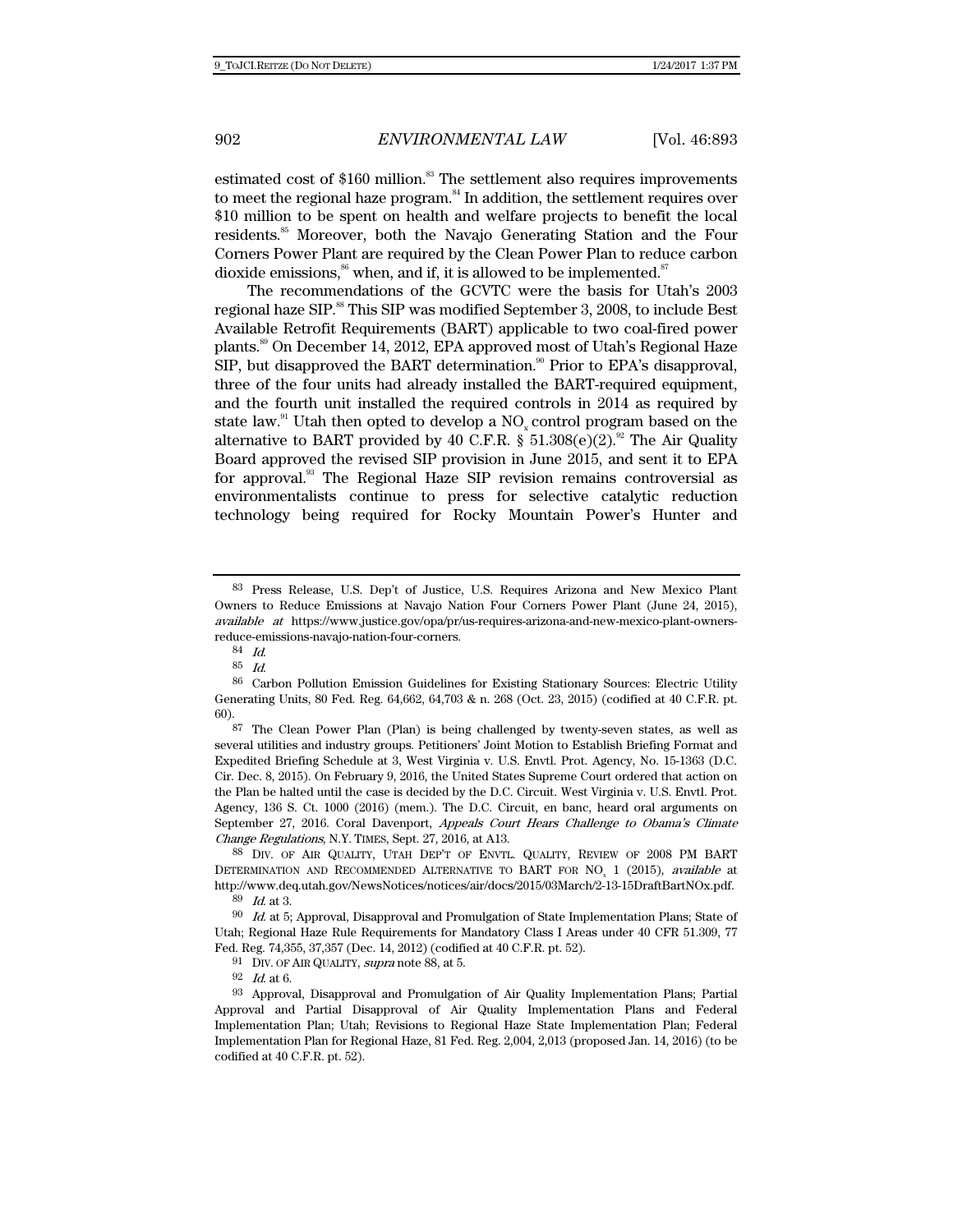estimated cost of $160 million.[83] The settlement also requires improvements to meet the regional haze program.[84] In addition, the settlement requires over $10 million to be spent on health and welfare projects to benefit the local residents.[85] Moreover, both the Navajo Generating Station and the Four Corners Power Plant are required by the Clean Power Plan to reduce carbon dioxide emissions,[86] when, and if, it is allowed to be implemented.[87]

The recommendations of the GCVTC were the basis for Utah's 2003 regional haze SIP.[88] This SIP was modified September 3, 2008, to include Best Available Retrofit Requirements (BART) applicable to two coal-fired power plants.[89] On December 14, 2012, EPA approved most of Utah's Regional Haze SIP, but disapproved the BART determination.[90] Prior to EPA's disapproval, three of the four units had already installed the BART-required equipment, and the fourth unit installed the required controls in 2014 as required by state law.[91] Utah then opted to develop a $NO_x$ control program based on the alternative to BART provided by 40 C.F.R. § 51.308(e)(2).[92] The Air Quality Board approved the revised SIP provision in June 2015, and sent it to EPA for approval.[93] The Regional Haze SIP revision remains controversial as environmentalists continue to press for selective catalytic reduction technology being required for Rocky Mountain Power's Hunter and

---

83 Press Release, U.S. Dep't of Justice, U.S. Requires Arizona and New Mexico Plant Owners to Reduce Emissions at Navajo Nation Four Corners Power Plant (June 24, 2015), *available at* https://www.justice.gov/opa/pr/us-requires-arizona-and-new-mexico-plant-owners-reduce-emissions-navajo-nation-four-corners.

84 *Id.*

85 *Id.*

86 Carbon Pollution Emission Guidelines for Existing Stationary Sources: Electric Utility Generating Units, 80 Fed. Reg. 64,662, 64,703 & n. 268 (Oct. 23, 2015) (codified at 40 C.F.R. pt. 60).

87 The Clean Power Plan (Plan) is being challenged by twenty-seven states, as well as several utilities and industry groups. Petitioners' Joint Motion to Establish Briefing Format and Expedited Briefing Schedule at 3, West Virginia v. U.S. Envtl. Prot. Agency, No. 15-1363 (D.C. Cir. Dec. 8, 2015). On February 9, 2016, the United States Supreme Court ordered that action on the Plan be halted until the case is decided by the D.C. Circuit. West Virginia v. U.S. Envtl. Prot. Agency, 136 S. Ct. 1000 (2016) (mem.). The D.C. Circuit, en banc, heard oral arguments on September 27, 2016. Coral Davenport, *Appeals Court Hears Challenge to Obama's Climate Change Regulations*, N.Y. TIMES, Sept. 27, 2016, at A13.

88 DIV. OF AIR QUALITY, UTAH DEP'T OF ENVTL. QUALITY, REVIEW OF 2008 PM BART DETERMINATION AND RECOMMENDED ALTERNATIVE TO BART FOR $NO_x$ 1 (2015), *available at* http://www.deq.utah.gov/NewsNotices/notices/air/docs/2015/03March/2-13-15DraftBartNOx.pdf.

89 *Id.* at 3.

90 *Id.* at 5; Approval, Disapproval and Promulgation of State Implementation Plans; State of Utah; Regional Haze Rule Requirements for Mandatory Class I Areas under 40 CFR 51.309, 77 Fed. Reg. 74,355, 37,357 (Dec. 14, 2012) (codified at 40 C.F.R. pt. 52).

91 DIV. OF AIR QUALITY, *supra* note 88, at 5.

92 *Id.* at 6.

93 Approval, Disapproval and Promulgation of Air Quality Implementation Plans; Partial Approval and Partial Disapproval of Air Quality Implementation Plans and Federal Implementation Plan; Utah; Revisions to Regional Haze State Implementation Plan; Federal Implementation Plan for Regional Haze, 81 Fed. Reg. 2,004, 2,013 (proposed Jan. 14, 2016) (to be codified at 40 C.F.R. pt. 52).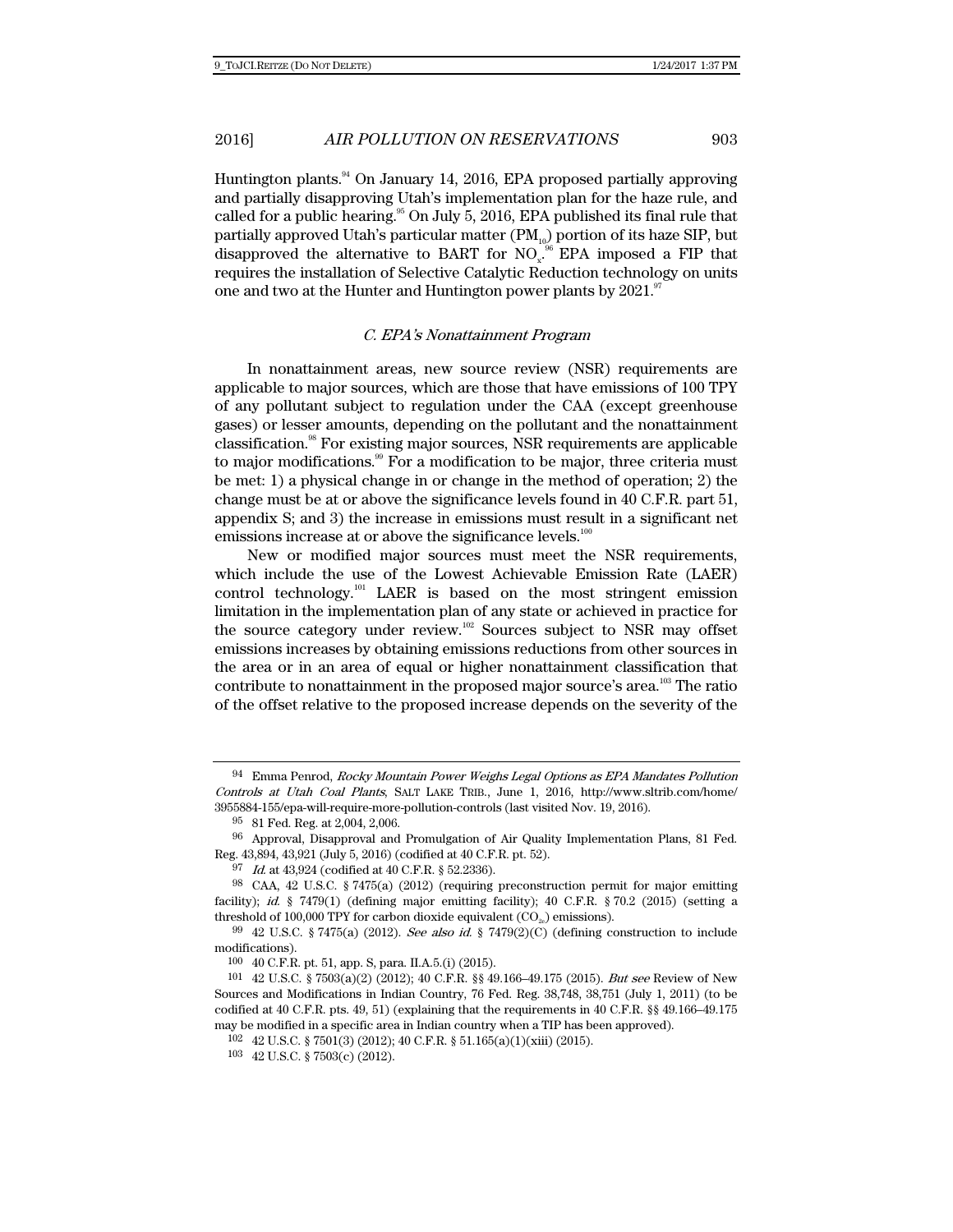Huntington plants.[94] On January 14, 2016, EPA proposed partially approving and partially disapproving Utah's implementation plan for the haze rule, and called for a public hearing.[95] On July 5, 2016, EPA published its final rule that partially approved Utah's particular matter ($PM_{10}$) portion of its haze SIP, but disapproved the alternative to BART for $NO_x$.[96] EPA imposed a FIP that requires the installation of Selective Catalytic Reduction technology on units one and two at the Hunter and Huntington power plants by 2021.[97]

### *C. EPA's Nonattainment Program*

In nonattainment areas, new source review (NSR) requirements are applicable to major sources, which are those that have emissions of 100 TPY of any pollutant subject to regulation under the CAA (except greenhouse gases) or lesser amounts, depending on the pollutant and the nonattainment classification.[98] For existing major sources, NSR requirements are applicable to major modifications.[99] For a modification to be major, three criteria must be met: 1) a physical change in or change in the method of operation; 2) the change must be at or above the significance levels found in 40 C.F.R. part 51, appendix S; and 3) the increase in emissions must result in a significant net emissions increase at or above the significance levels.[100]

New or modified major sources must meet the NSR requirements, which include the use of the Lowest Achievable Emission Rate (LAER) control technology.[101] LAER is based on the most stringent emission limitation in the implementation plan of any state or achieved in practice for the source category under review.[102] Sources subject to NSR may offset emissions increases by obtaining emissions reductions from other sources in the area or in an area of equal or higher nonattainment classification that contribute to nonattainment in the proposed major source's area.[103] The ratio of the offset relative to the proposed increase depends on the severity of the

---

94 Emma Penrod, *Rocky Mountain Power Weighs Legal Options as EPA Mandates Pollution Controls at Utah Coal Plants*, SALT LAKE TRIB., June 1, 2016, http://www.sltrib.com/home/3955884-155/epa-will-require-more-pollution-controls (last visited Nov. 19, 2016).

95 81 Fed. Reg. at 2,004, 2,006.

96 Approval, Disapproval and Promulgation of Air Quality Implementation Plans, 81 Fed. Reg. 43,894, 43,921 (July 5, 2016) (codified at 40 C.F.R. pt. 52).

97 *Id.* at 43,924 (codified at 40 C.F.R. § 52.2336).

98 CAA, 42 U.S.C. § 7475(a) (2012) (requiring preconstruction permit for major emitting facility); *id.* § 7479(1) (defining major emitting facility); 40 C.F.R. § 70.2 (2015) (setting a threshold of 100,000 TPY for carbon dioxide equivalent ($CO_{2e}$) emissions).

99 42 U.S.C. § 7475(a) (2012). *See also id.* § 7479(2)(C) (defining construction to include modifications).

100 40 C.F.R. pt. 51, app. S, para. II.A.5.(i) (2015).

101 42 U.S.C. § 7503(a)(2) (2012); 40 C.F.R. §§ 49.166–49.175 (2015). *But see* Review of New Sources and Modifications in Indian Country, 76 Fed. Reg. 38,748, 38,751 (July 1, 2011) (to be codified at 40 C.F.R. pts. 49, 51) (explaining that the requirements in 40 C.F.R. §§ 49.166–49.175 may be modified in a specific area in Indian country when a TIP has been approved).

102 42 U.S.C. § 7501(3) (2012); 40 C.F.R. § 51.165(a)(1)(xiii) (2015).

103 42 U.S.C. § 7503(c) (2012).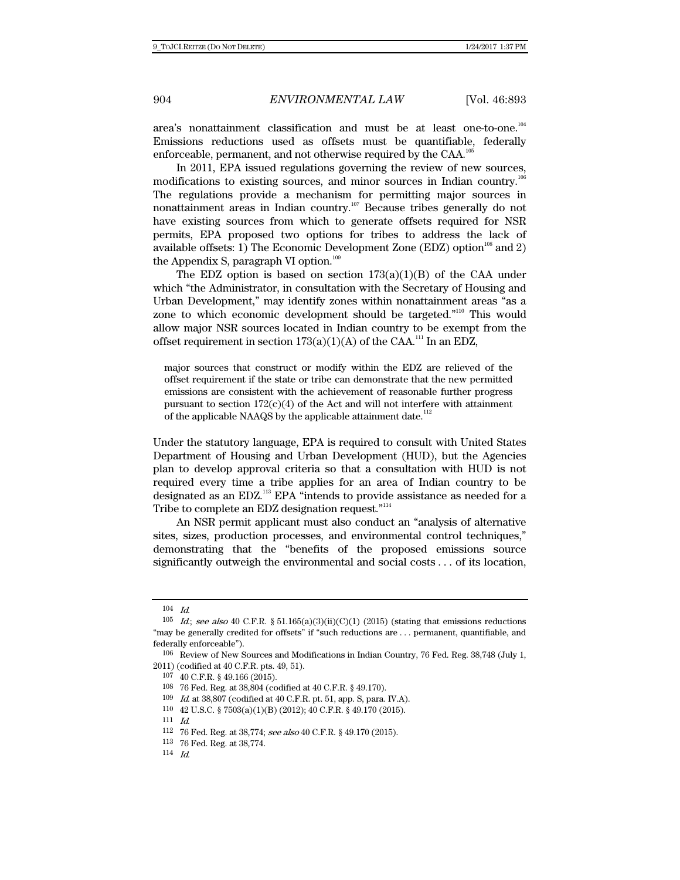area's nonattainment classification and must be at least one-to-one.[104] Emissions reductions used as offsets must be quantifiable, federally enforceable, permanent, and not otherwise required by the CAA.[105]

In 2011, EPA issued regulations governing the review of new sources, modifications to existing sources, and minor sources in Indian country.[106] The regulations provide a mechanism for permitting major sources in nonattainment areas in Indian country.[107] Because tribes generally do not have existing sources from which to generate offsets required for NSR permits, EPA proposed two options for tribes to address the lack of available offsets: 1) The Economic Development Zone (EDZ) option[108] and 2) the Appendix S, paragraph VI option.[109]

The EDZ option is based on section 173(a)(1)(B) of the CAA under which "the Administrator, in consultation with the Secretary of Housing and Urban Development," may identify zones within nonattainment areas "as a zone to which economic development should be targeted."[110] This would allow major NSR sources located in Indian country to be exempt from the offset requirement in section 173(a)(1)(A) of the CAA.[111] In an EDZ,

> major sources that construct or modify within the EDZ are relieved of the offset requirement if the state or tribe can demonstrate that the new permitted emissions are consistent with the achievement of reasonable further progress pursuant to section 172(c)(4) of the Act and will not interfere with attainment of the applicable NAAQS by the applicable attainment date.[112]

Under the statutory language, EPA is required to consult with United States Department of Housing and Urban Development (HUD), but the Agencies plan to develop approval criteria so that a consultation with HUD is not required every time a tribe applies for an area of Indian country to be designated as an EDZ.[113] EPA "intends to provide assistance as needed for a Tribe to complete an EDZ designation request."[114]

An NSR permit applicant must also conduct an "analysis of alternative sites, sizes, production processes, and environmental control techniques," demonstrating that the "benefits of the proposed emissions source significantly outweigh the environmental and social costs . . . of its location,

---

104 *Id.*

105 *Id.*; *see also* 40 C.F.R. § 51.165(a)(3)(ii)(C)(1) (2015) (stating that emissions reductions "may be generally credited for offsets" if "such reductions are . . . permanent, quantifiable, and federally enforceable").

106 Review of New Sources and Modifications in Indian Country, 76 Fed. Reg. 38,748 (July 1, 2011) (codified at 40 C.F.R. pts. 49, 51).

107 40 C.F.R. § 49.166 (2015).

108 76 Fed. Reg. at 38,804 (codified at 40 C.F.R. § 49.170).

109 *Id.* at 38,807 (codified at 40 C.F.R. pt. 51, app. S, para. IV.A).

110 42 U.S.C. § 7503(a)(1)(B) (2012); 40 C.F.R. § 49.170 (2015).

111 *Id.*

112 76 Fed. Reg. at 38,774; *see also* 40 C.F.R. § 49.170 (2015).

113 76 Fed. Reg. at 38,774.

114 *Id.*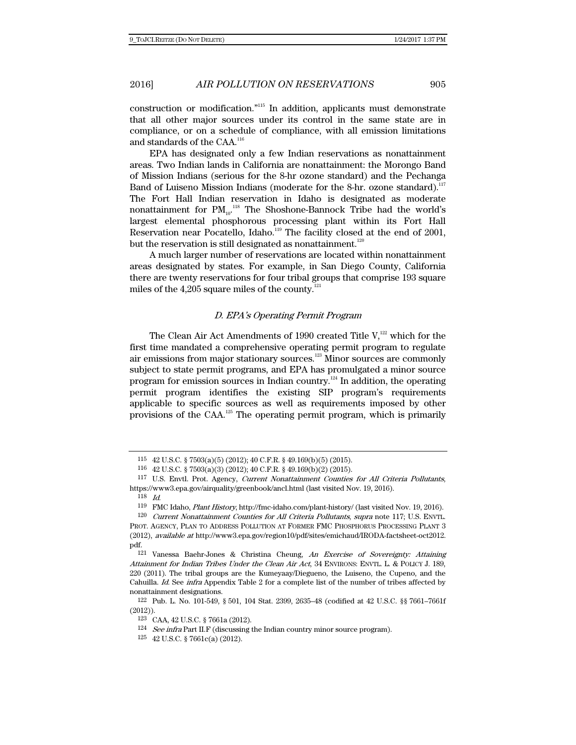construction or modification."[115] In addition, applicants must demonstrate that all other major sources under its control in the same state are in compliance, or on a schedule of compliance, with all emission limitations and standards of the CAA.[116]

EPA has designated only a few Indian reservations as nonattainment areas. Two Indian lands in California are nonattainment: the Morongo Band of Mission Indians (serious for the 8-hr ozone standard) and the Pechanga Band of Luiseno Mission Indians (moderate for the 8-hr. ozone standard).[117] The Fort Hall Indian reservation in Idaho is designated as moderate nonattainment for $PM_{10}$.[118] The Shoshone-Bannock Tribe had the world's largest elemental phosphorous processing plant within its Fort Hall Reservation near Pocatello, Idaho.[119] The facility closed at the end of 2001, but the reservation is still designated as nonattainment.[120]

A much larger number of reservations are located within nonattainment areas designated by states. For example, in San Diego County, California there are twenty reservations for four tribal groups that comprise 193 square miles of the 4,205 square miles of the county.[121]

### *D. EPA's Operating Permit Program*

The Clean Air Act Amendments of 1990 created Title V,[122] which for the first time mandated a comprehensive operating permit program to regulate air emissions from major stationary sources.[123] Minor sources are commonly subject to state permit programs, and EPA has promulgated a minor source program for emission sources in Indian country.[124] In addition, the operating permit program identifies the existing SIP program's requirements applicable to specific sources as well as requirements imposed by other provisions of the CAA.[125] The operating permit program, which is primarily

---

115 42 U.S.C. § 7503(a)(5) (2012); 40 C.F.R. § 49.169(b)(5) (2015).

116 42 U.S.C. § 7503(a)(3) (2012); 40 C.F.R. § 49.169(b)(2) (2015).

117 U.S. Envtl. Prot. Agency, *Current Nonattainment Counties for All Criteria Pollutants*, https://www3.epa.gov/airquality/greenbook/ancl.html (last visited Nov. 19, 2016).

118 *Id.*

119 FMC Idaho, *Plant History*, http://fmc-idaho.com/plant-history/ (last visited Nov. 19, 2016).

120 *Current Nonattainment Counties for All Criteria Pollutants*, *supra* note 117; U.S. ENVTL. PROT. AGENCY, PLAN TO ADDRESS POLLUTION AT FORMER FMC PHOSPHORUS PROCESSING PLANT 3 (2012), *available at* http://www3.epa.gov/region10/pdf/sites/emichaud/IRODA-factsheet-oct2012.pdf.

121 Vanessa Baehr-Jones & Christina Cheung, *An Exercise of Sovereignty: Attaining Attainment for Indian Tribes Under the Clean Air Act*, 34 ENVIRONS: ENVTL. L. & POLICY J. 189, 220 (2011). The tribal groups are the Kumeyaay/Diegueno, the Luiseno, the Cupeno, and the Cahuilla. *Id.* See *infra* Appendix Table 2 for a complete list of the number of tribes affected by nonattainment designations.

122 Pub. L. No. 101-549, § 501, 104 Stat. 2399, 2635–48 (codified at 42 U.S.C. §§ 7661–7661f (2012)).

123 CAA, 42 U.S.C. § 7661a (2012).

124 *See infra* Part II.F (discussing the Indian country minor source program).

125 42 U.S.C. § 7661c(a) (2012).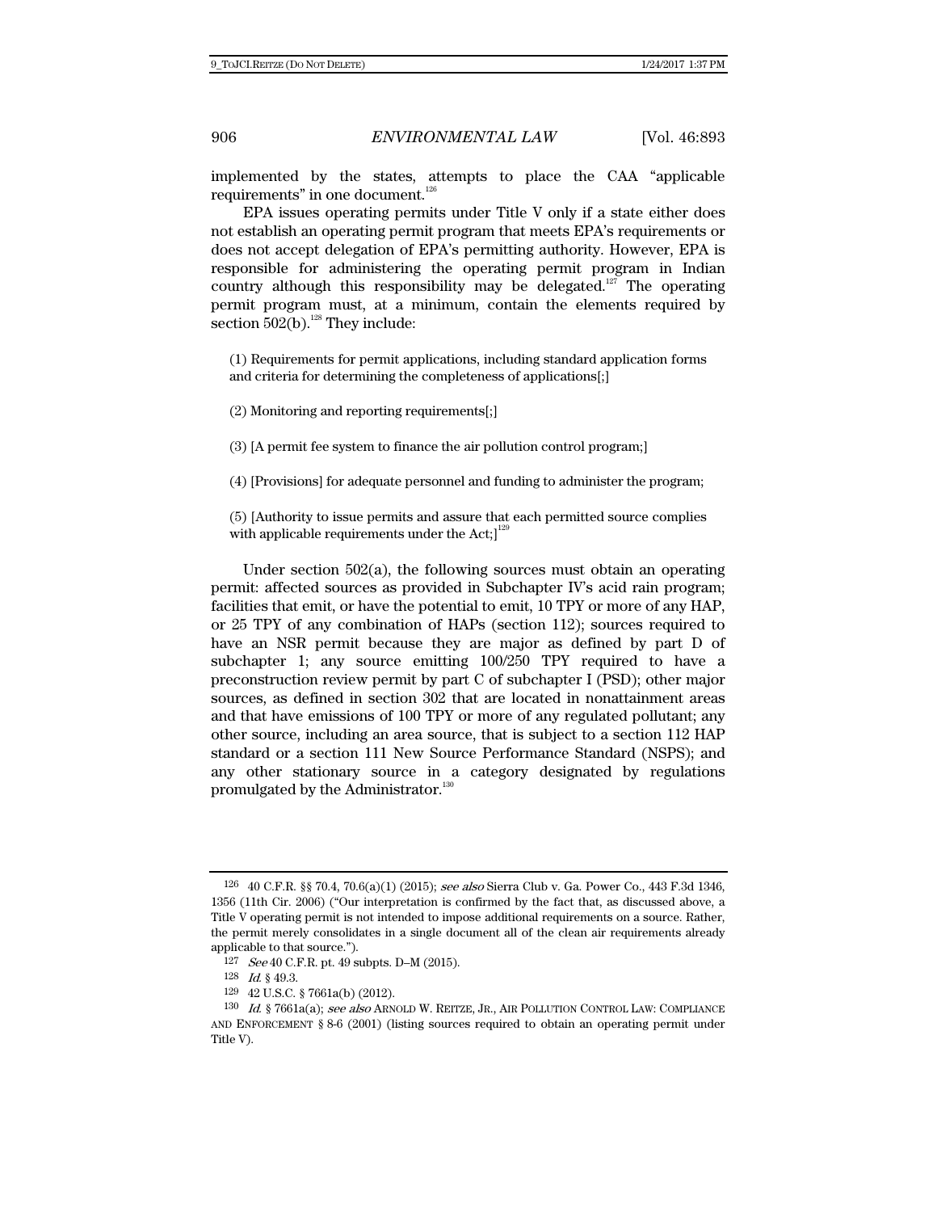implemented by the states, attempts to place the CAA "applicable requirements" in one document.[126]

EPA issues operating permits under Title V only if a state either does not establish an operating permit program that meets EPA's requirements or does not accept delegation of EPA's permitting authority. However, EPA is responsible for administering the operating permit program in Indian country although this responsibility may be delegated.[127] The operating permit program must, at a minimum, contain the elements required by section 502(b).[128] They include:

> (1) Requirements for permit applications, including standard application forms and criteria for determining the completeness of applications[;]
>
> (2) Monitoring and reporting requirements[;]
>
> (3) [A permit fee system to finance the air pollution control program;]
>
> (4) [Provisions] for adequate personnel and funding to administer the program;
>
> (5) [Authority to issue permits and assure that each permitted source complies with applicable requirements under the Act;][129]

Under section 502(a), the following sources must obtain an operating permit: affected sources as provided in Subchapter IV's acid rain program; facilities that emit, or have the potential to emit, 10 TPY or more of any HAP, or 25 TPY of any combination of HAPs (section 112); sources required to have an NSR permit because they are major as defined by part D of subchapter 1; any source emitting 100/250 TPY required to have a preconstruction review permit by part C of subchapter I (PSD); other major sources, as defined in section 302 that are located in nonattainment areas and that have emissions of 100 TPY or more of any regulated pollutant; any other source, including an area source, that is subject to a section 112 HAP standard or a section 111 New Source Performance Standard (NSPS); and any other stationary source in a category designated by regulations promulgated by the Administrator.[130]

---

126 40 C.F.R. §§ 70.4, 70.6(a)(1) (2015); *see also* Sierra Club v. Ga. Power Co., 443 F.3d 1346, 1356 (11th Cir. 2006) ("Our interpretation is confirmed by the fact that, as discussed above, a Title V operating permit is not intended to impose additional requirements on a source. Rather, the permit merely consolidates in a single document all of the clean air requirements already applicable to that source.").

127 *See* 40 C.F.R. pt. 49 subpts. D–M (2015).

128 *Id.* § 49.3.

129 42 U.S.C. § 7661a(b) (2012).

130 *Id.* § 7661a(a); *see also* ARNOLD W. REITZE, JR., AIR POLLUTION CONTROL LAW: COMPLIANCE AND ENFORCEMENT § 8-6 (2001) (listing sources required to obtain an operating permit under Title V).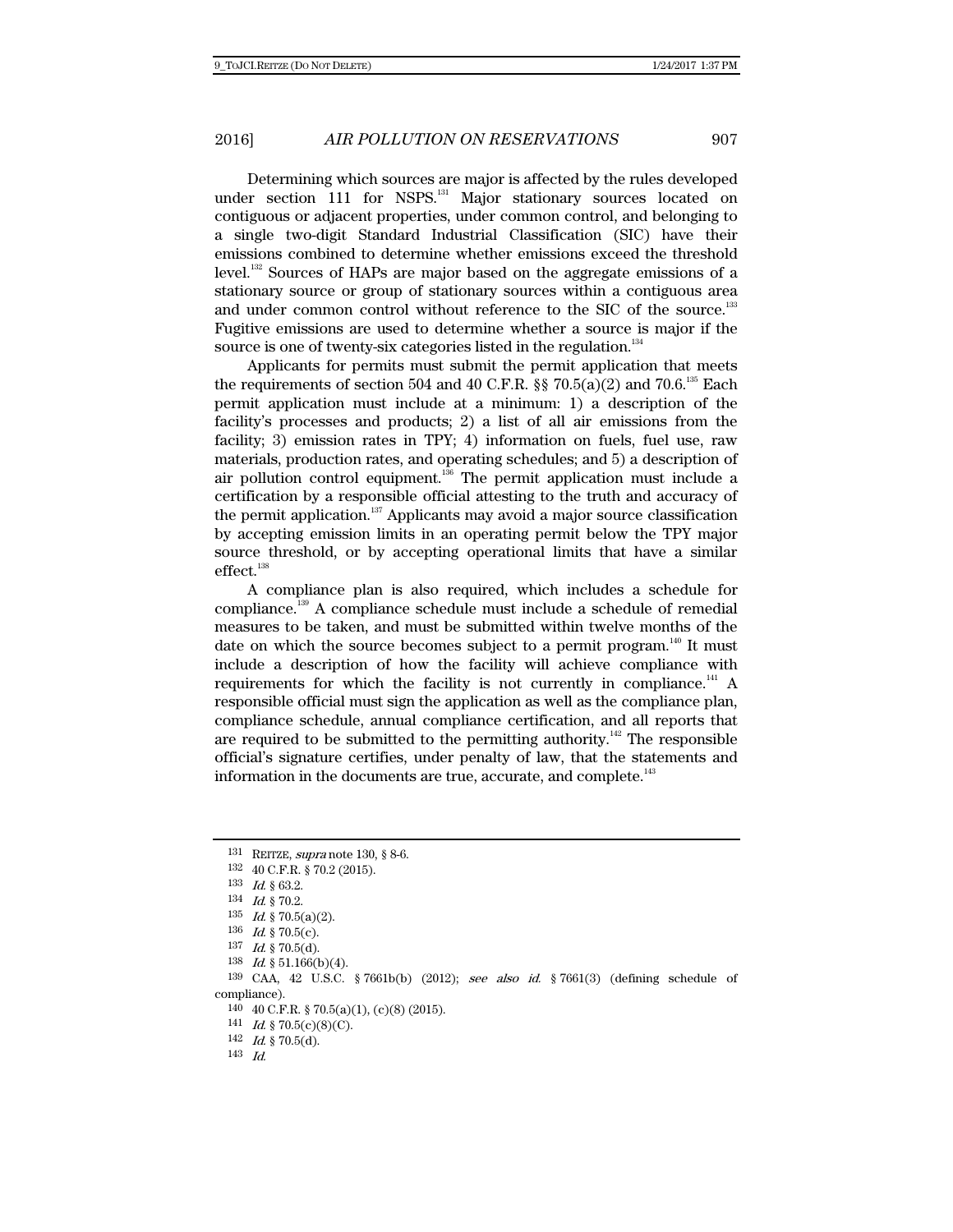Determining which sources are major is affected by the rules developed under section 111 for NSPS.[131] Major stationary sources located on contiguous or adjacent properties, under common control, and belonging to a single two-digit Standard Industrial Classification (SIC) have their emissions combined to determine whether emissions exceed the threshold level.[132] Sources of HAPs are major based on the aggregate emissions of a stationary source or group of stationary sources within a contiguous area and under common control without reference to the SIC of the source.[133] Fugitive emissions are used to determine whether a source is major if the source is one of twenty-six categories listed in the regulation.[134]

Applicants for permits must submit the permit application that meets the requirements of section 504 and 40 C.F.R. §§ 70.5(a)(2) and 70.6.[135] Each permit application must include at a minimum: 1) a description of the facility's processes and products; 2) a list of all air emissions from the facility; 3) emission rates in TPY; 4) information on fuels, fuel use, raw materials, production rates, and operating schedules; and 5) a description of air pollution control equipment.[136] The permit application must include a certification by a responsible official attesting to the truth and accuracy of the permit application.[137] Applicants may avoid a major source classification by accepting emission limits in an operating permit below the TPY major source threshold, or by accepting operational limits that have a similar effect.[138]

A compliance plan is also required, which includes a schedule for compliance.[139] A compliance schedule must include a schedule of remedial measures to be taken, and must be submitted within twelve months of the date on which the source becomes subject to a permit program.[140] It must include a description of how the facility will achieve compliance with requirements for which the facility is not currently in compliance.[141] A responsible official must sign the application as well as the compliance plan, compliance schedule, annual compliance certification, and all reports that are required to be submitted to the permitting authority.[142] The responsible official's signature certifies, under penalty of law, that the statements and information in the documents are true, accurate, and complete.[143]

---

131 REITZE, *supra* note 130, § 8-6.

132 40 C.F.R. § 70.2 (2015).

133 *Id.* § 63.2.

134 *Id.* § 70.2.

135 *Id.* § 70.5(a)(2).

136 *Id.* § 70.5(c).

137 *Id.* § 70.5(d).

138 *Id.* § 51.166(b)(4).

139 CAA, 42 U.S.C. § 7661b(b) (2012); *see also id.* § 7661(3) (defining schedule of compliance).

140 40 C.F.R. § 70.5(a)(1), (c)(8) (2015).

141 *Id.* § 70.5(c)(8)(C).

142 *Id.* § 70.5(d).

143 *Id.*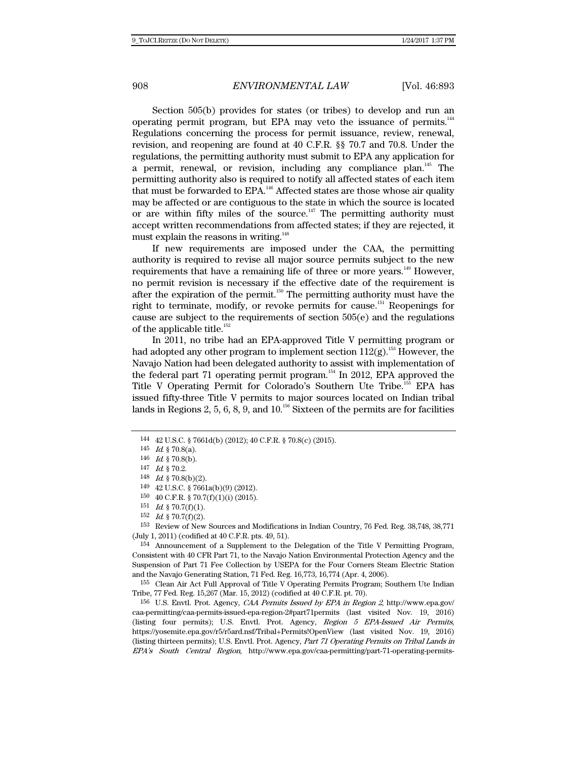Section 505(b) provides for states (or tribes) to develop and run an operating permit program, but EPA may veto the issuance of permits.[144] Regulations concerning the process for permit issuance, review, renewal, revision, and reopening are found at 40 C.F.R. §§ 70.7 and 70.8. Under the regulations, the permitting authority must submit to EPA any application for a permit, renewal, or revision, including any compliance plan.[145] The permitting authority also is required to notify all affected states of each item that must be forwarded to EPA.[146] Affected states are those whose air quality may be affected or are contiguous to the state in which the source is located or are within fifty miles of the source.[147] The permitting authority must accept written recommendations from affected states; if they are rejected, it must explain the reasons in writing.[148]

If new requirements are imposed under the CAA, the permitting authority is required to revise all major source permits subject to the new requirements that have a remaining life of three or more years.[149] However, no permit revision is necessary if the effective date of the requirement is after the expiration of the permit.[150] The permitting authority must have the right to terminate, modify, or revoke permits for cause.[151] Reopenings for cause are subject to the requirements of section 505(e) and the regulations of the applicable title.[152]

In 2011, no tribe had an EPA-approved Title V permitting program or had adopted any other program to implement section 112(g).[153] However, the Navajo Nation had been delegated authority to assist with implementation of the federal part 71 operating permit program.[154] In 2012, EPA approved the Title V Operating Permit for Colorado's Southern Ute Tribe.[155] EPA has issued fifty-three Title V permits to major sources located on Indian tribal lands in Regions 2, 5, 6, 8, 9, and 10.[156] Sixteen of the permits are for facilities

---

144 42 U.S.C. § 7661d(b) (2012); 40 C.F.R. § 70.8(c) (2015).

145 *Id.* § 70.8(a).

146 *Id.* § 70.8(b).

147 *Id.* § 70.2.

148 *Id.* § 70.8(b)(2).

149 42 U.S.C. § 7661a(b)(9) (2012).

150 40 C.F.R. § 70.7(f)(1)(i) (2015).

151 *Id.* § 70.7(f)(1).

152 *Id.* § 70.7(f)(2).

153 Review of New Sources and Modifications in Indian Country, 76 Fed. Reg. 38,748, 38,771 (July 1, 2011) (codified at 40 C.F.R. pts. 49, 51).

154 Announcement of a Supplement to the Delegation of the Title V Permitting Program, Consistent with 40 CFR Part 71, to the Navajo Nation Environmental Protection Agency and the Suspension of Part 71 Fee Collection by USEPA for the Four Corners Steam Electric Station and the Navajo Generating Station, 71 Fed. Reg. 16,773, 16,774 (Apr. 4, 2006).

155 Clean Air Act Full Approval of Title V Operating Permits Program; Southern Ute Indian Tribe, 77 Fed. Reg. 15,267 (Mar. 15, 2012) (codified at 40 C.F.R. pt. 70).

156 U.S. Envtl. Prot. Agency, *CAA Permits Issued by EPA in Region 2*, http://www.epa.gov/caa-permitting/caa-permits-issued-epa-region-2#part71permits (last visited Nov. 19, 2016) (listing four permits); U.S. Envtl. Prot. Agency, *Region 5 EPA-Issued Air Permits*, https://yosemite.epa.gov/r5/r5ard.nsf/Tribal+Permits!OpenView (last visited Nov. 19, 2016) (listing thirteen permits); U.S. Envtl. Prot. Agency, *Part 71 Operating Permits on Tribal Lands in EPA's South Central Region*, http://www.epa.gov/caa-permitting/part-71-operating-permits-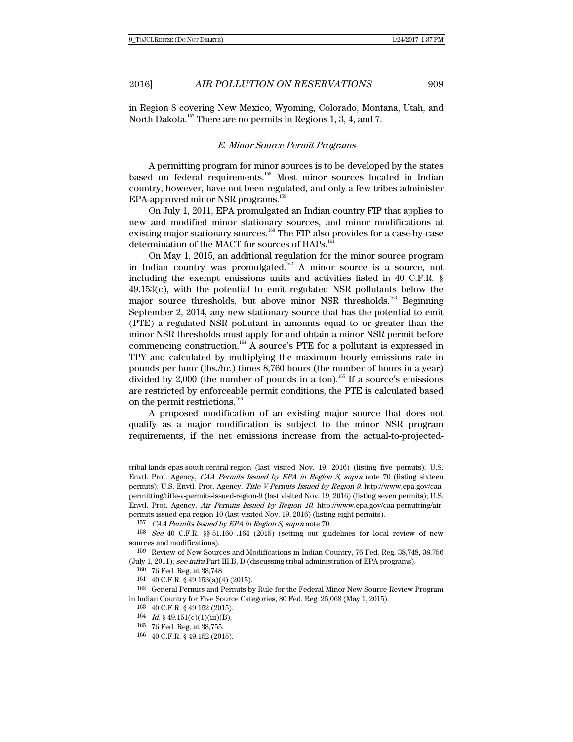in Region 8 covering New Mexico, Wyoming, Colorado, Montana, Utah, and North Dakota.[157] There are no permits in Regions 1, 3, 4, and 7.

### *E. Minor Source Permit Programs*

A permitting program for minor sources is to be developed by the states based on federal requirements.[158] Most minor sources located in Indian country, however, have not been regulated, and only a few tribes administer EPA-approved minor NSR programs.[159]

On July 1, 2011, EPA promulgated an Indian country FIP that applies to new and modified minor stationary sources, and minor modifications at existing major stationary sources.[160] The FIP also provides for a case-by-case determination of the MACT for sources of HAPs.[161]

On May 1, 2015, an additional regulation for the minor source program in Indian country was promulgated.[162] A minor source is a source, not including the exempt emissions units and activities listed in 40 C.F.R. § 49.153(c), with the potential to emit regulated NSR pollutants below the major source thresholds, but above minor NSR thresholds.[163] Beginning September 2, 2014, any new stationary source that has the potential to emit (PTE) a regulated NSR pollutant in amounts equal to or greater than the minor NSR thresholds must apply for and obtain a minor NSR permit before commencing construction.[164] A source's PTE for a pollutant is expressed in TPY and calculated by multiplying the maximum hourly emissions rate in pounds per hour (lbs./hr.) times 8,760 hours (the number of hours in a year) divided by 2,000 (the number of pounds in a ton).[165] If a source's emissions are restricted by enforceable permit conditions, the PTE is calculated based on the permit restrictions.[166]

A proposed modification of an existing major source that does not qualify as a major modification is subject to the minor NSR program requirements, if the net emissions increase from the actual-to-projected-

---

tribal-lands-epas-south-central-region (last visited Nov. 19, 2016) (listing five permits); U.S. Envtl. Prot. Agency, *CAA Permits Issued by EPA in Region 8*, *supra* note 70 (listing sixteen permits); U.S. Envtl. Prot. Agency, *Title V Permits Issued by Region 9*, http://www.epa.gov/caa-permitting/title-v-permits-issued-region-9 (last visited Nov. 19, 2016) (listing seven permits); U.S. Envtl. Prot. Agency, *Air Permits Issued by Region 10*, http://www.epa.gov/caa-permitting/air-permits-issued-epa-region-10 (last visited Nov. 19, 2016) (listing eight permits).

157 *CAA Permits Issued by EPA in Region 8*, *supra* note 70.

158 *See* 40 C.F.R. §§ 51.160–.164 (2015) (setting out guidelines for local review of new sources and modifications).

159 Review of New Sources and Modifications in Indian Country, 76 Fed. Reg. 38,748, 38,756 (July 1, 2011); *see infra* Part III.B, D (discussing tribal administration of EPA programs).

160 76 Fed. Reg. at 38,748.

161 40 C.F.R. § 49.153(a)(4) (2015).

162 General Permits and Permits by Rule for the Federal Minor New Source Review Program in Indian Country for Five Source Categories, 80 Fed. Reg. 25,068 (May 1, 2015).

163 40 C.F.R. § 49.152 (2015).

164 *Id.* § 49.151(c)(1)(iii)(B).

165 76 Fed. Reg. at 38,755.

166 40 C.F.R. § 49.152 (2015).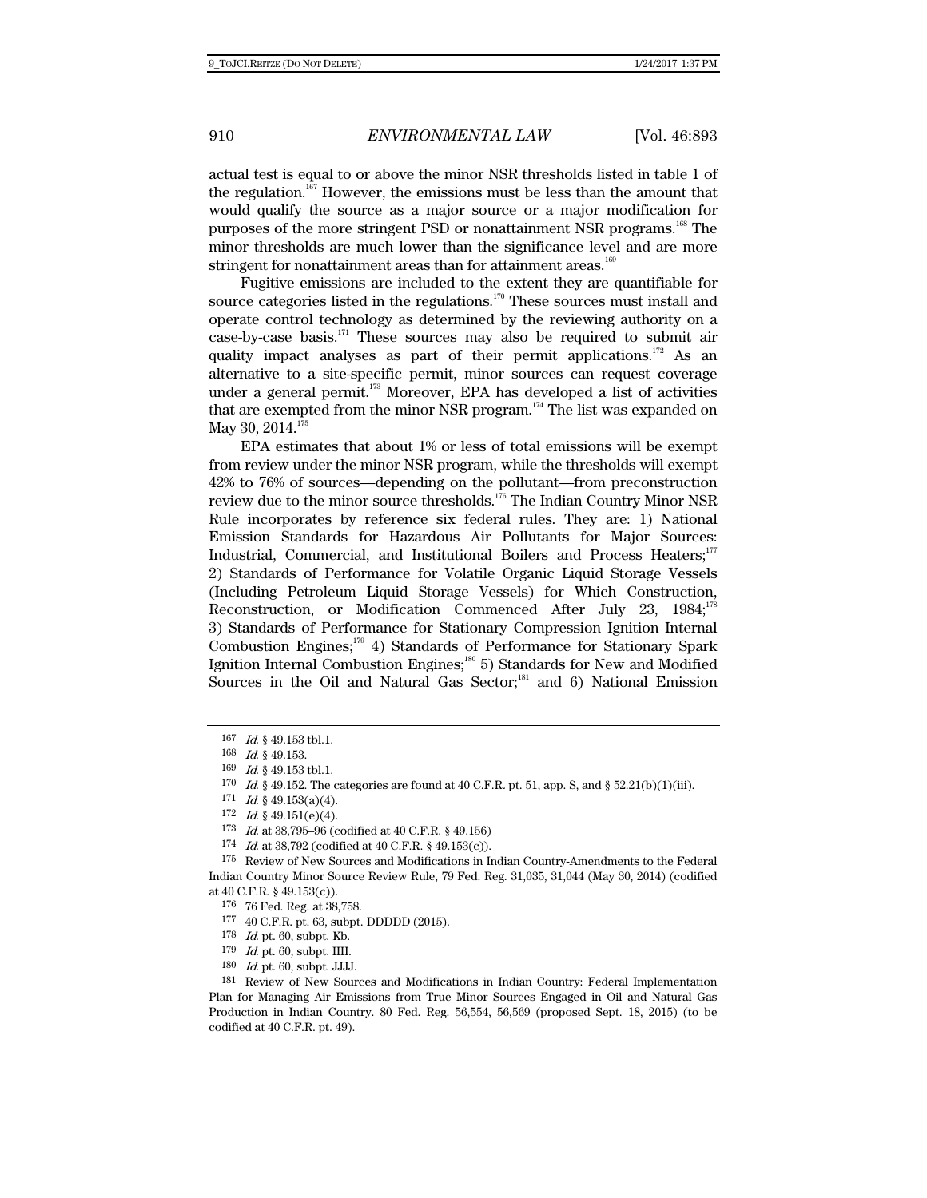actual test is equal to or above the minor NSR thresholds listed in table 1 of the regulation.[167] However, the emissions must be less than the amount that would qualify the source as a major source or a major modification for purposes of the more stringent PSD or nonattainment NSR programs.[168] The minor thresholds are much lower than the significance level and are more stringent for nonattainment areas than for attainment areas.[169]

Fugitive emissions are included to the extent they are quantifiable for source categories listed in the regulations.[170] These sources must install and operate control technology as determined by the reviewing authority on a case-by-case basis.[171] These sources may also be required to submit air quality impact analyses as part of their permit applications.[172] As an alternative to a site-specific permit, minor sources can request coverage under a general permit.[173] Moreover, EPA has developed a list of activities that are exempted from the minor NSR program.[174] The list was expanded on May 30, 2014.[175]

EPA estimates that about 1% or less of total emissions will be exempt from review under the minor NSR program, while the thresholds will exempt 42% to 76% of sources—depending on the pollutant—from preconstruction review due to the minor source thresholds.[176] The Indian Country Minor NSR Rule incorporates by reference six federal rules. They are: 1) National Emission Standards for Hazardous Air Pollutants for Major Sources: Industrial, Commercial, and Institutional Boilers and Process Heaters;[177] 2) Standards of Performance for Volatile Organic Liquid Storage Vessels (Including Petroleum Liquid Storage Vessels) for Which Construction, Reconstruction, or Modification Commenced After July 23, 1984;[178] 3) Standards of Performance for Stationary Compression Ignition Internal Combustion Engines;[179] 4) Standards of Performance for Stationary Spark Ignition Internal Combustion Engines;[180] 5) Standards for New and Modified Sources in the Oil and Natural Gas Sector;[181] and 6) National Emission

---

167 *Id.* § 49.153 tbl.1.

168 *Id.* § 49.153.

169 *Id.* § 49.153 tbl.1.

170 *Id.* § 49.152. The categories are found at 40 C.F.R. pt. 51, app. S, and § 52.21(b)(1)(iii).

171 *Id.* § 49.153(a)(4).

172 *Id.* § 49.151(e)(4).

173 *Id.* at 38,795–96 (codified at 40 C.F.R. § 49.156)

174 *Id.* at 38,792 (codified at 40 C.F.R. § 49.153(c)).

175 Review of New Sources and Modifications in Indian Country-Amendments to the Federal Indian Country Minor Source Review Rule, 79 Fed. Reg. 31,035, 31,044 (May 30, 2014) (codified at 40 C.F.R. § 49.153(c)).

176 76 Fed. Reg. at 38,758.

177 40 C.F.R. pt. 63, subpt. DDDDD (2015).

178 *Id.* pt. 60, subpt. Kb.

179 *Id.* pt. 60, subpt. IIII.

180 *Id.* pt. 60, subpt. JJJJ.

181 Review of New Sources and Modifications in Indian Country: Federal Implementation Plan for Managing Air Emissions from True Minor Sources Engaged in Oil and Natural Gas Production in Indian Country. 80 Fed. Reg. 56,554, 56,569 (proposed Sept. 18, 2015) (to be codified at 40 C.F.R. pt. 49).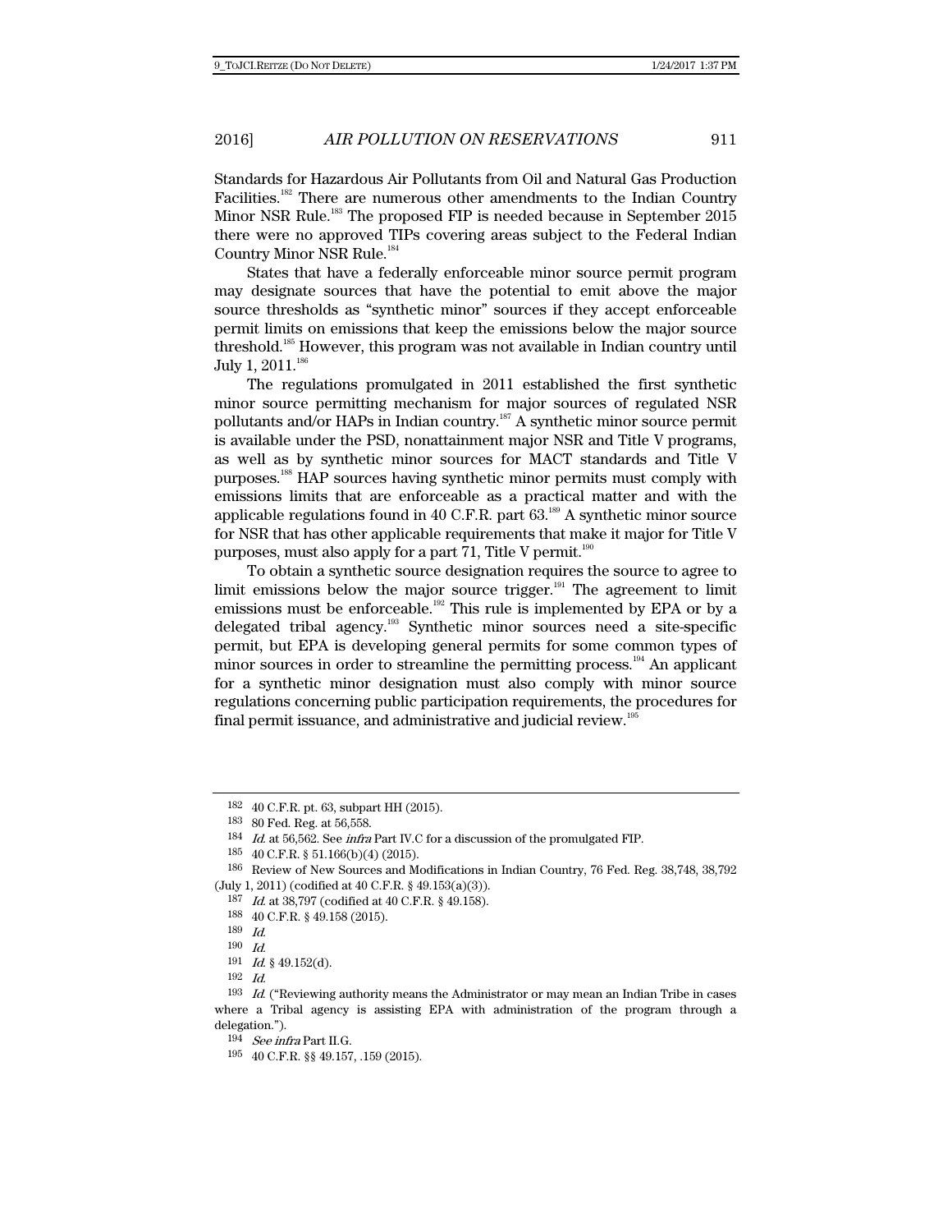Standards for Hazardous Air Pollutants from Oil and Natural Gas Production Facilities.[182] There are numerous other amendments to the Indian Country Minor NSR Rule.[183] The proposed FIP is needed because in September 2015 there were no approved TIPs covering areas subject to the Federal Indian Country Minor NSR Rule.[184]

States that have a federally enforceable minor source permit program may designate sources that have the potential to emit above the major source thresholds as "synthetic minor" sources if they accept enforceable permit limits on emissions that keep the emissions below the major source threshold.[185] However, this program was not available in Indian country until July 1, 2011.[186]

The regulations promulgated in 2011 established the first synthetic minor source permitting mechanism for major sources of regulated NSR pollutants and/or HAPs in Indian country.[187] A synthetic minor source permit is available under the PSD, nonattainment major NSR and Title V programs, as well as by synthetic minor sources for MACT standards and Title V purposes.[188] HAP sources having synthetic minor permits must comply with emissions limits that are enforceable as a practical matter and with the applicable regulations found in 40 C.F.R. part 63.[189] A synthetic minor source for NSR that has other applicable requirements that make it major for Title V purposes, must also apply for a part 71, Title V permit.[190]

To obtain a synthetic source designation requires the source to agree to limit emissions below the major source trigger.[191] The agreement to limit emissions must be enforceable.[192] This rule is implemented by EPA or by a delegated tribal agency.[193] Synthetic minor sources need a site-specific permit, but EPA is developing general permits for some common types of minor sources in order to streamline the permitting process.[194] An applicant for a synthetic minor designation must also comply with minor source regulations concerning public participation requirements, the procedures for final permit issuance, and administrative and judicial review.[195]

---

182 40 C.F.R. pt. 63, subpart HH (2015).

183 80 Fed. Reg. at 56,558.

184 *Id.* at 56,562. See *infra* Part IV.C for a discussion of the promulgated FIP.

185 40 C.F.R. § 51.166(b)(4) (2015).

186 Review of New Sources and Modifications in Indian Country, 76 Fed. Reg. 38,748, 38,792 (July 1, 2011) (codified at 40 C.F.R. § 49.153(a)(3)).

187 *Id.* at 38,797 (codified at 40 C.F.R. § 49.158).

188 40 C.F.R. § 49.158 (2015).

189 *Id.*

190 *Id.*

191 *Id.* § 49.152(d).

192 *Id.*

193 *Id.* ("Reviewing authority means the Administrator or may mean an Indian Tribe in cases where a Tribal agency is assisting EPA with administration of the program through a delegation.").

194 *See infra* Part II.G.

195 40 C.F.R. §§ 49.157, .159 (2015).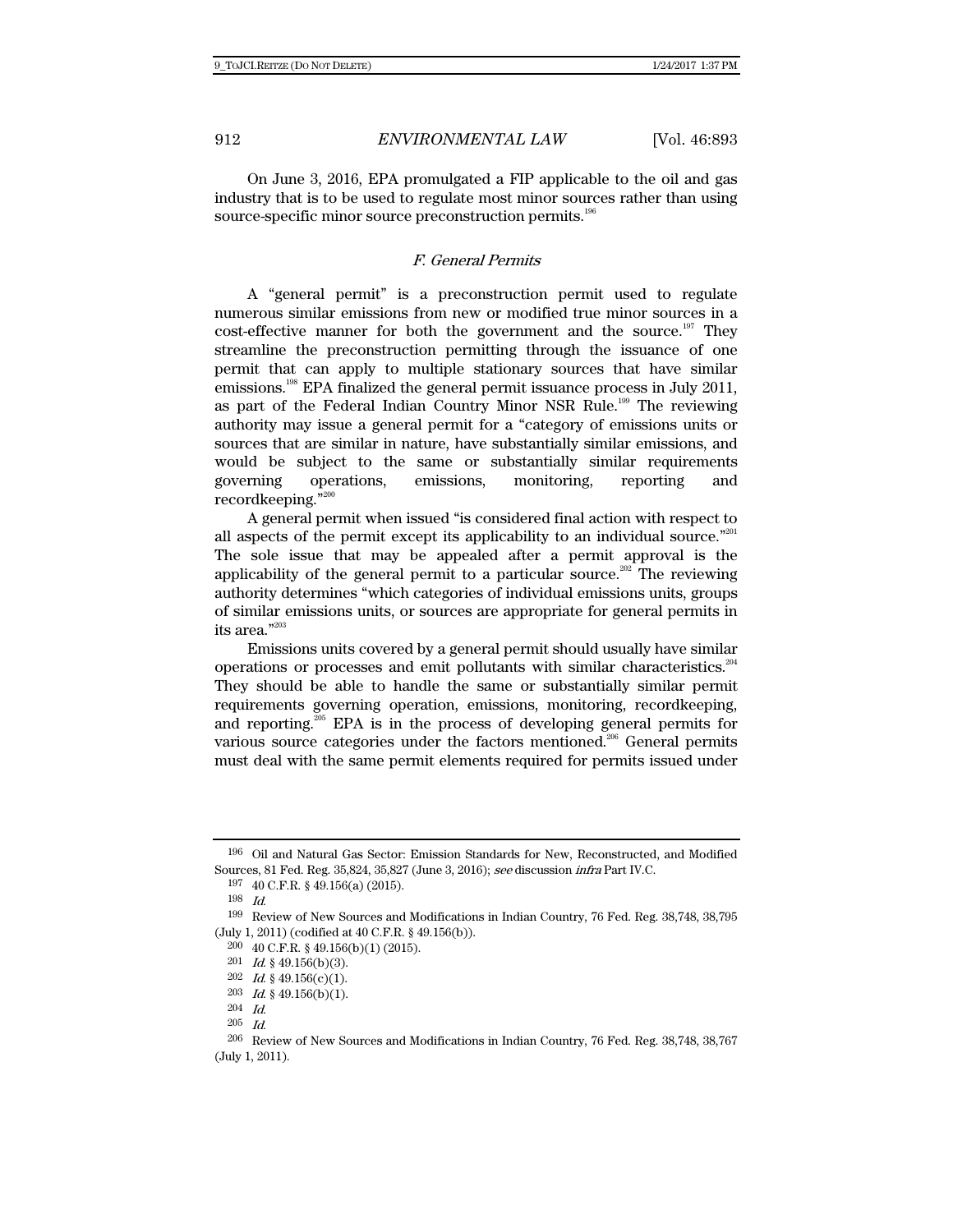On June 3, 2016, EPA promulgated a FIP applicable to the oil and gas industry that is to be used to regulate most minor sources rather than using source-specific minor source preconstruction permits.[196]

### *F. General Permits*

A "general permit" is a preconstruction permit used to regulate numerous similar emissions from new or modified true minor sources in a cost-effective manner for both the government and the source.[197] They streamline the preconstruction permitting through the issuance of one permit that can apply to multiple stationary sources that have similar emissions.[198] EPA finalized the general permit issuance process in July 2011, as part of the Federal Indian Country Minor NSR Rule.[199] The reviewing authority may issue a general permit for a "category of emissions units or sources that are similar in nature, have substantially similar emissions, and would be subject to the same or substantially similar requirements governing operations, emissions, monitoring, reporting and recordkeeping."[200]

A general permit when issued "is considered final action with respect to all aspects of the permit except its applicability to an individual source."[201] The sole issue that may be appealed after a permit approval is the applicability of the general permit to a particular source.[202] The reviewing authority determines "which categories of individual emissions units, groups of similar emissions units, or sources are appropriate for general permits in its area."[203]

Emissions units covered by a general permit should usually have similar operations or processes and emit pollutants with similar characteristics.[204] They should be able to handle the same or substantially similar permit requirements governing operation, emissions, monitoring, recordkeeping, and reporting.[205] EPA is in the process of developing general permits for various source categories under the factors mentioned.[206] General permits must deal with the same permit elements required for permits issued under

---

196 Oil and Natural Gas Sector: Emission Standards for New, Reconstructed, and Modified Sources, 81 Fed. Reg. 35,824, 35,827 (June 3, 2016); *see* discussion *infra* Part IV.C.

197 40 C.F.R. § 49.156(a) (2015).

198 *Id.*

199 Review of New Sources and Modifications in Indian Country, 76 Fed. Reg. 38,748, 38,795 (July 1, 2011) (codified at 40 C.F.R. § 49.156(b)).

200 40 C.F.R. § 49.156(b)(1) (2015).

201 *Id.* § 49.156(b)(3).

202 *Id.* § 49.156(c)(1).

203 *Id.* § 49.156(b)(1).

204 *Id.*

205 *Id.*

206 Review of New Sources and Modifications in Indian Country, 76 Fed. Reg. 38,748, 38,767 (July 1, 2011).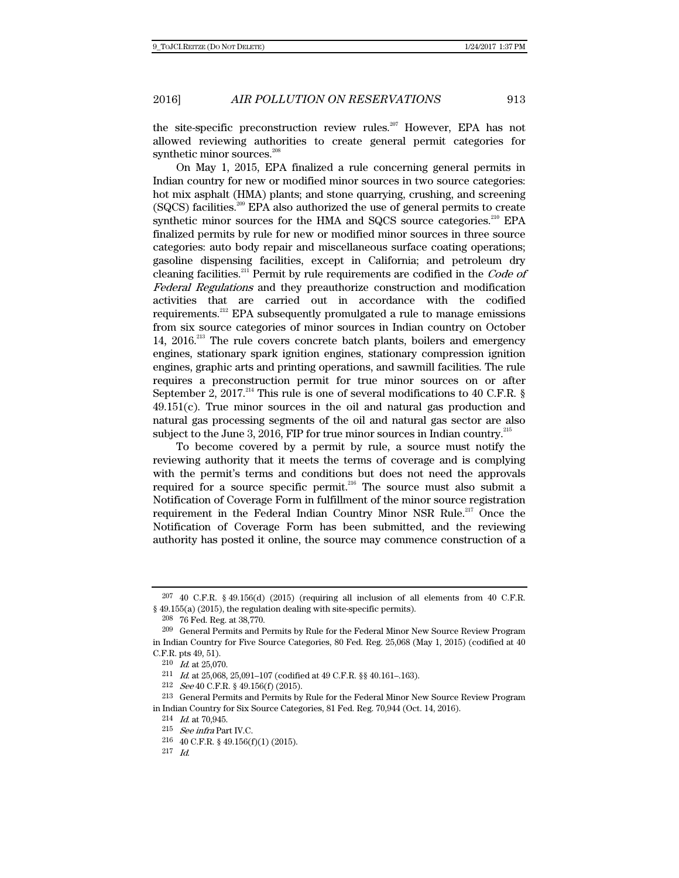the site-specific preconstruction review rules.[207] However, EPA has not allowed reviewing authorities to create general permit categories for synthetic minor sources.[208]

On May 1, 2015, EPA finalized a rule concerning general permits in Indian country for new or modified minor sources in two source categories: hot mix asphalt (HMA) plants; and stone quarrying, crushing, and screening (SQCS) facilities.[209] EPA also authorized the use of general permits to create synthetic minor sources for the HMA and SQCS source categories.[210] EPA finalized permits by rule for new or modified minor sources in three source categories: auto body repair and miscellaneous surface coating operations; gasoline dispensing facilities, except in California; and petroleum dry cleaning facilities.[211] Permit by rule requirements are codified in the *Code of Federal Regulations* and they preauthorize construction and modification activities that are carried out in accordance with the codified requirements.[212] EPA subsequently promulgated a rule to manage emissions from six source categories of minor sources in Indian country on October 14, 2016.[213] The rule covers concrete batch plants, boilers and emergency engines, stationary spark ignition engines, stationary compression ignition engines, graphic arts and printing operations, and sawmill facilities. The rule requires a preconstruction permit for true minor sources on or after September 2, 2017.[214] This rule is one of several modifications to 40 C.F.R. § 49.151(c). True minor sources in the oil and natural gas production and natural gas processing segments of the oil and natural gas sector are also subject to the June 3, 2016, FIP for true minor sources in Indian country.[215]

To become covered by a permit by rule, a source must notify the reviewing authority that it meets the terms of coverage and is complying with the permit's terms and conditions but does not need the approvals required for a source specific permit.[216] The source must also submit a Notification of Coverage Form in fulfillment of the minor source registration requirement in the Federal Indian Country Minor NSR Rule.[217] Once the Notification of Coverage Form has been submitted, and the reviewing authority has posted it online, the source may commence construction of a

---

207 40 C.F.R. § 49.156(d) (2015) (requiring all inclusion of all elements from 40 C.F.R. § 49.155(a) (2015), the regulation dealing with site-specific permits).

208 76 Fed. Reg. at 38,770.

209 General Permits and Permits by Rule for the Federal Minor New Source Review Program in Indian Country for Five Source Categories, 80 Fed. Reg. 25,068 (May 1, 2015) (codified at 40 C.F.R. pts 49, 51).

210 *Id.* at 25,070.

211 *Id.* at 25,068, 25,091–107 (codified at 49 C.F.R. §§ 40.161–.163).

212 *See* 40 C.F.R. § 49.156(f) (2015).

213 General Permits and Permits by Rule for the Federal Minor New Source Review Program in Indian Country for Six Source Categories, 81 Fed. Reg. 70,944 (Oct. 14, 2016).

214 *Id.* at 70,945.

215 *See infra* Part IV.C.

216 40 C.F.R. § 49.156(f)(1) (2015).

217 *Id.*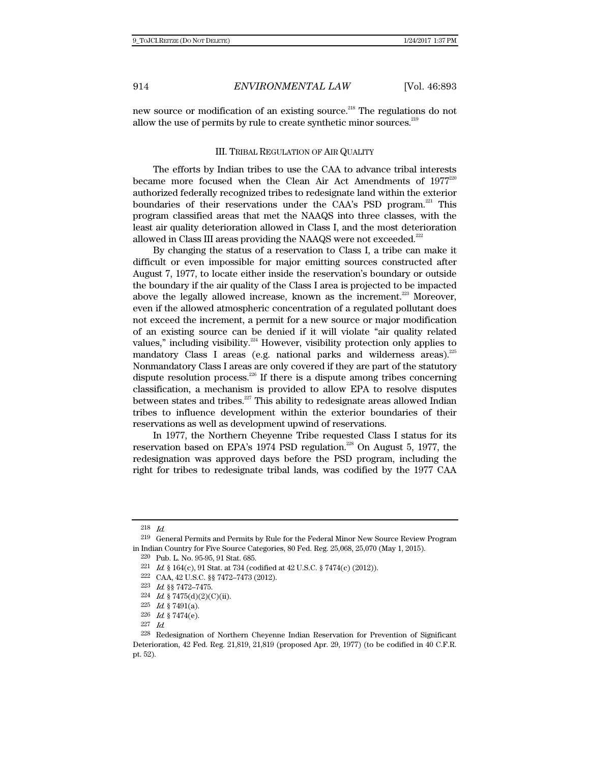new source or modification of an existing source.[218] The regulations do not allow the use of permits by rule to create synthetic minor sources.[219]

### III. TRIBAL REGULATION OF AIR QUALITY

The efforts by Indian tribes to use the CAA to advance tribal interests became more focused when the Clean Air Act Amendments of 1977[220] authorized federally recognized tribes to redesignate land within the exterior boundaries of their reservations under the CAA's PSD program.[221] This program classified areas that met the NAAQS into three classes, with the least air quality deterioration allowed in Class I, and the most deterioration allowed in Class III areas providing the NAAQS were not exceeded.[222]

By changing the status of a reservation to Class I, a tribe can make it difficult or even impossible for major emitting sources constructed after August 7, 1977, to locate either inside the reservation's boundary or outside the boundary if the air quality of the Class I area is projected to be impacted above the legally allowed increase, known as the increment.[223] Moreover, even if the allowed atmospheric concentration of a regulated pollutant does not exceed the increment, a permit for a new source or major modification of an existing source can be denied if it will violate "air quality related values," including visibility.[224] However, visibility protection only applies to mandatory Class I areas (e.g. national parks and wilderness areas).[225] Nonmandatory Class I areas are only covered if they are part of the statutory dispute resolution process.[226] If there is a dispute among tribes concerning classification, a mechanism is provided to allow EPA to resolve disputes between states and tribes.[227] This ability to redesignate areas allowed Indian tribes to influence development within the exterior boundaries of their reservations as well as development upwind of reservations.

In 1977, the Northern Cheyenne Tribe requested Class I status for its reservation based on EPA's 1974 PSD regulation.[228] On August 5, 1977, the redesignation was approved days before the PSD program, including the right for tribes to redesignate tribal lands, was codified by the 1977 CAA

---

[218] *Id.*

[219] General Permits and Permits by Rule for the Federal Minor New Source Review Program in Indian Country for Five Source Categories, 80 Fed. Reg. 25,068, 25,070 (May 1, 2015).

[220] Pub. L. No. 95-95, 91 Stat. 685.

[221] *Id.* § 164(c), 91 Stat. at 734 (codified at 42 U.S.C. § 7474(c) (2012)).

[222] CAA, 42 U.S.C. §§ 7472–7473 (2012).

[223] *Id.* §§ 7472–7475.

[224] *Id.* § 7475(d)(2)(C)(ii).

[225] *Id.* § 7491(a).

[226] *Id.* § 7474(e).

[227] *Id.*

[228] Redesignation of Northern Cheyenne Indian Reservation for Prevention of Significant Deterioration, 42 Fed. Reg. 21,819, 21,819 (proposed Apr. 29, 1977) (to be codified in 40 C.F.R. pt. 52).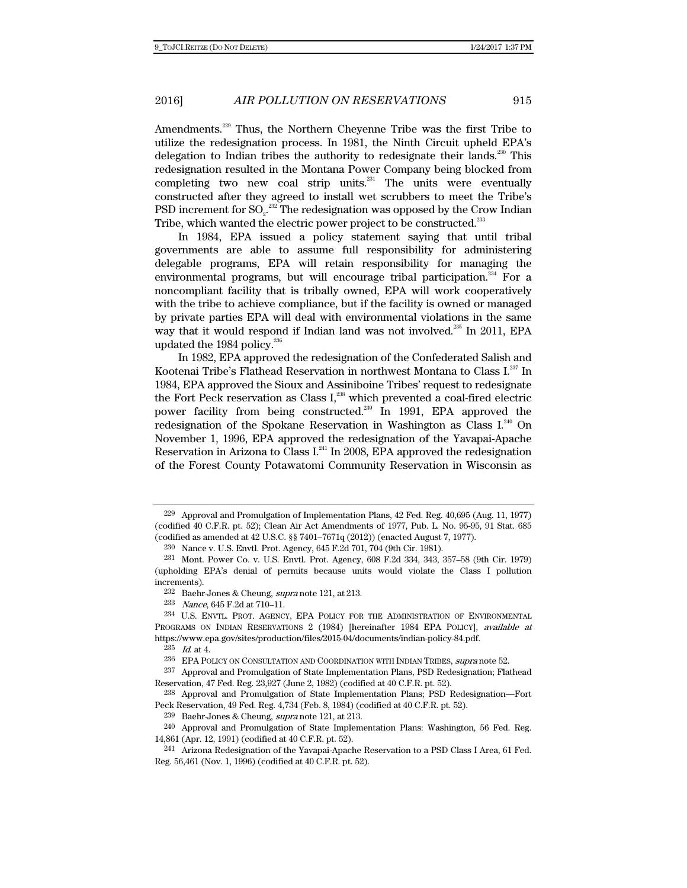Amendments.[229] Thus, the Northern Cheyenne Tribe was the first Tribe to utilize the redesignation process. In 1981, the Ninth Circuit upheld EPA's delegation to Indian tribes the authority to redesignate their lands.[230] This redesignation resulted in the Montana Power Company being blocked from completing two new coal strip units.[231] The units were eventually constructed after they agreed to install wet scrubbers to meet the Tribe's PSD increment for $SO_2$.[232] The redesignation was opposed by the Crow Indian Tribe, which wanted the electric power project to be constructed.[233]

In 1984, EPA issued a policy statement saying that until tribal governments are able to assume full responsibility for administering delegable programs, EPA will retain responsibility for managing the environmental programs, but will encourage tribal participation.[234] For a noncompliant facility that is tribally owned, EPA will work cooperatively with the tribe to achieve compliance, but if the facility is owned or managed by private parties EPA will deal with environmental violations in the same way that it would respond if Indian land was not involved.[235] In 2011, EPA updated the 1984 policy.[236]

In 1982, EPA approved the redesignation of the Confederated Salish and Kootenai Tribe's Flathead Reservation in northwest Montana to Class I.[237] In 1984, EPA approved the Sioux and Assiniboine Tribes' request to redesignate the Fort Peck reservation as Class I,[238] which prevented a coal-fired electric power facility from being constructed.[239] In 1991, EPA approved the redesignation of the Spokane Reservation in Washington as Class I.[240] On November 1, 1996, EPA approved the redesignation of the Yavapai-Apache Reservation in Arizona to Class I.[241] In 2008, EPA approved the redesignation of the Forest County Potawatomi Community Reservation in Wisconsin as

---

229 Approval and Promulgation of Implementation Plans, 42 Fed. Reg. 40,695 (Aug. 11, 1977) (codified 40 C.F.R. pt. 52); Clean Air Act Amendments of 1977, Pub. L. No. 95-95, 91 Stat. 685 (codified as amended at 42 U.S.C. §§ 7401–7671q (2012)) (enacted August 7, 1977).

230 Nance v. U.S. Envtl. Prot. Agency, 645 F.2d 701, 704 (9th Cir. 1981).

231 Mont. Power Co. v. U.S. Envtl. Prot. Agency, 608 F.2d 334, 343, 357–58 (9th Cir. 1979) (upholding EPA's denial of permits because units would violate the Class I pollution increments).

232 Baehr-Jones & Cheung, *supra* note 121, at 213.

233 *Nance*, 645 F.2d at 710–11.

234 U.S. ENVTL. PROT. AGENCY, EPA POLICY FOR THE ADMINISTRATION OF ENVIRONMENTAL PROGRAMS ON INDIAN RESERVATIONS 2 (1984) [hereinafter 1984 EPA POLICY], *available at* https://www.epa.gov/sites/production/files/2015-04/documents/indian-policy-84.pdf.

235 *Id.* at 4.

236 EPA POLICY ON CONSULTATION AND COORDINATION WITH INDIAN TRIBES, *supra* note 52.

237 Approval and Promulgation of State Implementation Plans, PSD Redesignation; Flathead Reservation, 47 Fed. Reg. 23,927 (June 2, 1982) (codified at 40 C.F.R. pt. 52).

238 Approval and Promulgation of State Implementation Plans; PSD Redesignation—Fort Peck Reservation, 49 Fed. Reg. 4,734 (Feb. 8, 1984) (codified at 40 C.F.R. pt. 52).

239 Baehr-Jones & Cheung, *supra* note 121, at 213.

240 Approval and Promulgation of State Implementation Plans: Washington, 56 Fed. Reg. 14,861 (Apr. 12, 1991) (codified at 40 C.F.R. pt. 52).

241 Arizona Redesignation of the Yavapai-Apache Reservation to a PSD Class I Area, 61 Fed. Reg. 56,461 (Nov. 1, 1996) (codified at 40 C.F.R. pt. 52).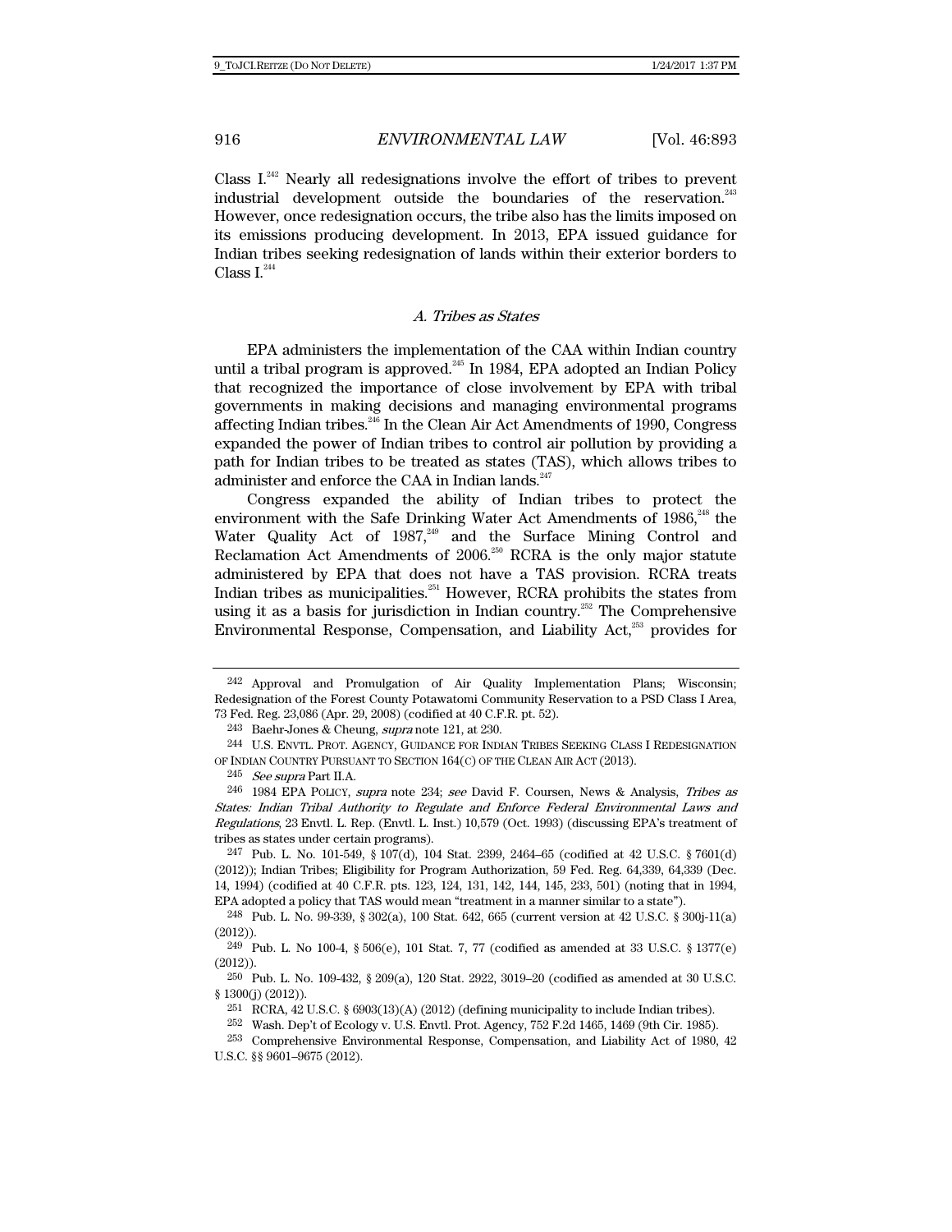Class I.[242] Nearly all redesignations involve the effort of tribes to prevent industrial development outside the boundaries of the reservation.[243] However, once redesignation occurs, the tribe also has the limits imposed on its emissions producing development. In 2013, EPA issued guidance for Indian tribes seeking redesignation of lands within their exterior borders to Class I.[244]

### *A. Tribes as States*

EPA administers the implementation of the CAA within Indian country until a tribal program is approved.[245] In 1984, EPA adopted an Indian Policy that recognized the importance of close involvement by EPA with tribal governments in making decisions and managing environmental programs affecting Indian tribes.[246] In the Clean Air Act Amendments of 1990, Congress expanded the power of Indian tribes to control air pollution by providing a path for Indian tribes to be treated as states (TAS), which allows tribes to administer and enforce the CAA in Indian lands.[247]

Congress expanded the ability of Indian tribes to protect the environment with the Safe Drinking Water Act Amendments of 1986,[248] the Water Quality Act of 1987,[249] and the Surface Mining Control and Reclamation Act Amendments of 2006.[250] RCRA is the only major statute administered by EPA that does not have a TAS provision. RCRA treats Indian tribes as municipalities.[251] However, RCRA prohibits the states from using it as a basis for jurisdiction in Indian country.[252] The Comprehensive Environmental Response, Compensation, and Liability Act,[253] provides for

---

242 Approval and Promulgation of Air Quality Implementation Plans; Wisconsin; Redesignation of the Forest County Potawatomi Community Reservation to a PSD Class I Area, 73 Fed. Reg. 23,086 (Apr. 29, 2008) (codified at 40 C.F.R. pt. 52).

243 Baehr-Jones & Cheung, *supra* note 121, at 230.

244 U.S. ENVTL. PROT. AGENCY, GUIDANCE FOR INDIAN TRIBES SEEKING CLASS I REDESIGNATION OF INDIAN COUNTRY PURSUANT TO SECTION 164(C) OF THE CLEAN AIR ACT (2013).

245 *See supra* Part II.A.

246 1984 EPA POLICY, *supra* note 234; *see* David F. Coursen, News & Analysis, *Tribes as States: Indian Tribal Authority to Regulate and Enforce Federal Environmental Laws and Regulations*, 23 Envtl. L. Rep. (Envtl. L. Inst.) 10,579 (Oct. 1993) (discussing EPA's treatment of tribes as states under certain programs).

247 Pub. L. No. 101-549, § 107(d), 104 Stat. 2399, 2464–65 (codified at 42 U.S.C. § 7601(d) (2012)); Indian Tribes; Eligibility for Program Authorization, 59 Fed. Reg. 64,339, 64,339 (Dec. 14, 1994) (codified at 40 C.F.R. pts. 123, 124, 131, 142, 144, 145, 233, 501) (noting that in 1994, EPA adopted a policy that TAS would mean "treatment in a manner similar to a state").

248 Pub. L. No. 99-339, § 302(a), 100 Stat. 642, 665 (current version at 42 U.S.C. § 300j-11(a) (2012)).

249 Pub. L. No 100-4, § 506(e), 101 Stat. 7, 77 (codified as amended at 33 U.S.C. § 1377(e) (2012)).

250 Pub. L. No. 109-432, § 209(a), 120 Stat. 2922, 3019–20 (codified as amended at 30 U.S.C. § 1300(j) (2012)).

251 RCRA, 42 U.S.C. § 6903(13)(A) (2012) (defining municipality to include Indian tribes).

252 Wash. Dep't of Ecology v. U.S. Envtl. Prot. Agency, 752 F.2d 1465, 1469 (9th Cir. 1985).

253 Comprehensive Environmental Response, Compensation, and Liability Act of 1980, 42 U.S.C. §§ 9601–9675 (2012).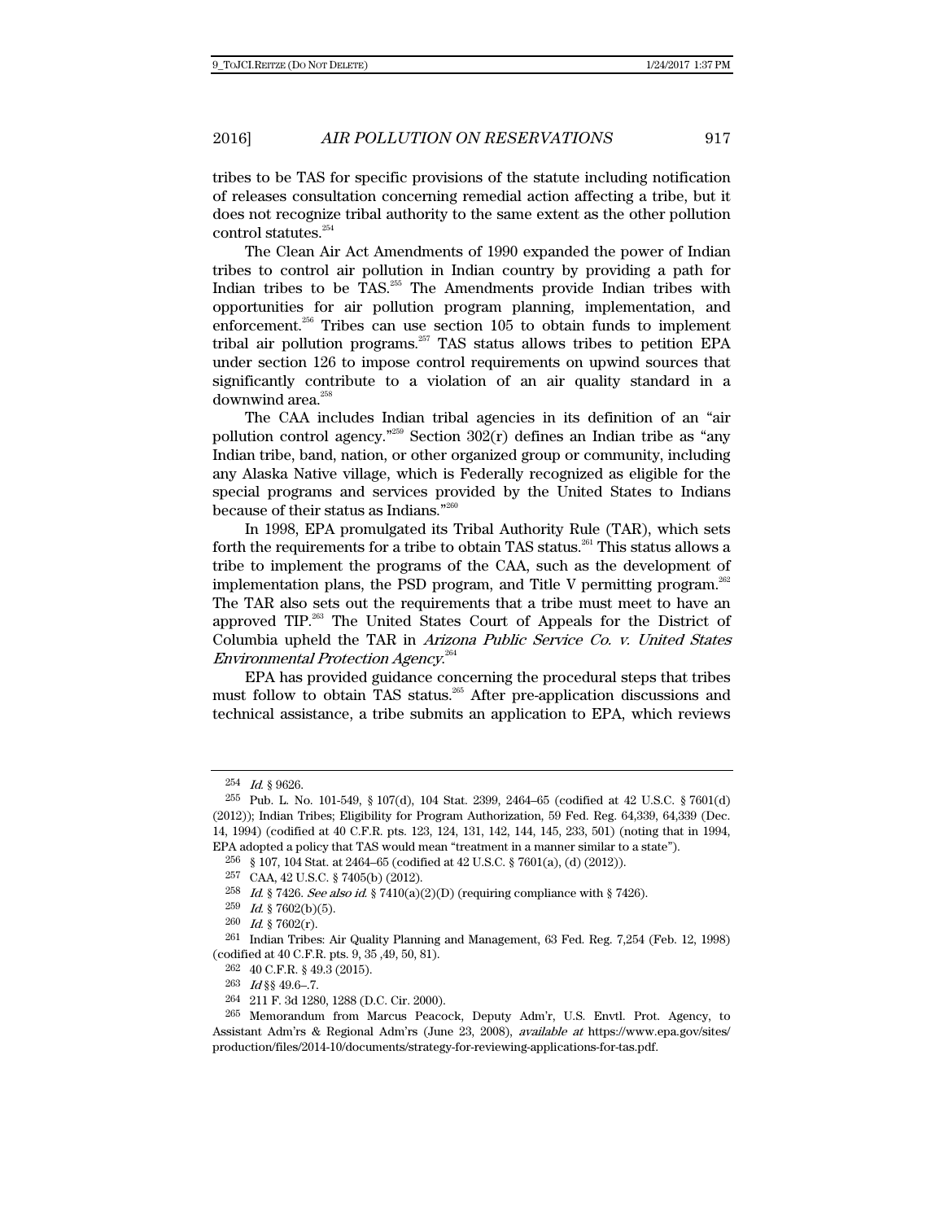tribes to be TAS for specific provisions of the statute including notification of releases consultation concerning remedial action affecting a tribe, but it does not recognize tribal authority to the same extent as the other pollution control statutes.[254]

The Clean Air Act Amendments of 1990 expanded the power of Indian tribes to control air pollution in Indian country by providing a path for Indian tribes to be TAS.[255] The Amendments provide Indian tribes with opportunities for air pollution program planning, implementation, and enforcement.[256] Tribes can use section 105 to obtain funds to implement tribal air pollution programs.[257] TAS status allows tribes to petition EPA under section 126 to impose control requirements on upwind sources that significantly contribute to a violation of an air quality standard in a downwind area.[258]

The CAA includes Indian tribal agencies in its definition of an "air pollution control agency."[259] Section 302(r) defines an Indian tribe as "any Indian tribe, band, nation, or other organized group or community, including any Alaska Native village, which is Federally recognized as eligible for the special programs and services provided by the United States to Indians because of their status as Indians."[260]

In 1998, EPA promulgated its Tribal Authority Rule (TAR), which sets forth the requirements for a tribe to obtain TAS status.[261] This status allows a tribe to implement the programs of the CAA, such as the development of implementation plans, the PSD program, and Title V permitting program.[262] The TAR also sets out the requirements that a tribe must meet to have an approved TIP.[263] The United States Court of Appeals for the District of Columbia upheld the TAR in *Arizona Public Service Co. v. United States Environmental Protection Agency*.[264]

EPA has provided guidance concerning the procedural steps that tribes must follow to obtain TAS status.[265] After pre-application discussions and technical assistance, a tribe submits an application to EPA, which reviews

---

254 *Id.* § 9626.

255 Pub. L. No. 101-549, § 107(d), 104 Stat. 2399, 2464–65 (codified at 42 U.S.C. § 7601(d) (2012)); Indian Tribes; Eligibility for Program Authorization, 59 Fed. Reg. 64,339, 64,339 (Dec. 14, 1994) (codified at 40 C.F.R. pts. 123, 124, 131, 142, 144, 145, 233, 501) (noting that in 1994, EPA adopted a policy that TAS would mean "treatment in a manner similar to a state").

256 § 107, 104 Stat. at 2464–65 (codified at 42 U.S.C. § 7601(a), (d) (2012)).

257 CAA, 42 U.S.C. § 7405(b) (2012).

258 *Id.* § 7426. *See also id.* § 7410(a)(2)(D) (requiring compliance with § 7426).

259 *Id.* § 7602(b)(5).

260 *Id.* § 7602(r).

261 Indian Tribes: Air Quality Planning and Management, 63 Fed. Reg. 7,254 (Feb. 12, 1998) (codified at 40 C.F.R. pts. 9, 35 ,49, 50, 81).

262 40 C.F.R. § 49.3 (2015).

263 *Id* §§ 49.6–.7.

264 211 F. 3d 1280, 1288 (D.C. Cir. 2000).

265 Memorandum from Marcus Peacock, Deputy Adm'r, U.S. Envtl. Prot. Agency, to Assistant Adm'rs & Regional Adm'rs (June 23, 2008), *available at* https://www.epa.gov/sites/production/files/2014-10/documents/strategy-for-reviewing-applications-for-tas.pdf.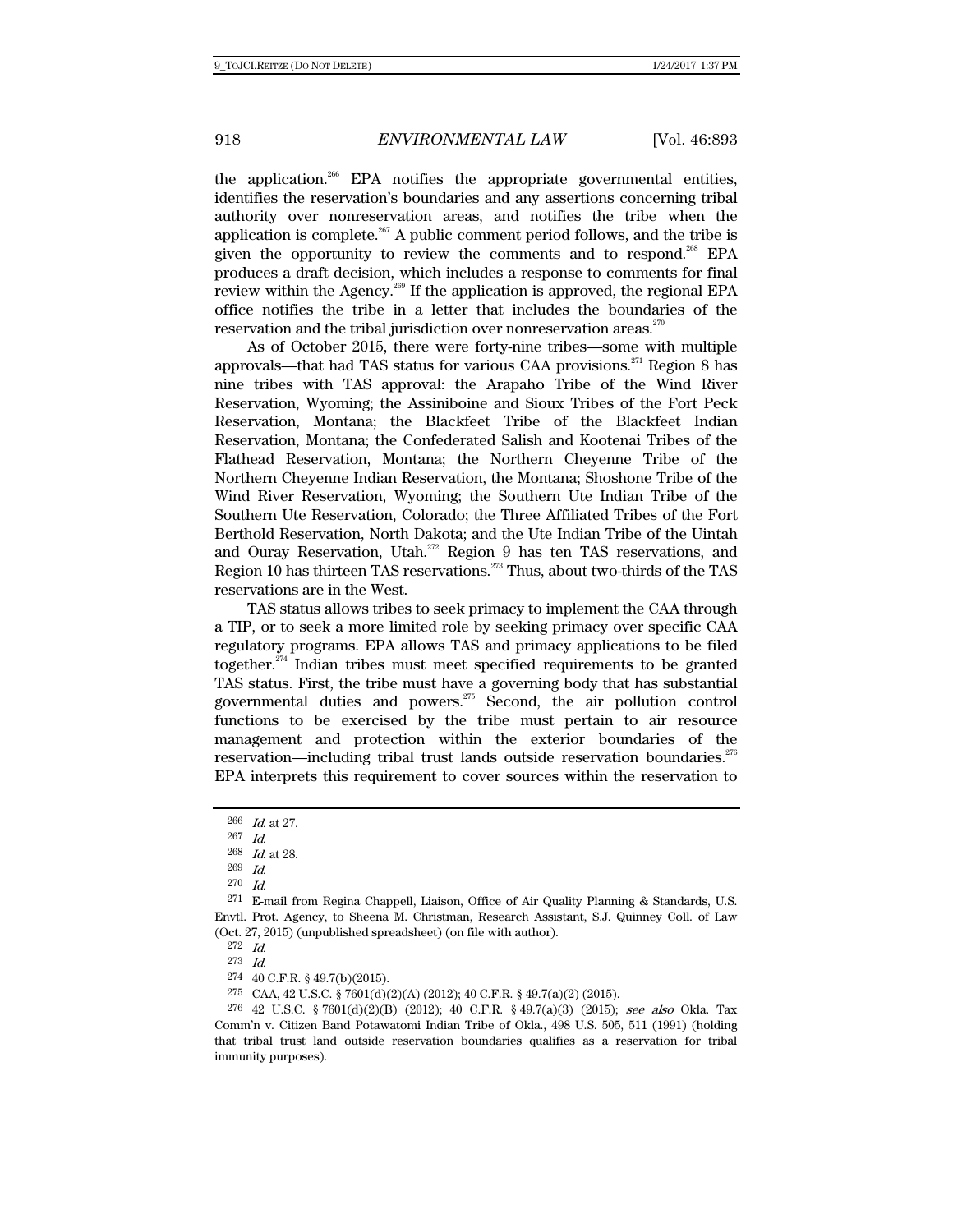the application.[266] EPA notifies the appropriate governmental entities, identifies the reservation's boundaries and any assertions concerning tribal authority over nonreservation areas, and notifies the tribe when the application is complete.[267] A public comment period follows, and the tribe is given the opportunity to review the comments and to respond.[268] EPA produces a draft decision, which includes a response to comments for final review within the Agency.[269] If the application is approved, the regional EPA office notifies the tribe in a letter that includes the boundaries of the reservation and the tribal jurisdiction over nonreservation areas.[270]

As of October 2015, there were forty-nine tribes—some with multiple approvals—that had TAS status for various CAA provisions.[271] Region 8 has nine tribes with TAS approval: the Arapaho Tribe of the Wind River Reservation, Wyoming; the Assiniboine and Sioux Tribes of the Fort Peck Reservation, Montana; the Blackfeet Tribe of the Blackfeet Indian Reservation, Montana; the Confederated Salish and Kootenai Tribes of the Flathead Reservation, Montana; the Northern Cheyenne Tribe of the Northern Cheyenne Indian Reservation, the Montana; Shoshone Tribe of the Wind River Reservation, Wyoming; the Southern Ute Indian Tribe of the Southern Ute Reservation, Colorado; the Three Affiliated Tribes of the Fort Berthold Reservation, North Dakota; and the Ute Indian Tribe of the Uintah and Ouray Reservation, Utah.[272] Region 9 has ten TAS reservations, and Region 10 has thirteen TAS reservations.[273] Thus, about two-thirds of the TAS reservations are in the West.

TAS status allows tribes to seek primacy to implement the CAA through a TIP, or to seek a more limited role by seeking primacy over specific CAA regulatory programs. EPA allows TAS and primacy applications to be filed together.[274] Indian tribes must meet specified requirements to be granted TAS status. First, the tribe must have a governing body that has substantial governmental duties and powers.[275] Second, the air pollution control functions to be exercised by the tribe must pertain to air resource management and protection within the exterior boundaries of the reservation—including tribal trust lands outside reservation boundaries.[276] EPA interprets this requirement to cover sources within the reservation to

---

266 *Id.* at 27.

267 *Id.*

268 *Id.* at 28.

269 *Id.*

270 *Id.*

271 E-mail from Regina Chappell, Liaison, Office of Air Quality Planning & Standards, U.S. Envtl. Prot. Agency, to Sheena M. Christman, Research Assistant, S.J. Quinney Coll. of Law (Oct. 27, 2015) (unpublished spreadsheet) (on file with author).

272 *Id.*

273 *Id.*

274 40 C.F.R. § 49.7(b)(2015).

275 CAA, 42 U.S.C. § 7601(d)(2)(A) (2012); 40 C.F.R. § 49.7(a)(2) (2015).

276 42 U.S.C. § 7601(d)(2)(B) (2012); 40 C.F.R. § 49.7(a)(3) (2015); *see also* Okla. Tax Comm'n v. Citizen Band Potawatomi Indian Tribe of Okla., 498 U.S. 505, 511 (1991) (holding that tribal trust land outside reservation boundaries qualifies as a reservation for tribal immunity purposes).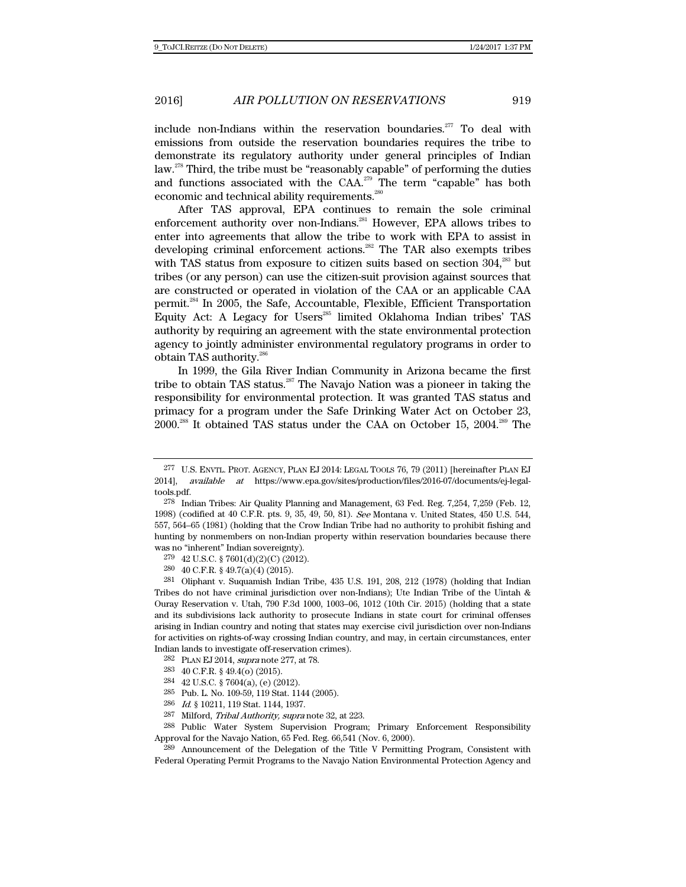include non-Indians within the reservation boundaries.[277] To deal with emissions from outside the reservation boundaries requires the tribe to demonstrate its regulatory authority under general principles of Indian law.[278] Third, the tribe must be "reasonably capable" of performing the duties and functions associated with the CAA.[279] The term "capable" has both economic and technical ability requirements.[280]

After TAS approval, EPA continues to remain the sole criminal enforcement authority over non-Indians.[281] However, EPA allows tribes to enter into agreements that allow the tribe to work with EPA to assist in developing criminal enforcement actions.[282] The TAR also exempts tribes with TAS status from exposure to citizen suits based on section 304,[283] but tribes (or any person) can use the citizen-suit provision against sources that are constructed or operated in violation of the CAA or an applicable CAA permit.[284] In 2005, the Safe, Accountable, Flexible, Efficient Transportation Equity Act: A Legacy for Users[285] limited Oklahoma Indian tribes' TAS authority by requiring an agreement with the state environmental protection agency to jointly administer environmental regulatory programs in order to obtain TAS authority.[286]

In 1999, the Gila River Indian Community in Arizona became the first tribe to obtain TAS status.[287] The Navajo Nation was a pioneer in taking the responsibility for environmental protection. It was granted TAS status and primacy for a program under the Safe Drinking Water Act on October 23, 2000.[288] It obtained TAS status under the CAA on October 15, 2004.[289] The

---

277 U.S. ENVTL. PROT. AGENCY, PLAN EJ 2014: LEGAL TOOLS 76, 79 (2011) [hereinafter PLAN EJ 2014], *available at* https://www.epa.gov/sites/production/files/2016-07/documents/ej-legal-tools.pdf.

278 Indian Tribes: Air Quality Planning and Management, 63 Fed. Reg. 7,254, 7,259 (Feb. 12, 1998) (codified at 40 C.F.R. pts. 9, 35, 49, 50, 81). *See* Montana v. United States, 450 U.S. 544, 557, 564–65 (1981) (holding that the Crow Indian Tribe had no authority to prohibit fishing and hunting by nonmembers on non-Indian property within reservation boundaries because there was no "inherent" Indian sovereignty).

279 42 U.S.C. § 7601(d)(2)(C) (2012).

280 40 C.F.R. § 49.7(a)(4) (2015).

281 Oliphant v. Suquamish Indian Tribe, 435 U.S. 191, 208, 212 (1978) (holding that Indian Tribes do not have criminal jurisdiction over non-Indians); Ute Indian Tribe of the Uintah & Ouray Reservation v. Utah, 790 F.3d 1000, 1003–06, 1012 (10th Cir. 2015) (holding that a state and its subdivisions lack authority to prosecute Indians in state court for criminal offenses arising in Indian country and noting that states may exercise civil jurisdiction over non-Indians for activities on rights-of-way crossing Indian country, and may, in certain circumstances, enter Indian lands to investigate off-reservation crimes).

282 PLAN EJ 2014, *supra* note 277, at 78.

283 40 C.F.R. § 49.4(o) (2015).

284 42 U.S.C. § 7604(a), (e) (2012).

285 Pub. L. No. 109-59, 119 Stat. 1144 (2005).

286 *Id.* § 10211, 119 Stat. 1144, 1937.

287 Milford, *Tribal Authority*, *supra* note 32, at 223.

288 Public Water System Supervision Program; Primary Enforcement Responsibility Approval for the Navajo Nation, 65 Fed. Reg. 66,541 (Nov. 6, 2000).

289 Announcement of the Delegation of the Title V Permitting Program, Consistent with Federal Operating Permit Programs to the Navajo Nation Environmental Protection Agency and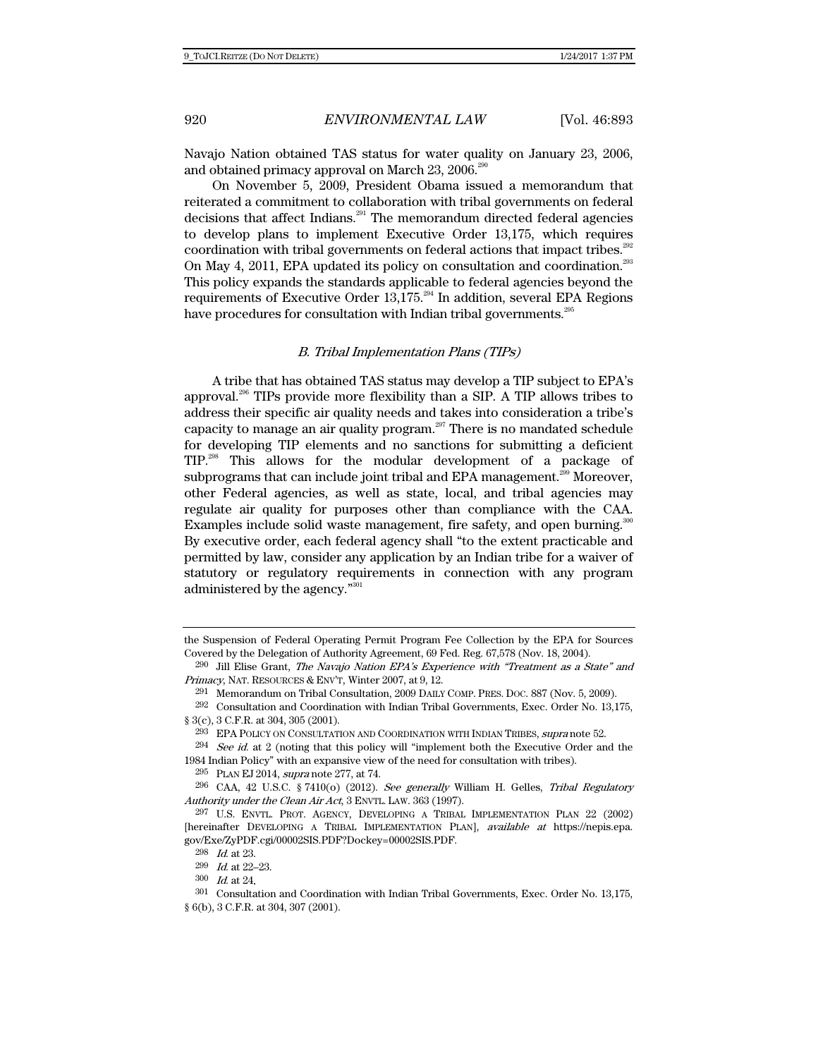Navajo Nation obtained TAS status for water quality on January 23, 2006, and obtained primacy approval on March 23, 2006.[290]

On November 5, 2009, President Obama issued a memorandum that reiterated a commitment to collaboration with tribal governments on federal decisions that affect Indians.[291] The memorandum directed federal agencies to develop plans to implement Executive Order 13,175, which requires coordination with tribal governments on federal actions that impact tribes.[292] On May 4, 2011, EPA updated its policy on consultation and coordination.[293] This policy expands the standards applicable to federal agencies beyond the requirements of Executive Order 13,175.[294] In addition, several EPA Regions have procedures for consultation with Indian tribal governments.[295]

### *B. Tribal Implementation Plans (TIPs)*

A tribe that has obtained TAS status may develop a TIP subject to EPA's approval.[296] TIPs provide more flexibility than a SIP. A TIP allows tribes to address their specific air quality needs and takes into consideration a tribe's capacity to manage an air quality program.[297] There is no mandated schedule for developing TIP elements and no sanctions for submitting a deficient TIP.[298] This allows for the modular development of a package of subprograms that can include joint tribal and EPA management.[299] Moreover, other Federal agencies, as well as state, local, and tribal agencies may regulate air quality for purposes other than compliance with the CAA. Examples include solid waste management, fire safety, and open burning.[300] By executive order, each federal agency shall "to the extent practicable and permitted by law, consider any application by an Indian tribe for a waiver of statutory or regulatory requirements in connection with any program administered by the agency."[301]

---

the Suspension of Federal Operating Permit Program Fee Collection by the EPA for Sources Covered by the Delegation of Authority Agreement, 69 Fed. Reg. 67,578 (Nov. 18, 2004).

290 Jill Elise Grant, *The Navajo Nation EPA's Experience with "Treatment as a State" and Primacy*, NAT. RESOURCES & ENV'T, Winter 2007, at 9, 12.

291 Memorandum on Tribal Consultation, 2009 DAILY COMP. PRES. DOC. 887 (Nov. 5, 2009).

292 Consultation and Coordination with Indian Tribal Governments, Exec. Order No. 13,175, § 3(c), 3 C.F.R. at 304, 305 (2001).

293 EPA POLICY ON CONSULTATION AND COORDINATION WITH INDIAN TRIBES, *supra* note 52.

294 *See id.* at 2 (noting that this policy will "implement both the Executive Order and the 1984 Indian Policy" with an expansive view of the need for consultation with tribes).

295 PLAN EJ 2014, *supra* note 277, at 74.

296 CAA, 42 U.S.C. § 7410(o) (2012). *See generally* William H. Gelles, *Tribal Regulatory Authority under the Clean Air Act*, 3 ENVTL. LAW. 363 (1997).

297 U.S. ENVTL. PROT. AGENCY, DEVELOPING A TRIBAL IMPLEMENTATION PLAN 22 (2002) [hereinafter DEVELOPING A TRIBAL IMPLEMENTATION PLAN], *available at* https://nepis.epa.gov/Exe/ZyPDF.cgi/00002SIS.PDF?Dockey=00002SIS.PDF.

298 *Id.* at 23.

299 *Id.* at 22–23.

300 *Id.* at 24.

301 Consultation and Coordination with Indian Tribal Governments, Exec. Order No. 13,175, § 6(b), 3 C.F.R. at 304, 307 (2001).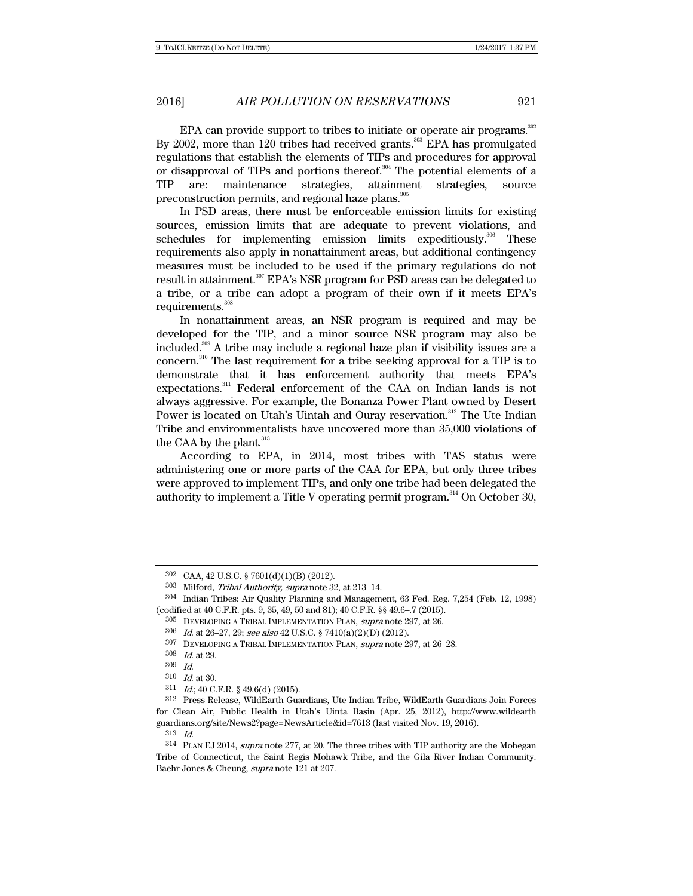EPA can provide support to tribes to initiate or operate air programs.[302] By 2002, more than 120 tribes had received grants.[303] EPA has promulgated regulations that establish the elements of TIPs and procedures for approval or disapproval of TIPs and portions thereof.[304] The potential elements of a TIP are: maintenance strategies, attainment strategies, source preconstruction permits, and regional haze plans.[305]

In PSD areas, there must be enforceable emission limits for existing sources, emission limits that are adequate to prevent violations, and schedules for implementing emission limits expeditiously.[306] These requirements also apply in nonattainment areas, but additional contingency measures must be included to be used if the primary regulations do not result in attainment.[307] EPA's NSR program for PSD areas can be delegated to a tribe, or a tribe can adopt a program of their own if it meets EPA's requirements.[308]

In nonattainment areas, an NSR program is required and may be developed for the TIP, and a minor source NSR program may also be included.[309] A tribe may include a regional haze plan if visibility issues are a concern.[310] The last requirement for a tribe seeking approval for a TIP is to demonstrate that it has enforcement authority that meets EPA's expectations.[311] Federal enforcement of the CAA on Indian lands is not always aggressive. For example, the Bonanza Power Plant owned by Desert Power is located on Utah's Uintah and Ouray reservation.[312] The Ute Indian Tribe and environmentalists have uncovered more than 35,000 violations of the CAA by the plant.[313]

According to EPA, in 2014, most tribes with TAS status were administering one or more parts of the CAA for EPA, but only three tribes were approved to implement TIPs, and only one tribe had been delegated the authority to implement a Title V operating permit program.[314] On October 30,

---

302 CAA, 42 U.S.C. § 7601(d)(1)(B) (2012).

303 Milford, *Tribal Authority, supra* note 32, at 213–14.

304 Indian Tribes: Air Quality Planning and Management, 63 Fed. Reg. 7,254 (Feb. 12, 1998) (codified at 40 C.F.R. pts. 9, 35, 49, 50 and 81); 40 C.F.R. §§ 49.6–.7 (2015).

305 DEVELOPING A TRIBAL IMPLEMENTATION PLAN, *supra* note 297, at 26.

306 *Id.* at 26–27, 29; *see also* 42 U.S.C. § 7410(a)(2)(D) (2012).

307 DEVELOPING A TRIBAL IMPLEMENTATION PLAN, *supra* note 297, at 26–28.

308 *Id.* at 29.

309 *Id.*

310 *Id.* at 30.

311 *Id.*; 40 C.F.R. § 49.6(d) (2015).

312 Press Release, WildEarth Guardians, Ute Indian Tribe, WildEarth Guardians Join Forces for Clean Air, Public Health in Utah's Uinta Basin (Apr. 25, 2012), http://www.wildearthguardians.org/site/News2?page=NewsArticle&id=7613 (last visited Nov. 19, 2016).

313 *Id.*

314 PLAN EJ 2014, *supra* note 277, at 20. The three tribes with TIP authority are the Mohegan Tribe of Connecticut, the Saint Regis Mohawk Tribe, and the Gila River Indian Community. Baehr-Jones & Cheung, *supra* note 121 at 207.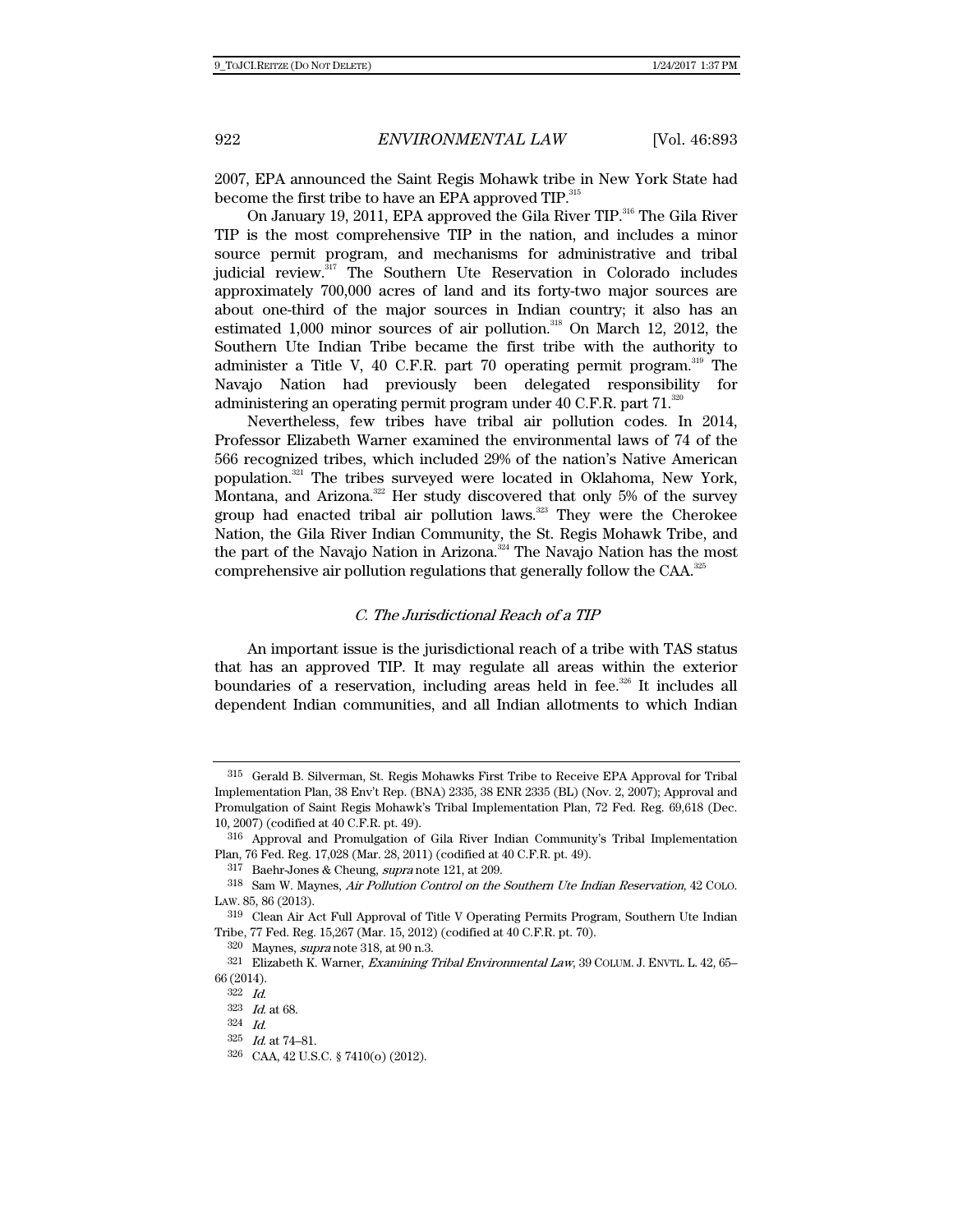2007, EPA announced the Saint Regis Mohawk tribe in New York State had become the first tribe to have an EPA approved TIP.[315]

On January 19, 2011, EPA approved the Gila River TIP.[316] The Gila River TIP is the most comprehensive TIP in the nation, and includes a minor source permit program, and mechanisms for administrative and tribal judicial review.[317] The Southern Ute Reservation in Colorado includes approximately 700,000 acres of land and its forty-two major sources are about one-third of the major sources in Indian country; it also has an estimated 1,000 minor sources of air pollution.[318] On March 12, 2012, the Southern Ute Indian Tribe became the first tribe with the authority to administer a Title V, 40 C.F.R. part 70 operating permit program.[319] The Navajo Nation had previously been delegated responsibility for administering an operating permit program under 40 C.F.R. part 71.[320]

Nevertheless, few tribes have tribal air pollution codes. In 2014, Professor Elizabeth Warner examined the environmental laws of 74 of the 566 recognized tribes, which included 29% of the nation's Native American population.[321] The tribes surveyed were located in Oklahoma, New York, Montana, and Arizona.[322] Her study discovered that only 5% of the survey group had enacted tribal air pollution laws.[323] They were the Cherokee Nation, the Gila River Indian Community, the St. Regis Mohawk Tribe, and the part of the Navajo Nation in Arizona.[324] The Navajo Nation has the most comprehensive air pollution regulations that generally follow the CAA.[325]

### *C. The Jurisdictional Reach of a TIP*

An important issue is the jurisdictional reach of a tribe with TAS status that has an approved TIP. It may regulate all areas within the exterior boundaries of a reservation, including areas held in fee.[326] It includes all dependent Indian communities, and all Indian allotments to which Indian

---

315 Gerald B. Silverman, St. Regis Mohawks First Tribe to Receive EPA Approval for Tribal Implementation Plan, 38 Env't Rep. (BNA) 2335, 38 ENR 2335 (BL) (Nov. 2, 2007); Approval and Promulgation of Saint Regis Mohawk's Tribal Implementation Plan, 72 Fed. Reg. 69,618 (Dec. 10, 2007) (codified at 40 C.F.R. pt. 49).

316 Approval and Promulgation of Gila River Indian Community's Tribal Implementation Plan, 76 Fed. Reg. 17,028 (Mar. 28, 2011) (codified at 40 C.F.R. pt. 49).

317 Baehr-Jones & Cheung, *supra* note 121, at 209.

318 Sam W. Maynes, *Air Pollution Control on the Southern Ute Indian Reservation*, 42 COLO. LAW. 85, 86 (2013).

319 Clean Air Act Full Approval of Title V Operating Permits Program, Southern Ute Indian Tribe, 77 Fed. Reg. 15,267 (Mar. 15, 2012) (codified at 40 C.F.R. pt. 70).

320 Maynes, *supra* note 318, at 90 n.3.

321 Elizabeth K. Warner, *Examining Tribal Environmental Law*, 39 COLUM. J. ENVTL. L. 42, 65–66 (2014).

322 *Id.*

323 *Id.* at 68.

324 *Id.*

325 *Id.* at 74–81.

326 CAA, 42 U.S.C. § 7410(o) (2012).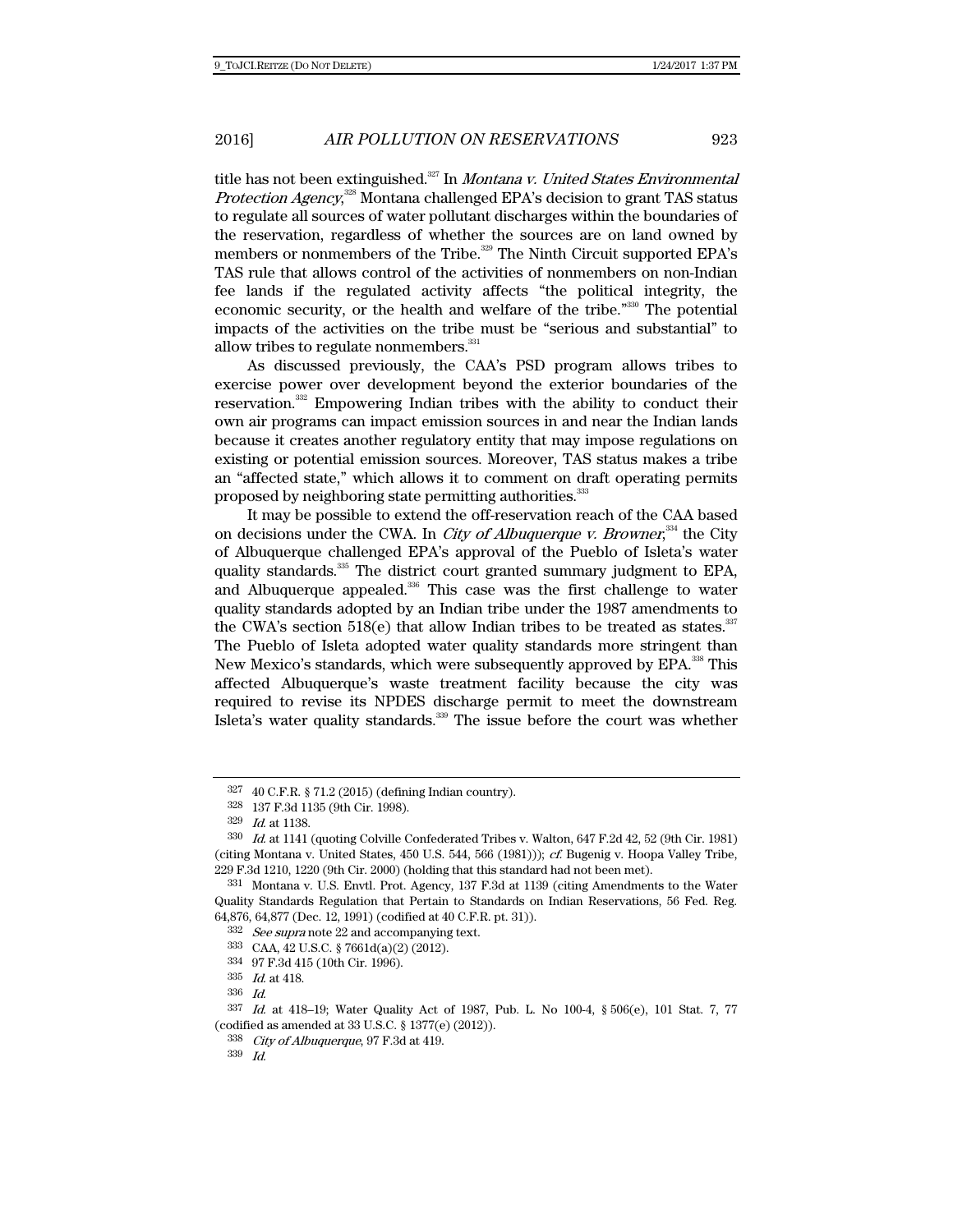title has not been extinguished.[327] In *Montana v. United States Environmental Protection Agency*,[328] Montana challenged EPA's decision to grant TAS status to regulate all sources of water pollutant discharges within the boundaries of the reservation, regardless of whether the sources are on land owned by members or nonmembers of the Tribe.[329] The Ninth Circuit supported EPA's TAS rule that allows control of the activities of nonmembers on non-Indian fee lands if the regulated activity affects "the political integrity, the economic security, or the health and welfare of the tribe."[330] The potential impacts of the activities on the tribe must be "serious and substantial" to allow tribes to regulate nonmembers.[331]

As discussed previously, the CAA's PSD program allows tribes to exercise power over development beyond the exterior boundaries of the reservation.[332] Empowering Indian tribes with the ability to conduct their own air programs can impact emission sources in and near the Indian lands because it creates another regulatory entity that may impose regulations on existing or potential emission sources. Moreover, TAS status makes a tribe an "affected state," which allows it to comment on draft operating permits proposed by neighboring state permitting authorities.[333]

It may be possible to extend the off-reservation reach of the CAA based on decisions under the CWA. In *City of Albuquerque v. Browner*,[334] the City of Albuquerque challenged EPA's approval of the Pueblo of Isleta's water quality standards.[335] The district court granted summary judgment to EPA, and Albuquerque appealed.[336] This case was the first challenge to water quality standards adopted by an Indian tribe under the 1987 amendments to the CWA's section 518(e) that allow Indian tribes to be treated as states.[337] The Pueblo of Isleta adopted water quality standards more stringent than New Mexico's standards, which were subsequently approved by EPA.[338] This affected Albuquerque's waste treatment facility because the city was required to revise its NPDES discharge permit to meet the downstream Isleta's water quality standards.[339] The issue before the court was whether

---

327 40 C.F.R. § 71.2 (2015) (defining Indian country).

328 137 F.3d 1135 (9th Cir. 1998).

329 *Id.* at 1138.

330 *Id.* at 1141 (quoting Colville Confederated Tribes v. Walton, 647 F.2d 42, 52 (9th Cir. 1981) (citing Montana v. United States, 450 U.S. 544, 566 (1981))); *cf.* Bugenig v. Hoopa Valley Tribe, 229 F.3d 1210, 1220 (9th Cir. 2000) (holding that this standard had not been met).

331 Montana v. U.S. Envtl. Prot. Agency, 137 F.3d at 1139 (citing Amendments to the Water Quality Standards Regulation that Pertain to Standards on Indian Reservations, 56 Fed. Reg. 64,876, 64,877 (Dec. 12, 1991) (codified at 40 C.F.R. pt. 31)).

332 *See supra* note 22 and accompanying text.

333 CAA, 42 U.S.C. § 7661d(a)(2) (2012).

334 97 F.3d 415 (10th Cir. 1996).

335 *Id.* at 418.

336 *Id.*

337 *Id.* at 418–19; Water Quality Act of 1987, Pub. L. No 100-4, § 506(e), 101 Stat. 7, 77 (codified as amended at 33 U.S.C. § 1377(e) (2012)).

338 *City of Albuquerque*, 97 F.3d at 419.

339 *Id.*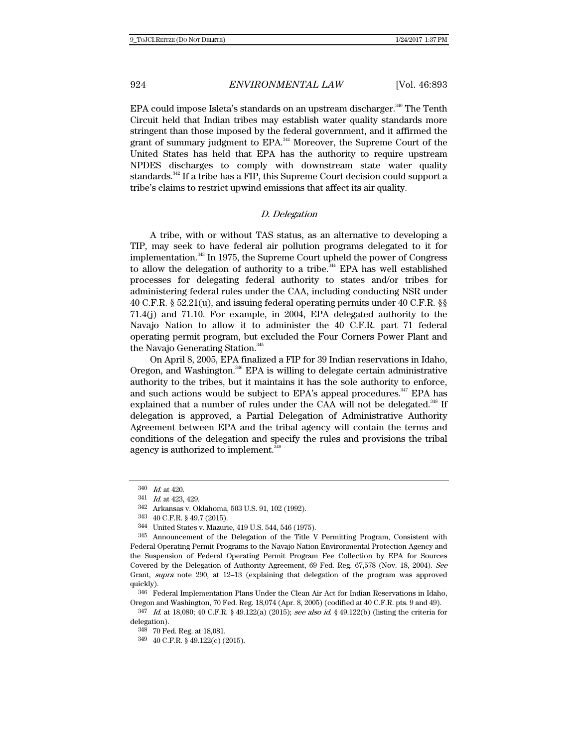EPA could impose Isleta's standards on an upstream discharger.[340] The Tenth Circuit held that Indian tribes may establish water quality standards more stringent than those imposed by the federal government, and it affirmed the grant of summary judgment to EPA.[341] Moreover, the Supreme Court of the United States has held that EPA has the authority to require upstream NPDES discharges to comply with downstream state water quality standards.[342] If a tribe has a FIP, this Supreme Court decision could support a tribe's claims to restrict upwind emissions that affect its air quality.

### *D. Delegation*

A tribe, with or without TAS status, as an alternative to developing a TIP, may seek to have federal air pollution programs delegated to it for implementation.[343] In 1975, the Supreme Court upheld the power of Congress to allow the delegation of authority to a tribe.[344] EPA has well established processes for delegating federal authority to states and/or tribes for administering federal rules under the CAA, including conducting NSR under 40 C.F.R. § 52.21(u), and issuing federal operating permits under 40 C.F.R. §§ 71.4(j) and 71.10. For example, in 2004, EPA delegated authority to the Navajo Nation to allow it to administer the 40 C.F.R. part 71 federal operating permit program, but excluded the Four Corners Power Plant and the Navajo Generating Station.[345]

On April 8, 2005, EPA finalized a FIP for 39 Indian reservations in Idaho, Oregon, and Washington.[346] EPA is willing to delegate certain administrative authority to the tribes, but it maintains it has the sole authority to enforce, and such actions would be subject to EPA's appeal procedures.[347] EPA has explained that a number of rules under the CAA will not be delegated.[348] If delegation is approved, a Partial Delegation of Administrative Authority Agreement between EPA and the tribal agency will contain the terms and conditions of the delegation and specify the rules and provisions the tribal agency is authorized to implement.[349]

---

340 *Id.* at 420.

341 *Id.* at 423, 429.

342 Arkansas v. Oklahoma, 503 U.S. 91, 102 (1992).

343 40 C.F.R. § 49.7 (2015).

344 United States v. Mazurie, 419 U.S. 544, 546 (1975).

345 Announcement of the Delegation of the Title V Permitting Program, Consistent with Federal Operating Permit Programs to the Navajo Nation Environmental Protection Agency and the Suspension of Federal Operating Permit Program Fee Collection by EPA for Sources Covered by the Delegation of Authority Agreement, 69 Fed. Reg. 67,578 (Nov. 18, 2004). *See* Grant, *supra* note 290, at 12–13 (explaining that delegation of the program was approved quickly).

346 Federal Implementation Plans Under the Clean Air Act for Indian Reservations in Idaho, Oregon and Washington, 70 Fed. Reg. 18,074 (Apr. 8, 2005) (codified at 40 C.F.R. pts. 9 and 49).

347 *Id.* at 18,080; 40 C.F.R. § 49.122(a) (2015); *see also id.* § 49.122(b) (listing the criteria for delegation).

348 70 Fed. Reg. at 18,081.

349 40 C.F.R. § 49.122(c) (2015).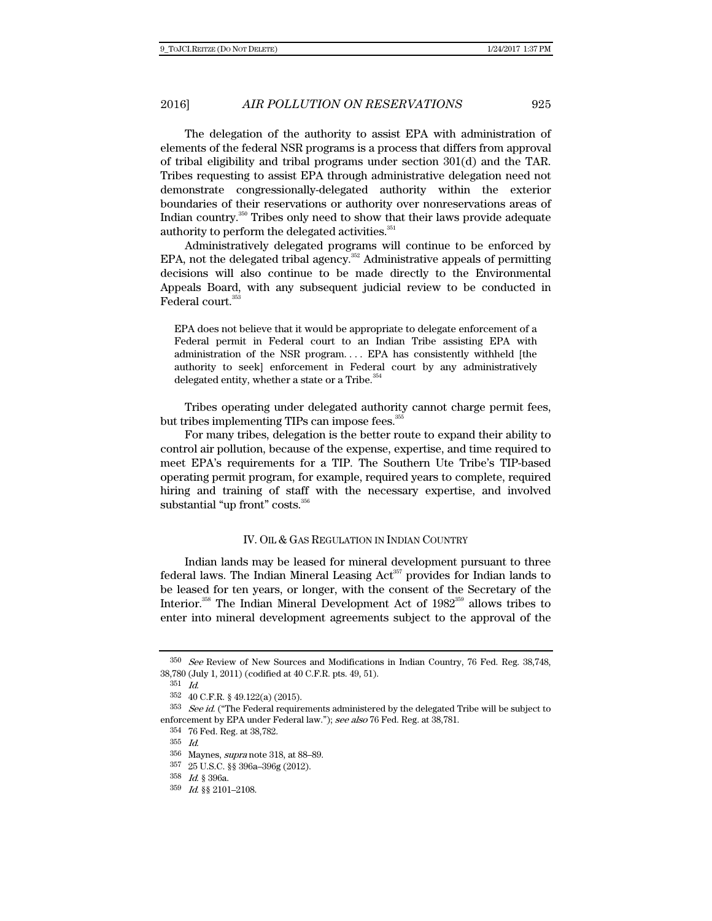The delegation of the authority to assist EPA with administration of elements of the federal NSR programs is a process that differs from approval of tribal eligibility and tribal programs under section 301(d) and the TAR. Tribes requesting to assist EPA through administrative delegation need not demonstrate congressionally-delegated authority within the exterior boundaries of their reservations or authority over nonreservations areas of Indian country.[350] Tribes only need to show that their laws provide adequate authority to perform the delegated activities.[351]

Administratively delegated programs will continue to be enforced by EPA, not the delegated tribal agency.[352] Administrative appeals of permitting decisions will also continue to be made directly to the Environmental Appeals Board, with any subsequent judicial review to be conducted in Federal court.[353]

> EPA does not believe that it would be appropriate to delegate enforcement of a Federal permit in Federal court to an Indian Tribe assisting EPA with administration of the NSR program. . . . EPA has consistently withheld [the authority to seek] enforcement in Federal court by any administratively delegated entity, whether a state or a Tribe.[354]

Tribes operating under delegated authority cannot charge permit fees, but tribes implementing TIPs can impose fees.[355]

For many tribes, delegation is the better route to expand their ability to control air pollution, because of the expense, expertise, and time required to meet EPA's requirements for a TIP. The Southern Ute Tribe's TIP-based operating permit program, for example, required years to complete, required hiring and training of staff with the necessary expertise, and involved substantial "up front" costs.[356]

## IV. OIL & GAS REGULATION IN INDIAN COUNTRY

Indian lands may be leased for mineral development pursuant to three federal laws. The Indian Mineral Leasing Act[357] provides for Indian lands to be leased for ten years, or longer, with the consent of the Secretary of the Interior.[358] The Indian Mineral Development Act of 1982[359] allows tribes to enter into mineral development agreements subject to the approval of the

---

350 *See* Review of New Sources and Modifications in Indian Country, 76 Fed. Reg. 38,748, 38,780 (July 1, 2011) (codified at 40 C.F.R. pts. 49, 51).

351 *Id.*

352 40 C.F.R. § 49.122(a) (2015).

353 *See id.* ("The Federal requirements administered by the delegated Tribe will be subject to enforcement by EPA under Federal law."); *see also* 76 Fed. Reg. at 38,781.

354 76 Fed. Reg. at 38,782.

355 *Id.*

356 Maynes, *supra* note 318, at 88–89.

357 25 U.S.C. §§ 396a–396g (2012).

358 *Id.* § 396a.

359 *Id.* §§ 2101–2108.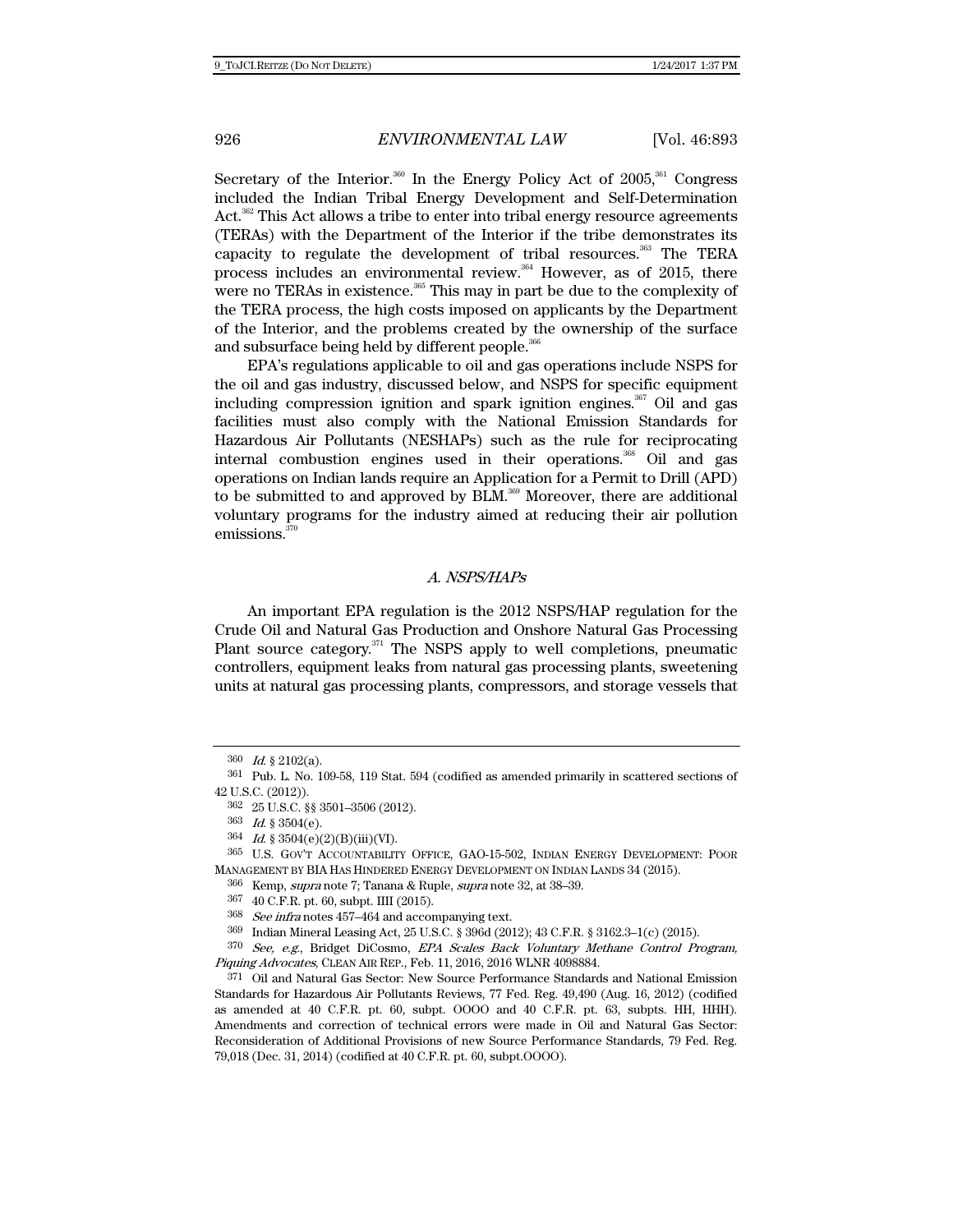Secretary of the Interior.[360] In the Energy Policy Act of 2005,[361] Congress included the Indian Tribal Energy Development and Self-Determination Act.[362] This Act allows a tribe to enter into tribal energy resource agreements (TERAs) with the Department of the Interior if the tribe demonstrates its capacity to regulate the development of tribal resources.[363] The TERA process includes an environmental review.[364] However, as of 2015, there were no TERAs in existence.[365] This may in part be due to the complexity of the TERA process, the high costs imposed on applicants by the Department of the Interior, and the problems created by the ownership of the surface and subsurface being held by different people.[366]

EPA's regulations applicable to oil and gas operations include NSPS for the oil and gas industry, discussed below, and NSPS for specific equipment including compression ignition and spark ignition engines.[367] Oil and gas facilities must also comply with the National Emission Standards for Hazardous Air Pollutants (NESHAPs) such as the rule for reciprocating internal combustion engines used in their operations.[368] Oil and gas operations on Indian lands require an Application for a Permit to Drill (APD) to be submitted to and approved by BLM.[369] Moreover, there are additional voluntary programs for the industry aimed at reducing their air pollution emissions.[370]

### *A. NSPS/HAPs*

An important EPA regulation is the 2012 NSPS/HAP regulation for the Crude Oil and Natural Gas Production and Onshore Natural Gas Processing Plant source category.[371] The NSPS apply to well completions, pneumatic controllers, equipment leaks from natural gas processing plants, sweetening units at natural gas processing plants, compressors, and storage vessels that

---

360 *Id.* § 2102(a).

361 Pub. L. No. 109-58, 119 Stat. 594 (codified as amended primarily in scattered sections of 42 U.S.C. (2012)).

362 25 U.S.C. §§ 3501–3506 (2012).

363 *Id.* § 3504(e).

364 *Id.* § 3504(e)(2)(B)(iii)(VI).

365 U.S. GOV'T ACCOUNTABILITY OFFICE, GAO-15-502, INDIAN ENERGY DEVELOPMENT: POOR MANAGEMENT BY BIA HAS HINDERED ENERGY DEVELOPMENT ON INDIAN LANDS 34 (2015).

366 Kemp, *supra* note 7; Tanana & Ruple, *supra* note 32, at 38–39.

367 40 C.F.R. pt. 60, subpt. IIII (2015).

368 *See infra* notes 457–464 and accompanying text.

369 Indian Mineral Leasing Act, 25 U.S.C. § 396d (2012); 43 C.F.R. § 3162.3–1(c) (2015).

370 *See, e.g.*, Bridget DiCosmo, *EPA Scales Back Voluntary Methane Control Program, Piquing Advocates*, CLEAN AIR REP., Feb. 11, 2016, 2016 WLNR 4098884.

371 Oil and Natural Gas Sector: New Source Performance Standards and National Emission Standards for Hazardous Air Pollutants Reviews, 77 Fed. Reg. 49,490 (Aug. 16, 2012) (codified as amended at 40 C.F.R. pt. 60, subpt. OOOO and 40 C.F.R. pt. 63, subpts. HH, HHH). Amendments and correction of technical errors were made in Oil and Natural Gas Sector: Reconsideration of Additional Provisions of new Source Performance Standards, 79 Fed. Reg. 79,018 (Dec. 31, 2014) (codified at 40 C.F.R. pt. 60, subpt.OOOO).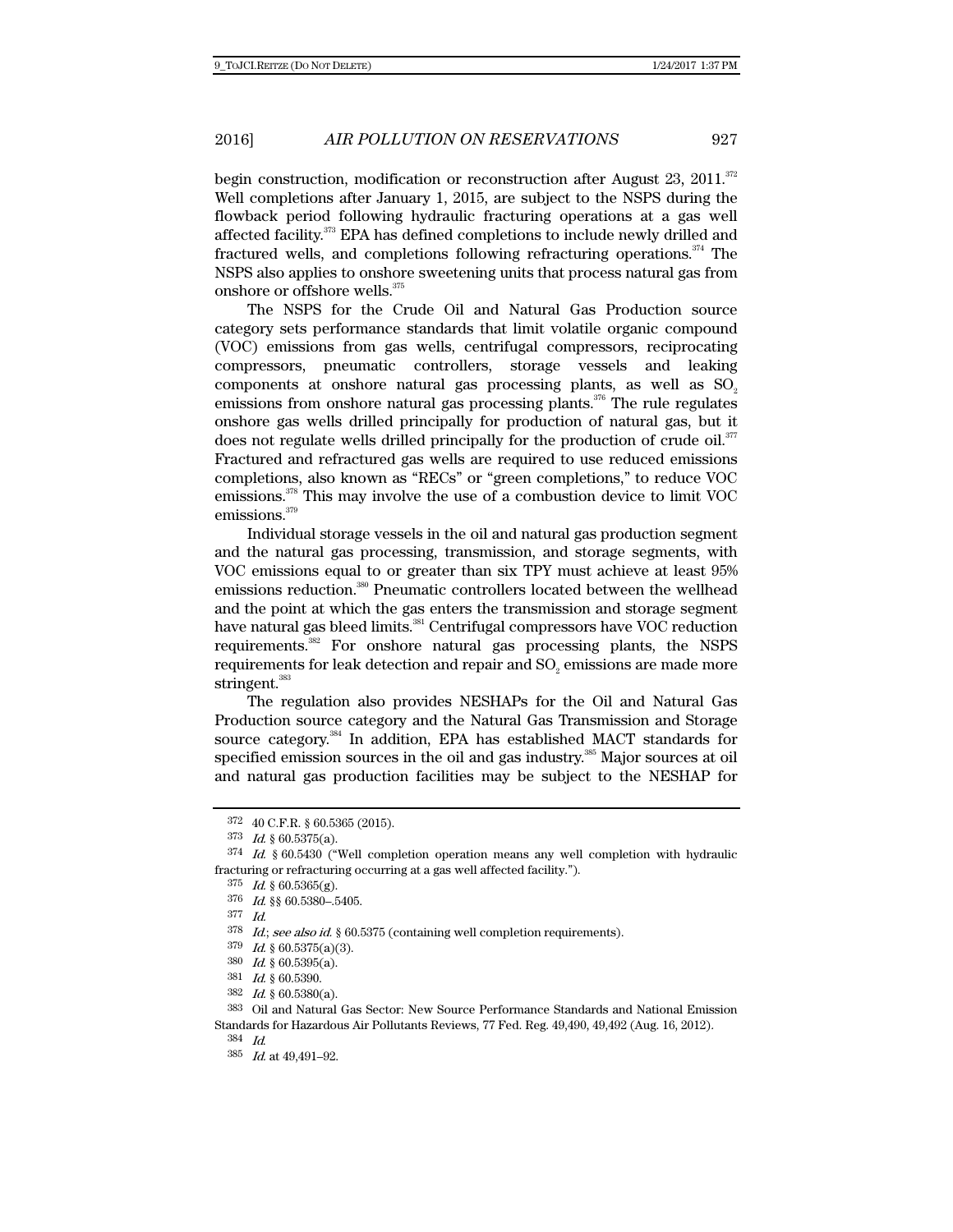begin construction, modification or reconstruction after August 23, 2011.[372] Well completions after January 1, 2015, are subject to the NSPS during the flowback period following hydraulic fracturing operations at a gas well affected facility.[373] EPA has defined completions to include newly drilled and fractured wells, and completions following refracturing operations.[374] The NSPS also applies to onshore sweetening units that process natural gas from onshore or offshore wells.[375]

The NSPS for the Crude Oil and Natural Gas Production source category sets performance standards that limit volatile organic compound (VOC) emissions from gas wells, centrifugal compressors, reciprocating compressors, pneumatic controllers, storage vessels and leaking components at onshore natural gas processing plants, as well as $SO_2$ emissions from onshore natural gas processing plants.[376] The rule regulates onshore gas wells drilled principally for production of natural gas, but it does not regulate wells drilled principally for the production of crude oil.[377] Fractured and refractured gas wells are required to use reduced emissions completions, also known as "RECs" or "green completions," to reduce VOC emissions.[378] This may involve the use of a combustion device to limit VOC emissions.[379]

Individual storage vessels in the oil and natural gas production segment and the natural gas processing, transmission, and storage segments, with VOC emissions equal to or greater than six TPY must achieve at least 95% emissions reduction.[380] Pneumatic controllers located between the wellhead and the point at which the gas enters the transmission and storage segment have natural gas bleed limits.[381] Centrifugal compressors have VOC reduction requirements.[382] For onshore natural gas processing plants, the NSPS requirements for leak detection and repair and $SO_2$ emissions are made more stringent.[383]

The regulation also provides NESHAPs for the Oil and Natural Gas Production source category and the Natural Gas Transmission and Storage source category.[384] In addition, EPA has established MACT standards for specified emission sources in the oil and gas industry.[385] Major sources at oil and natural gas production facilities may be subject to the NESHAP for

---

372 40 C.F.R. § 60.5365 (2015).

373 *Id.* § 60.5375(a).

374 *Id.* § 60.5430 ("Well completion operation means any well completion with hydraulic fracturing or refracturing occurring at a gas well affected facility.").

375 *Id.* § 60.5365(g).

376 *Id.* §§ 60.5380–.5405.

377 *Id.*

378 *Id.*; *see also id.* § 60.5375 (containing well completion requirements).

379 *Id.* § 60.5375(a)(3).

380 *Id.* § 60.5395(a).

381 *Id.* § 60.5390.

382 *Id.* § 60.5380(a).

383 Oil and Natural Gas Sector: New Source Performance Standards and National Emission Standards for Hazardous Air Pollutants Reviews, 77 Fed. Reg. 49,490, 49,492 (Aug. 16, 2012).

384 *Id.*

385 *Id.* at 49,491–92.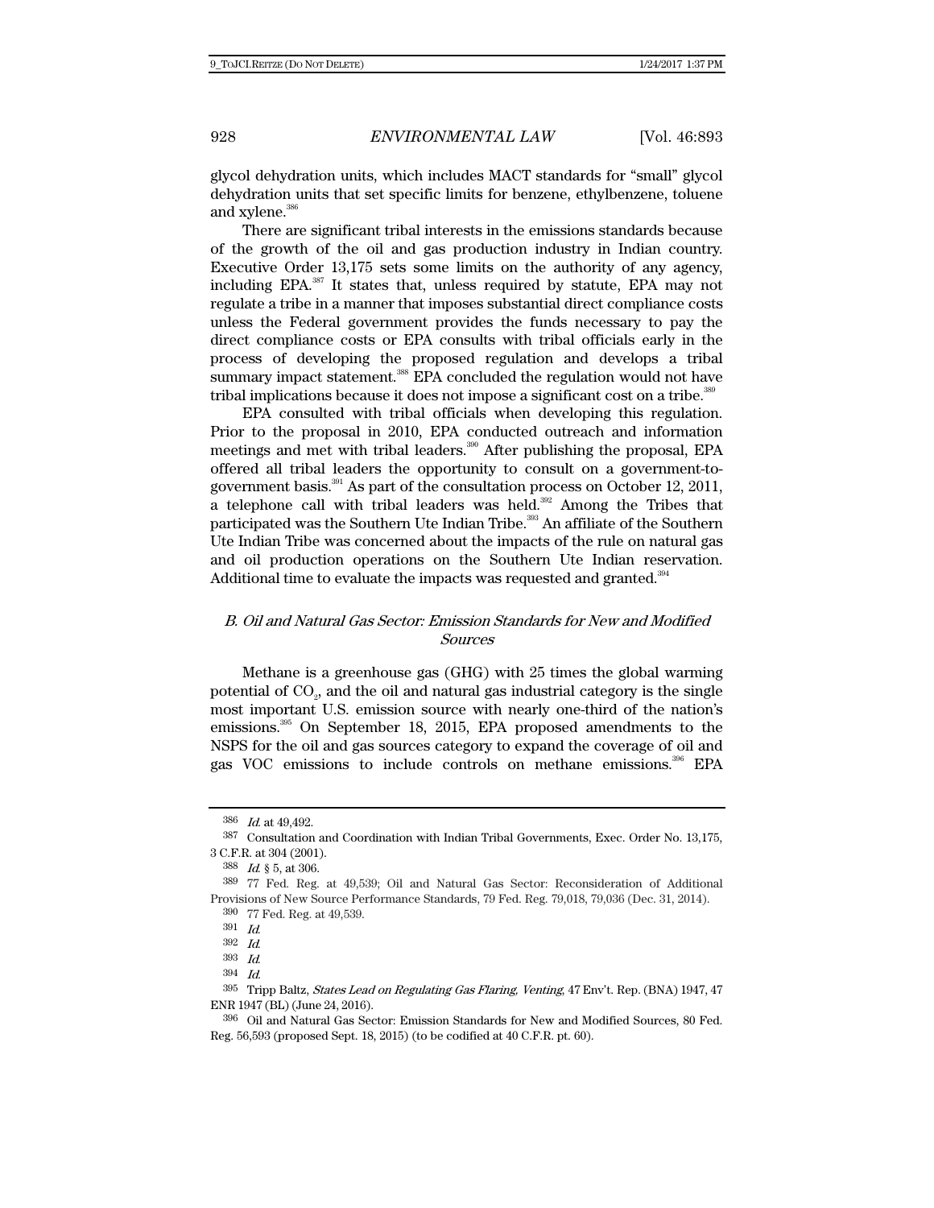glycol dehydration units, which includes MACT standards for "small" glycol dehydration units that set specific limits for benzene, ethylbenzene, toluene and xylene.[386]

There are significant tribal interests in the emissions standards because of the growth of the oil and gas production industry in Indian country. Executive Order 13,175 sets some limits on the authority of any agency, including EPA.[387] It states that, unless required by statute, EPA may not regulate a tribe in a manner that imposes substantial direct compliance costs unless the Federal government provides the funds necessary to pay the direct compliance costs or EPA consults with tribal officials early in the process of developing the proposed regulation and develops a tribal summary impact statement.[388] EPA concluded the regulation would not have tribal implications because it does not impose a significant cost on a tribe.[389]

EPA consulted with tribal officials when developing this regulation. Prior to the proposal in 2010, EPA conducted outreach and information meetings and met with tribal leaders.[390] After publishing the proposal, EPA offered all tribal leaders the opportunity to consult on a government-to-government basis.[391] As part of the consultation process on October 12, 2011, a telephone call with tribal leaders was held.[392] Among the Tribes that participated was the Southern Ute Indian Tribe.[393] An affiliate of the Southern Ute Indian Tribe was concerned about the impacts of the rule on natural gas and oil production operations on the Southern Ute Indian reservation. Additional time to evaluate the impacts was requested and granted.[394]

### *B. Oil and Natural Gas Sector: Emission Standards for New and Modified Sources*

Methane is a greenhouse gas (GHG) with 25 times the global warming potential of $CO_2$, and the oil and natural gas industrial category is the single most important U.S. emission source with nearly one-third of the nation's emissions.[395] On September 18, 2015, EPA proposed amendments to the NSPS for the oil and gas sources category to expand the coverage of oil and gas VOC emissions to include controls on methane emissions.[396] EPA

---

386 *Id.* at 49,492.

387 Consultation and Coordination with Indian Tribal Governments, Exec. Order No. 13,175, 3 C.F.R. at 304 (2001).

388 *Id.* § 5, at 306.

389 77 Fed. Reg. at 49,539; Oil and Natural Gas Sector: Reconsideration of Additional Provisions of New Source Performance Standards, 79 Fed. Reg. 79,018, 79,036 (Dec. 31, 2014).

390 77 Fed. Reg. at 49,539.

391 *Id.*

392 *Id.*

393 *Id.*

394 *Id.*

395 Tripp Baltz, *States Lead on Regulating Gas Flaring, Venting*, 47 Env't. Rep. (BNA) 1947, 47 ENR 1947 (BL) (June 24, 2016).

396 Oil and Natural Gas Sector: Emission Standards for New and Modified Sources, 80 Fed. Reg. 56,593 (proposed Sept. 18, 2015) (to be codified at 40 C.F.R. pt. 60).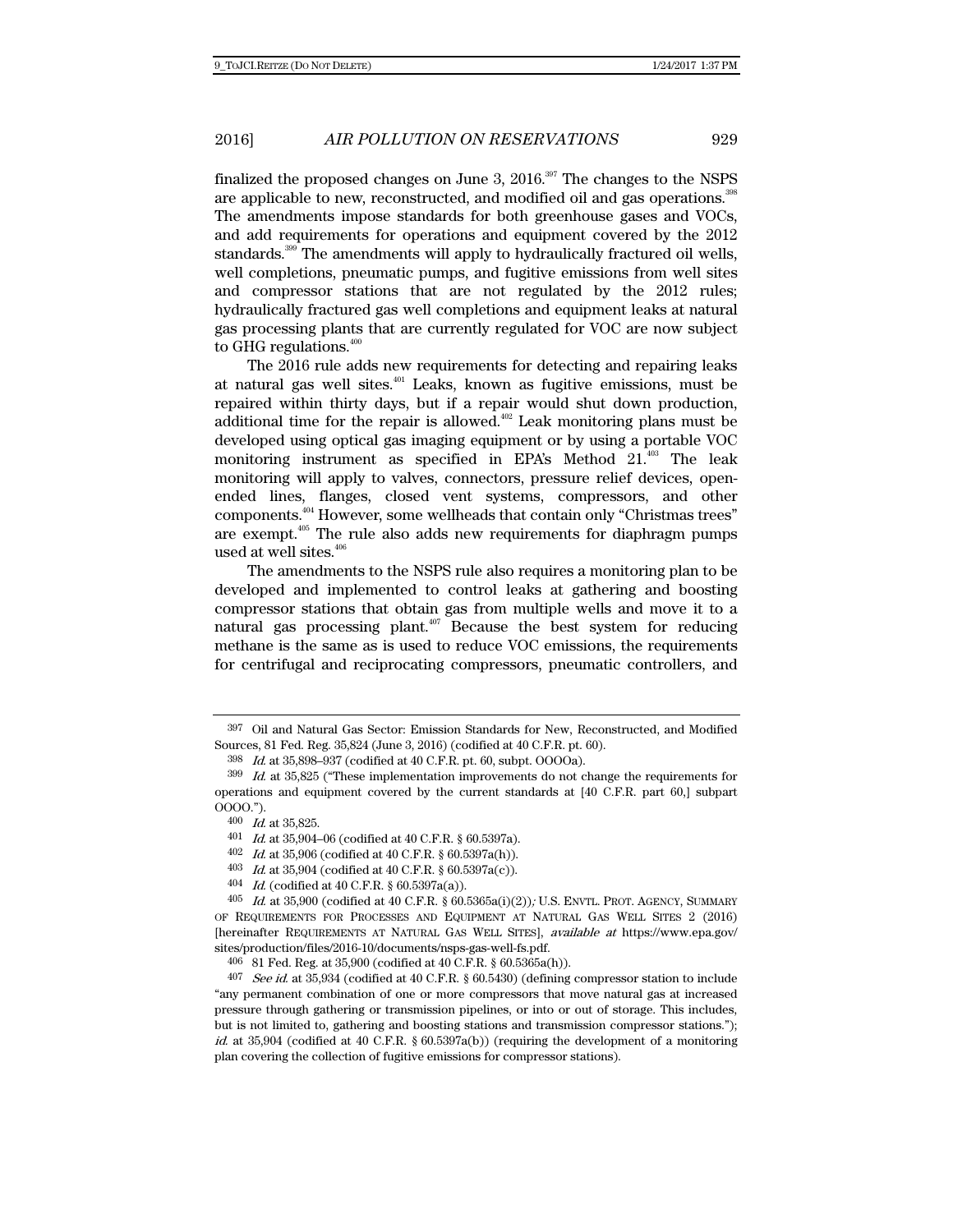finalized the proposed changes on June 3, 2016.[397] The changes to the NSPS are applicable to new, reconstructed, and modified oil and gas operations.[398] The amendments impose standards for both greenhouse gases and VOCs, and add requirements for operations and equipment covered by the 2012 standards.[399] The amendments will apply to hydraulically fractured oil wells, well completions, pneumatic pumps, and fugitive emissions from well sites and compressor stations that are not regulated by the 2012 rules; hydraulically fractured gas well completions and equipment leaks at natural gas processing plants that are currently regulated for VOC are now subject to GHG regulations.[400]

The 2016 rule adds new requirements for detecting and repairing leaks at natural gas well sites.[401] Leaks, known as fugitive emissions, must be repaired within thirty days, but if a repair would shut down production, additional time for the repair is allowed.[402] Leak monitoring plans must be developed using optical gas imaging equipment or by using a portable VOC monitoring instrument as specified in EPA's Method 21.[403] The leak monitoring will apply to valves, connectors, pressure relief devices, open-ended lines, flanges, closed vent systems, compressors, and other components.[404] However, some wellheads that contain only "Christmas trees" are exempt.[405] The rule also adds new requirements for diaphragm pumps used at well sites.[406]

The amendments to the NSPS rule also requires a monitoring plan to be developed and implemented to control leaks at gathering and boosting compressor stations that obtain gas from multiple wells and move it to a natural gas processing plant.[407] Because the best system for reducing methane is the same as is used to reduce VOC emissions, the requirements for centrifugal and reciprocating compressors, pneumatic controllers, and

---

[397] Oil and Natural Gas Sector: Emission Standards for New, Reconstructed, and Modified Sources, 81 Fed. Reg. 35,824 (June 3, 2016) (codified at 40 C.F.R. pt. 60).

[398] *Id.* at 35,898–937 (codified at 40 C.F.R. pt. 60, subpt. OOOOa).

[399] *Id.* at 35,825 ("These implementation improvements do not change the requirements for operations and equipment covered by the current standards at [40 C.F.R. part 60,] subpart OOOO.").

[400] *Id.* at 35,825.

[401] *Id.* at 35,904–06 (codified at 40 C.F.R. § 60.5397a).

[402] *Id.* at 35,906 (codified at 40 C.F.R. § 60.5397a(h)).

[403] *Id.* at 35,904 (codified at 40 C.F.R. § 60.5397a(c)).

[404] *Id.* (codified at 40 C.F.R. § 60.5397a(a)).

[405] *Id.* at 35,900 (codified at 40 C.F.R. § 60.5365a(i)(2)); U.S. ENVTL. PROT. AGENCY, SUMMARY OF REQUIREMENTS FOR PROCESSES AND EQUIPMENT AT NATURAL GAS WELL SITES 2 (2016) [hereinafter REQUIREMENTS AT NATURAL GAS WELL SITES], *available at* https://www.epa.gov/sites/production/files/2016-10/documents/nsps-gas-well-fs.pdf.

[406] 81 Fed. Reg. at 35,900 (codified at 40 C.F.R. § 60.5365a(h)).

[407] *See id.* at 35,934 (codified at 40 C.F.R. § 60.5430) (defining compressor station to include "any permanent combination of one or more compressors that move natural gas at increased pressure through gathering or transmission pipelines, or into or out of storage. This includes, but is not limited to, gathering and boosting stations and transmission compressor stations."); *id.* at 35,904 (codified at 40 C.F.R. § 60.5397a(b)) (requiring the development of a monitoring plan covering the collection of fugitive emissions for compressor stations).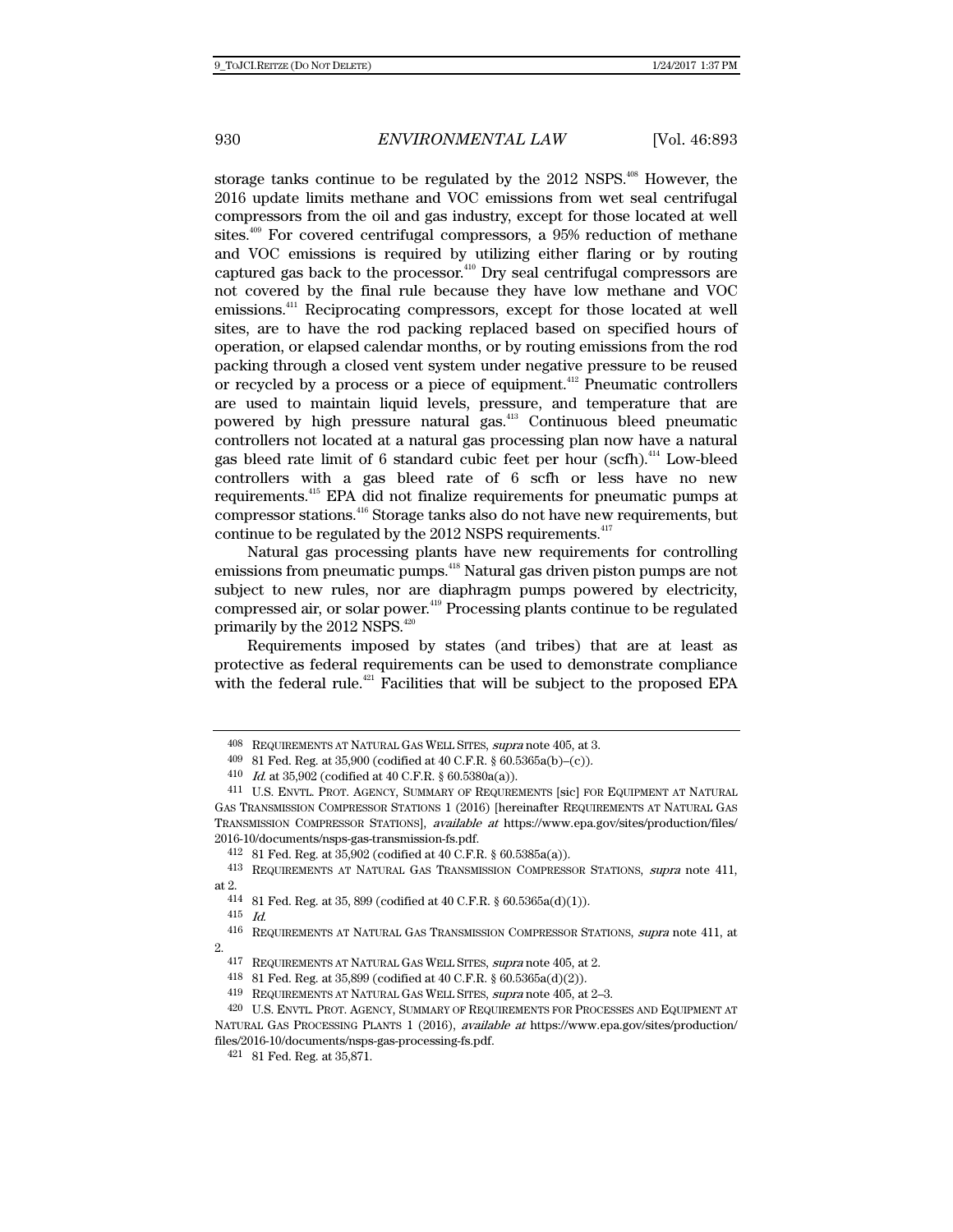storage tanks continue to be regulated by the 2012 NSPS.[408] However, the 2016 update limits methane and VOC emissions from wet seal centrifugal compressors from the oil and gas industry, except for those located at well sites.[409] For covered centrifugal compressors, a 95% reduction of methane and VOC emissions is required by utilizing either flaring or by routing captured gas back to the processor.[410] Dry seal centrifugal compressors are not covered by the final rule because they have low methane and VOC emissions.[411] Reciprocating compressors, except for those located at well sites, are to have the rod packing replaced based on specified hours of operation, or elapsed calendar months, or by routing emissions from the rod packing through a closed vent system under negative pressure to be reused or recycled by a process or a piece of equipment.[412] Pneumatic controllers are used to maintain liquid levels, pressure, and temperature that are powered by high pressure natural gas.[413] Continuous bleed pneumatic controllers not located at a natural gas processing plan now have a natural gas bleed rate limit of 6 standard cubic feet per hour (scfh).[414] Low-bleed controllers with a gas bleed rate of 6 scfh or less have no new requirements.[415] EPA did not finalize requirements for pneumatic pumps at compressor stations.[416] Storage tanks also do not have new requirements, but continue to be regulated by the 2012 NSPS requirements.[417]

Natural gas processing plants have new requirements for controlling emissions from pneumatic pumps.[418] Natural gas driven piston pumps are not subject to new rules, nor are diaphragm pumps powered by electricity, compressed air, or solar power.[419] Processing plants continue to be regulated primarily by the 2012 NSPS.[420]

Requirements imposed by states (and tribes) that are at least as protective as federal requirements can be used to demonstrate compliance with the federal rule.[421] Facilities that will be subject to the proposed EPA

---

408 REQUIREMENTS AT NATURAL GAS WELL SITES, *supra* note 405, at 3.

409 81 Fed. Reg. at 35,900 (codified at 40 C.F.R. § 60.5365a(b)–(c)).

410 *Id.* at 35,902 (codified at 40 C.F.R. § 60.5380a(a)).

411 U.S. ENVTL. PROT. AGENCY, SUMMARY OF REQUIREMENTS [sic] FOR EQUIPMENT AT NATURAL GAS TRANSMISSION COMPRESSOR STATIONS 1 (2016) [hereinafter REQUIREMENTS AT NATURAL GAS TRANSMISSION COMPRESSOR STATIONS], *available at* https://www.epa.gov/sites/production/files/2016-10/documents/nsps-gas-transmission-fs.pdf.

412 81 Fed. Reg. at 35,902 (codified at 40 C.F.R. § 60.5385a(a)).

413 REQUIREMENTS AT NATURAL GAS TRANSMISSION COMPRESSOR STATIONS, *supra* note 411, at 2.

414 81 Fed. Reg. at 35, 899 (codified at 40 C.F.R. § 60.5365a(d)(1)).

415 *Id.*

416 REQUIREMENTS AT NATURAL GAS TRANSMISSION COMPRESSOR STATIONS, *supra* note 411, at 2.

417 REQUIREMENTS AT NATURAL GAS WELL SITES, *supra* note 405, at 2.

418 81 Fed. Reg. at 35,899 (codified at 40 C.F.R. § 60.5365a(d)(2)).

419 REQUIREMENTS AT NATURAL GAS WELL SITES, *supra* note 405, at 2–3.

420 U.S. ENVTL. PROT. AGENCY, SUMMARY OF REQUIREMENTS FOR PROCESSES AND EQUIPMENT AT NATURAL GAS PROCESSING PLANTS 1 (2016), *available at* https://www.epa.gov/sites/production/files/2016-10/documents/nsps-gas-processing-fs.pdf.

421 81 Fed. Reg. at 35,871.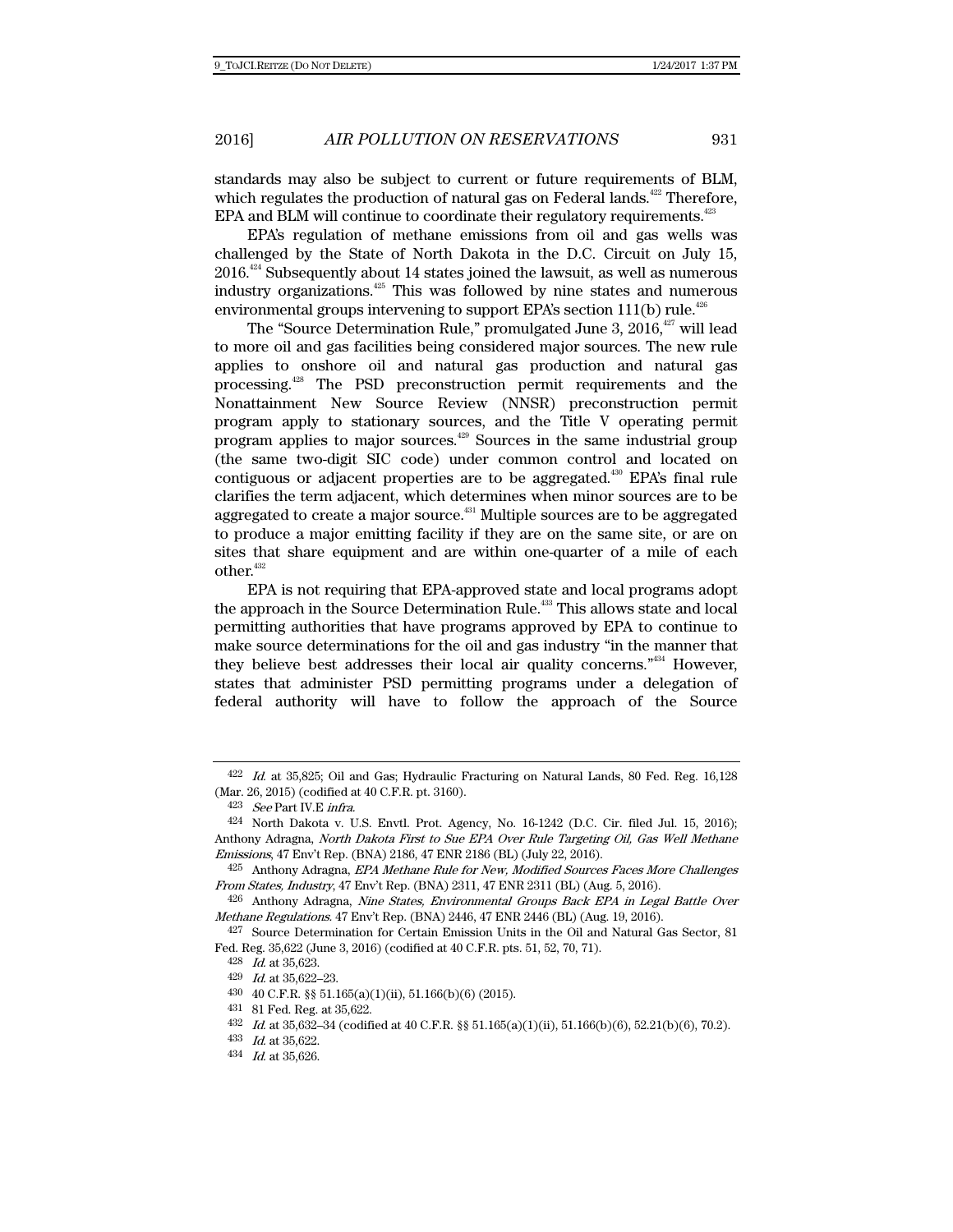standards may also be subject to current or future requirements of BLM, which regulates the production of natural gas on Federal lands.[422] Therefore, EPA and BLM will continue to coordinate their regulatory requirements.[423]

EPA's regulation of methane emissions from oil and gas wells was challenged by the State of North Dakota in the D.C. Circuit on July 15, 2016.[424] Subsequently about 14 states joined the lawsuit, as well as numerous industry organizations.[425] This was followed by nine states and numerous environmental groups intervening to support EPA's section 111(b) rule.[426]

The "Source Determination Rule," promulgated June 3, 2016,[427] will lead to more oil and gas facilities being considered major sources. The new rule applies to onshore oil and natural gas production and natural gas processing.[428] The PSD preconstruction permit requirements and the Nonattainment New Source Review (NNSR) preconstruction permit program apply to stationary sources, and the Title V operating permit program applies to major sources.[429] Sources in the same industrial group (the same two-digit SIC code) under common control and located on contiguous or adjacent properties are to be aggregated.[430] EPA's final rule clarifies the term adjacent, which determines when minor sources are to be aggregated to create a major source.[431] Multiple sources are to be aggregated to produce a major emitting facility if they are on the same site, or are on sites that share equipment and are within one-quarter of a mile of each other.[432]

EPA is not requiring that EPA-approved state and local programs adopt the approach in the Source Determination Rule.[433] This allows state and local permitting authorities that have programs approved by EPA to continue to make source determinations for the oil and gas industry "in the manner that they believe best addresses their local air quality concerns."[434] However, states that administer PSD permitting programs under a delegation of federal authority will have to follow the approach of the Source

---

422 *Id.* at 35,825; Oil and Gas; Hydraulic Fracturing on Natural Lands, 80 Fed. Reg. 16,128 (Mar. 26, 2015) (codified at 40 C.F.R. pt. 3160).

423 *See* Part IV.E *infra*.

424 North Dakota v. U.S. Envtl. Prot. Agency, No. 16-1242 (D.C. Cir. filed Jul. 15, 2016); Anthony Adragna, *North Dakota First to Sue EPA Over Rule Targeting Oil, Gas Well Methane Emissions*, 47 Env't Rep. (BNA) 2186, 47 ENR 2186 (BL) (July 22, 2016).

425 Anthony Adragna, *EPA Methane Rule for New, Modified Sources Faces More Challenges From States, Industry*, 47 Env't Rep. (BNA) 2311, 47 ENR 2311 (BL) (Aug. 5, 2016).

426 Anthony Adragna, *Nine States, Environmental Groups Back EPA in Legal Battle Over Methane Regulations*. 47 Env't Rep. (BNA) 2446, 47 ENR 2446 (BL) (Aug. 19, 2016).

427 Source Determination for Certain Emission Units in the Oil and Natural Gas Sector, 81 Fed. Reg. 35,622 (June 3, 2016) (codified at 40 C.F.R. pts. 51, 52, 70, 71).

428 *Id.* at 35,623.

429 *Id.* at 35,622–23.

430 40 C.F.R. §§ 51.165(a)(1)(ii), 51.166(b)(6) (2015).

431 81 Fed. Reg. at 35,622.

432 *Id.* at 35,632–34 (codified at 40 C.F.R. §§ 51.165(a)(1)(ii), 51.166(b)(6), 52.21(b)(6), 70.2).

433 *Id.* at 35,622.

434 *Id.* at 35,626.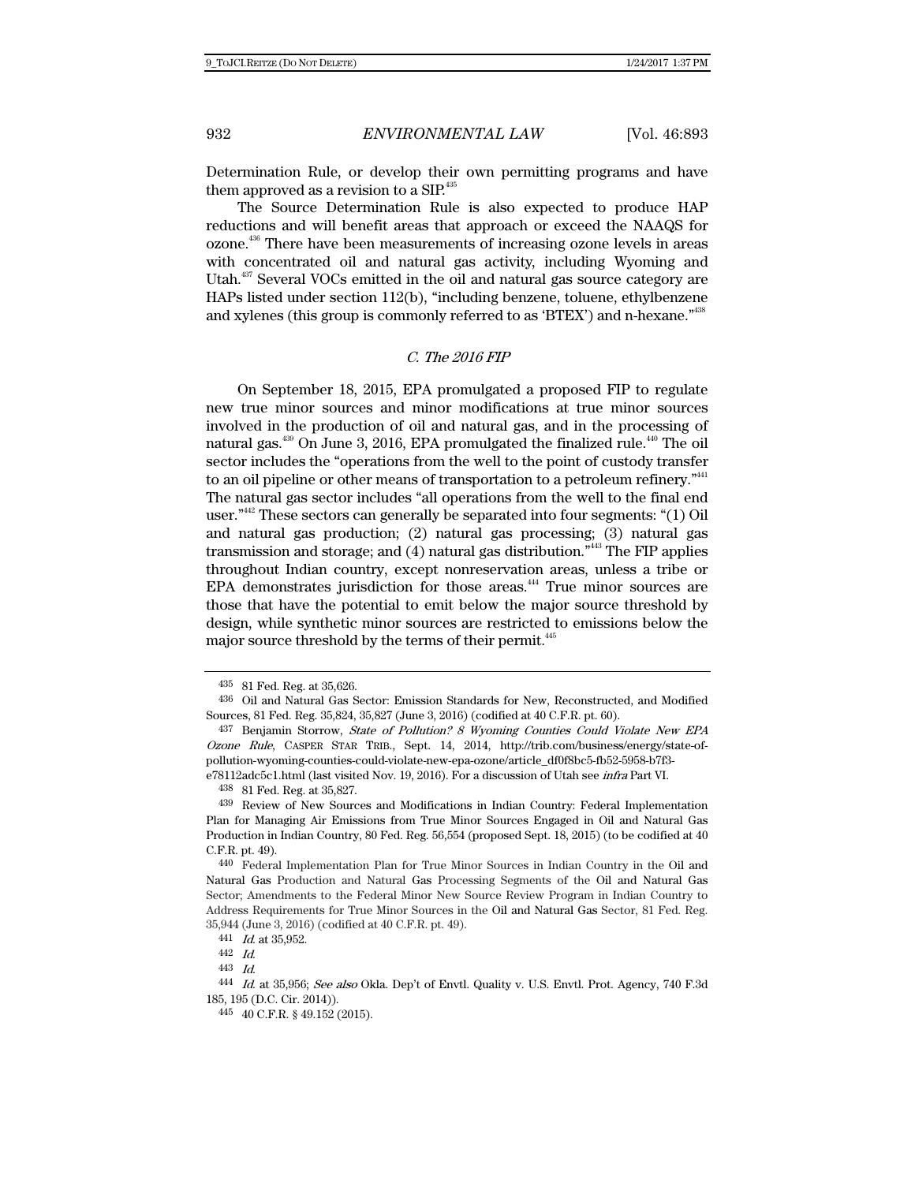Determination Rule, or develop their own permitting programs and have them approved as a revision to a SIP.[435]

The Source Determination Rule is also expected to produce HAP reductions and will benefit areas that approach or exceed the NAAQS for ozone.[436] There have been measurements of increasing ozone levels in areas with concentrated oil and natural gas activity, including Wyoming and Utah.[437] Several VOCs emitted in the oil and natural gas source category are HAPs listed under section 112(b), "including benzene, toluene, ethylbenzene and xylenes (this group is commonly referred to as 'BTEX') and n-hexane."[438]

### *C. The 2016 FIP*

On September 18, 2015, EPA promulgated a proposed FIP to regulate new true minor sources and minor modifications at true minor sources involved in the production of oil and natural gas, and in the processing of natural gas.[439] On June 3, 2016, EPA promulgated the finalized rule.[440] The oil sector includes the "operations from the well to the point of custody transfer to an oil pipeline or other means of transportation to a petroleum refinery."[441] The natural gas sector includes "all operations from the well to the final end user."[442] These sectors can generally be separated into four segments: "(1) Oil and natural gas production; (2) natural gas processing; (3) natural gas transmission and storage; and (4) natural gas distribution."[443] The FIP applies throughout Indian country, except nonreservation areas, unless a tribe or EPA demonstrates jurisdiction for those areas.[444] True minor sources are those that have the potential to emit below the major source threshold by design, while synthetic minor sources are restricted to emissions below the major source threshold by the terms of their permit.[445]

---

435 81 Fed. Reg. at 35,626.

436 Oil and Natural Gas Sector: Emission Standards for New, Reconstructed, and Modified Sources, 81 Fed. Reg. 35,824, 35,827 (June 3, 2016) (codified at 40 C.F.R. pt. 60).

437 Benjamin Storrow, *State of Pollution? 8 Wyoming Counties Could Violate New EPA Ozone Rule*, CASPER STAR TRIB., Sept. 14, 2014, http://trib.com/business/energy/state-of-pollution-wyoming-counties-could-violate-new-epa-ozone/article_df0f8bc5-fb52-5958-b7f3-e78112adc5c1.html (last visited Nov. 19, 2016). For a discussion of Utah see *infra* Part VI.

438 81 Fed. Reg. at 35,827.

439 Review of New Sources and Modifications in Indian Country: Federal Implementation Plan for Managing Air Emissions from True Minor Sources Engaged in Oil and Natural Gas Production in Indian Country, 80 Fed. Reg. 56,554 (proposed Sept. 18, 2015) (to be codified at 40 C.F.R. pt. 49).

440 Federal Implementation Plan for True Minor Sources in Indian Country in the Oil and Natural Gas Production and Natural Gas Processing Segments of the Oil and Natural Gas Sector; Amendments to the Federal Minor New Source Review Program in Indian Country to Address Requirements for True Minor Sources in the Oil and Natural Gas Sector, 81 Fed. Reg. 35,944 (June 3, 2016) (codified at 40 C.F.R. pt. 49).

441 *Id.* at 35,952.

442 *Id.*

443 *Id.*

444 *Id.* at 35,956; *See also* Okla. Dep't of Envtl. Quality v. U.S. Envtl. Prot. Agency, 740 F.3d 185, 195 (D.C. Cir. 2014)).

445 40 C.F.R. § 49.152 (2015).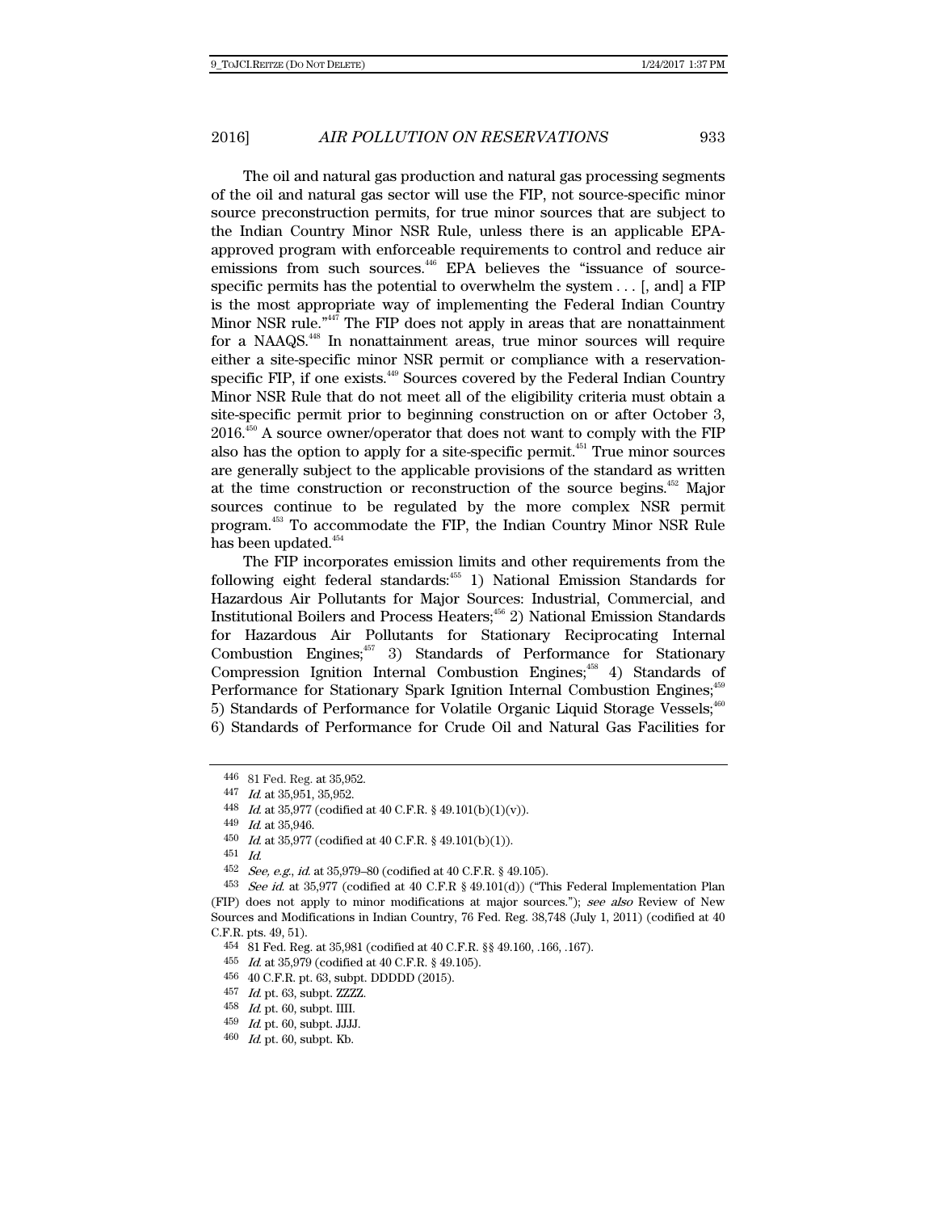The oil and natural gas production and natural gas processing segments of the oil and natural gas sector will use the FIP, not source-specific minor source preconstruction permits, for true minor sources that are subject to the Indian Country Minor NSR Rule, unless there is an applicable EPA-approved program with enforceable requirements to control and reduce air emissions from such sources.[446] EPA believes the "issuance of source-specific permits has the potential to overwhelm the system . . . [, and] a FIP is the most appropriate way of implementing the Federal Indian Country Minor NSR rule."[447] The FIP does not apply in areas that are nonattainment for a NAAQS.[448] In nonattainment areas, true minor sources will require either a site-specific minor NSR permit or compliance with a reservation-specific FIP, if one exists.[449] Sources covered by the Federal Indian Country Minor NSR Rule that do not meet all of the eligibility criteria must obtain a site-specific permit prior to beginning construction on or after October 3, 2016.[450] A source owner/operator that does not want to comply with the FIP also has the option to apply for a site-specific permit.[451] True minor sources are generally subject to the applicable provisions of the standard as written at the time construction or reconstruction of the source begins.[452] Major sources continue to be regulated by the more complex NSR permit program.[453] To accommodate the FIP, the Indian Country Minor NSR Rule has been updated.[454]

The FIP incorporates emission limits and other requirements from the following eight federal standards:[455] 1) National Emission Standards for Hazardous Air Pollutants for Major Sources: Industrial, Commercial, and Institutional Boilers and Process Heaters;[456] 2) National Emission Standards for Hazardous Air Pollutants for Stationary Reciprocating Internal Combustion Engines;[457] 3) Standards of Performance for Stationary Compression Ignition Internal Combustion Engines;[458] 4) Standards of Performance for Stationary Spark Ignition Internal Combustion Engines;[459] 5) Standards of Performance for Volatile Organic Liquid Storage Vessels;[460] 6) Standards of Performance for Crude Oil and Natural Gas Facilities for

---

446 81 Fed. Reg. at 35,952.

447 *Id.* at 35,951, 35,952.

448 *Id.* at 35,977 (codified at 40 C.F.R. § 49.101(b)(1)(v)).

449 *Id.* at 35,946.

450 *Id.* at 35,977 (codified at 40 C.F.R. § 49.101(b)(1)).

451 *Id.*

452 *See, e.g.*, *id.* at 35,979–80 (codified at 40 C.F.R. § 49.105).

453 *See id.* at 35,977 (codified at 40 C.F.R § 49.101(d)) ("This Federal Implementation Plan (FIP) does not apply to minor modifications at major sources."); *see also* Review of New Sources and Modifications in Indian Country, 76 Fed. Reg. 38,748 (July 1, 2011) (codified at 40 C.F.R. pts. 49, 51).

454 81 Fed. Reg. at 35,981 (codified at 40 C.F.R. §§ 49.160, .166, .167).

455 *Id.* at 35,979 (codified at 40 C.F.R. § 49.105).

456 40 C.F.R. pt. 63, subpt. DDDDD (2015).

457 *Id.* pt. 63, subpt. ZZZZ.

458 *Id.* pt. 60, subpt. IIII.

459 *Id.* pt. 60, subpt. JJJJ.

460 *Id.* pt. 60, subpt. Kb.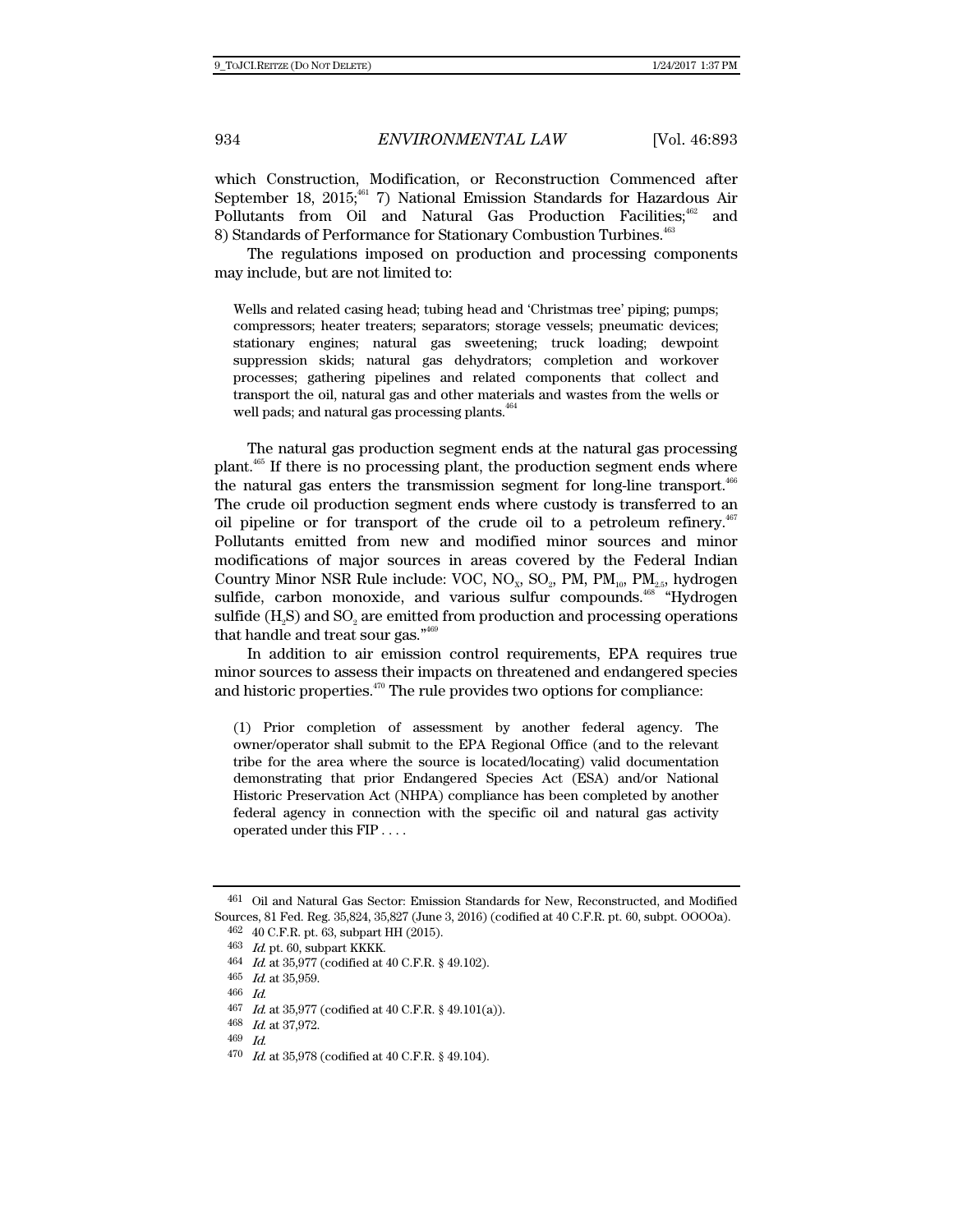which Construction, Modification, or Reconstruction Commenced after September 18, 2015;[461] 7) National Emission Standards for Hazardous Air Pollutants from Oil and Natural Gas Production Facilities;[462] and 8) Standards of Performance for Stationary Combustion Turbines.[463]

The regulations imposed on production and processing components may include, but are not limited to:

> Wells and related casing head; tubing head and 'Christmas tree' piping; pumps; compressors; heater treaters; separators; storage vessels; pneumatic devices; stationary engines; natural gas sweetening; truck loading; dewpoint suppression skids; natural gas dehydrators; completion and workover processes; gathering pipelines and related components that collect and transport the oil, natural gas and other materials and wastes from the wells or well pads; and natural gas processing plants.[464]

The natural gas production segment ends at the natural gas processing plant.[465] If there is no processing plant, the production segment ends where the natural gas enters the transmission segment for long-line transport.[466] The crude oil production segment ends where custody is transferred to an oil pipeline or for transport of the crude oil to a petroleum refinery.[467] Pollutants emitted from new and modified minor sources and minor modifications of major sources in areas covered by the Federal Indian Country Minor NSR Rule include: VOC, $NO_x$, $SO_2$, PM, $PM_{10}$, $PM_{2.5}$, hydrogen sulfide, carbon monoxide, and various sulfur compounds.[468] "Hydrogen sulfide ($H_2S$) and $SO_2$ are emitted from production and processing operations that handle and treat sour gas."[469]

In addition to air emission control requirements, EPA requires true minor sources to assess their impacts on threatened and endangered species and historic properties.[470] The rule provides two options for compliance:

> (1) Prior completion of assessment by another federal agency. The owner/operator shall submit to the EPA Regional Office (and to the relevant tribe for the area where the source is located/locating) valid documentation demonstrating that prior Endangered Species Act (ESA) and/or National Historic Preservation Act (NHPA) compliance has been completed by another federal agency in connection with the specific oil and natural gas activity operated under this FIP . . . .

---

461 Oil and Natural Gas Sector: Emission Standards for New, Reconstructed, and Modified Sources, 81 Fed. Reg. 35,824, 35,827 (June 3, 2016) (codified at 40 C.F.R. pt. 60, subpt. OOOOa).

462 40 C.F.R. pt. 63, subpart HH (2015).

463 *Id.* pt. 60, subpart KKKK.

464 *Id.* at 35,977 (codified at 40 C.F.R. § 49.102).

465 *Id.* at 35,959.

466 *Id.*

467 *Id.* at 35,977 (codified at 40 C.F.R. § 49.101(a)).

468 *Id.* at 37,972.

469 *Id.*

470 *Id.* at 35,978 (codified at 40 C.F.R. § 49.104).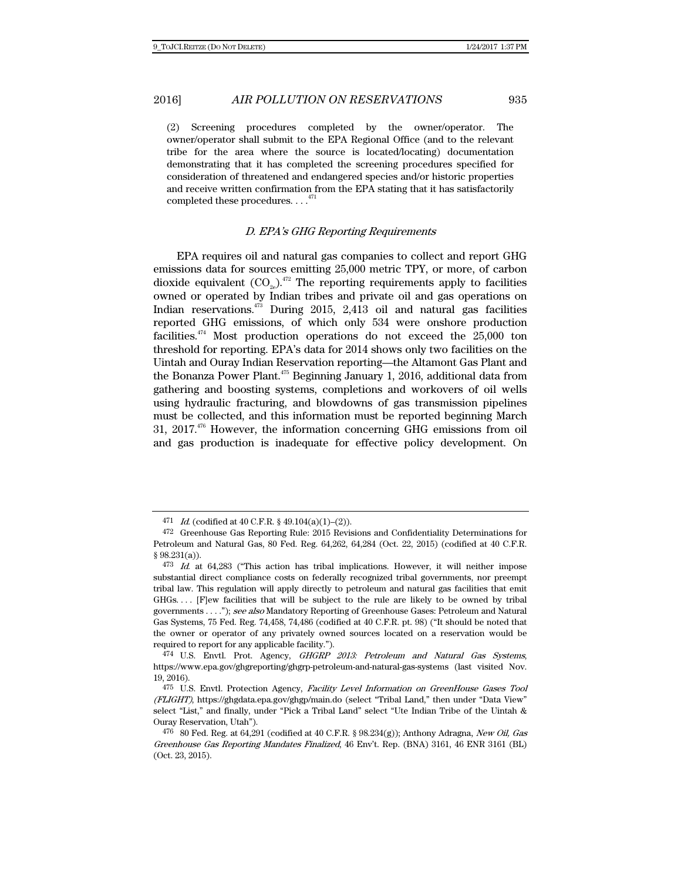(2) Screening procedures completed by the owner/operator. The owner/operator shall submit to the EPA Regional Office (and to the relevant tribe for the area where the source is located/locating) documentation demonstrating that it has completed the screening procedures specified for consideration of threatened and endangered species and/or historic properties and receive written confirmation from the EPA stating that it has satisfactorily completed these procedures. . . .[471]

### *D. EPA's GHG Reporting Requirements*

EPA requires oil and natural gas companies to collect and report GHG emissions data for sources emitting 25,000 metric TPY, or more, of carbon dioxide equivalent ($CO_{2e}$).[472] The reporting requirements apply to facilities owned or operated by Indian tribes and private oil and gas operations on Indian reservations.[473] During 2015, 2,413 oil and natural gas facilities reported GHG emissions, of which only 534 were onshore production facilities.[474] Most production operations do not exceed the 25,000 ton threshold for reporting. EPA's data for 2014 shows only two facilities on the Uintah and Ouray Indian Reservation reporting—the Altamont Gas Plant and the Bonanza Power Plant.[475] Beginning January 1, 2016, additional data from gathering and boosting systems, completions and workovers of oil wells using hydraulic fracturing, and blowdowns of gas transmission pipelines must be collected, and this information must be reported beginning March 31, 2017.[476] However, the information concerning GHG emissions from oil and gas production is inadequate for effective policy development. On

---

471 *Id.* (codified at 40 C.F.R. § 49.104(a)(1)–(2)).

472 Greenhouse Gas Reporting Rule: 2015 Revisions and Confidentiality Determinations for Petroleum and Natural Gas, 80 Fed. Reg. 64,262, 64,284 (Oct. 22, 2015) (codified at 40 C.F.R. § 98.231(a)).

473 *Id.* at 64,283 ("This action has tribal implications. However, it will neither impose substantial direct compliance costs on federally recognized tribal governments, nor preempt tribal law. This regulation will apply directly to petroleum and natural gas facilities that emit GHGs. . . . [F]ew facilities that will be subject to the rule are likely to be owned by tribal governments . . . ."); *see also* Mandatory Reporting of Greenhouse Gases: Petroleum and Natural Gas Systems, 75 Fed. Reg. 74,458, 74,486 (codified at 40 C.F.R. pt. 98) ("It should be noted that the owner or operator of any privately owned sources located on a reservation would be required to report for any applicable facility.").

474 U.S. Envtl. Prot. Agency, *GHGRP 2013: Petroleum and Natural Gas Systems*, https://www.epa.gov/ghgreporting/ghgrp-petroleum-and-natural-gas-systems (last visited Nov. 19, 2016).

475 U.S. Envtl. Protection Agency, *Facility Level Information on GreenHouse Gases Tool (FLIGHT)*, https://ghgdata.epa.gov/ghgp/main.do (select "Tribal Land," then under "Data View" select "List," and finally, under "Pick a Tribal Land" select "Ute Indian Tribe of the Uintah & Ouray Reservation, Utah").

476 80 Fed. Reg. at 64,291 (codified at 40 C.F.R. § 98.234(g)); Anthony Adragna, *New Oil, Gas Greenhouse Gas Reporting Mandates Finalized*, 46 Env't. Rep. (BNA) 3161, 46 ENR 3161 (BL) (Oct. 23, 2015).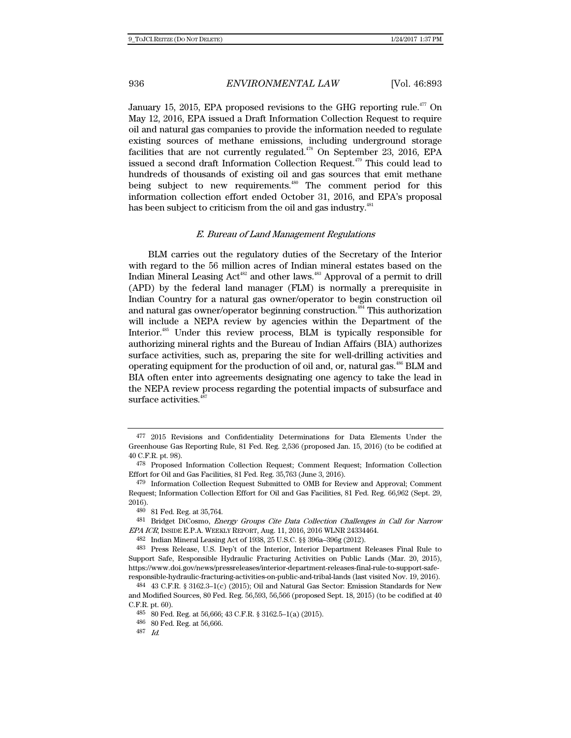January 15, 2015, EPA proposed revisions to the GHG reporting rule.[477] On May 12, 2016, EPA issued a Draft Information Collection Request to require oil and natural gas companies to provide the information needed to regulate existing sources of methane emissions, including underground storage facilities that are not currently regulated.[478] On September 23, 2016, EPA issued a second draft Information Collection Request.[479] This could lead to hundreds of thousands of existing oil and gas sources that emit methane being subject to new requirements.[480] The comment period for this information collection effort ended October 31, 2016, and EPA's proposal has been subject to criticism from the oil and gas industry.[481]

### *E. Bureau of Land Management Regulations*

BLM carries out the regulatory duties of the Secretary of the Interior with regard to the 56 million acres of Indian mineral estates based on the Indian Mineral Leasing Act[482] and other laws.[483] Approval of a permit to drill (APD) by the federal land manager (FLM) is normally a prerequisite in Indian Country for a natural gas owner/operator to begin construction oil and natural gas owner/operator beginning construction.[484] This authorization will include a NEPA review by agencies within the Department of the Interior.[485] Under this review process, BLM is typically responsible for authorizing mineral rights and the Bureau of Indian Affairs (BIA) authorizes surface activities, such as, preparing the site for well-drilling activities and operating equipment for the production of oil and, or, natural gas.[486] BLM and BIA often enter into agreements designating one agency to take the lead in the NEPA review process regarding the potential impacts of subsurface and surface activities.[487]

---

477 2015 Revisions and Confidentiality Determinations for Data Elements Under the Greenhouse Gas Reporting Rule, 81 Fed. Reg. 2,536 (proposed Jan. 15, 2016) (to be codified at 40 C.F.R. pt. 98).

478 Proposed Information Collection Request; Comment Request; Information Collection Effort for Oil and Gas Facilities, 81 Fed. Reg. 35,763 (June 3, 2016).

479 Information Collection Request Submitted to OMB for Review and Approval; Comment Request; Information Collection Effort for Oil and Gas Facilities, 81 Fed. Reg. 66,962 (Sept. 29, 2016).

480 81 Fed. Reg. at 35,764.

481 Bridget DiCosmo, *Energy Groups Cite Data Collection Challenges in Call for Narrow EPA ICR*, INSIDE E.P.A. WEEKLY REPORT, Aug. 11, 2016, 2016 WLNR 24334464.

482 Indian Mineral Leasing Act of 1938, 25 U.S.C. §§ 396a–396g (2012).

483 Press Release, U.S. Dep't of the Interior, Interior Department Releases Final Rule to Support Safe, Responsible Hydraulic Fracturing Activities on Public Lands (Mar. 20, 2015), https://www.doi.gov/news/pressreleases/interior-department-releases-final-rule-to-support-safe-responsible-hydraulic-fracturing-activities-on-public-and-tribal-lands (last visited Nov. 19, 2016).

484 43 C.F.R. § 3162.3–1(c) (2015); Oil and Natural Gas Sector: Emission Standards for New and Modified Sources, 80 Fed. Reg. 56,593, 56,566 (proposed Sept. 18, 2015) (to be codified at 40 C.F.R. pt. 60).

485 80 Fed. Reg. at 56,666; 43 C.F.R. § 3162.5–1(a) (2015).

486 80 Fed. Reg. at 56,666.

487 *Id.*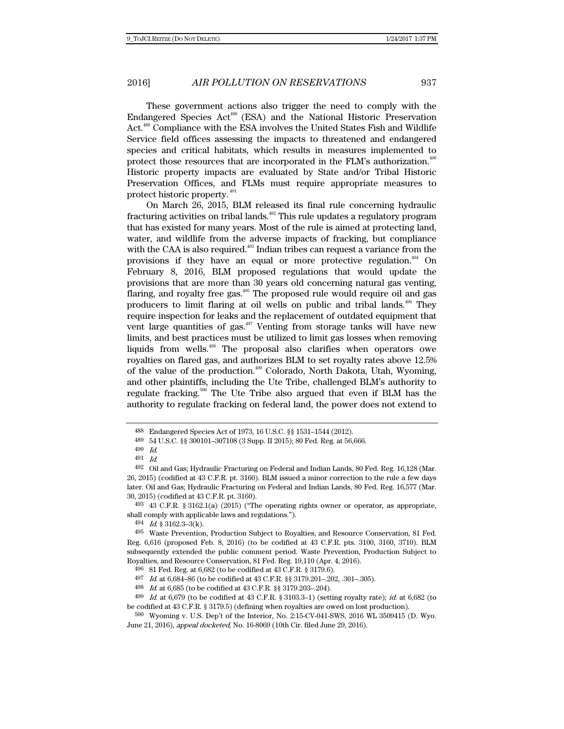These government actions also trigger the need to comply with the Endangered Species Act[488] (ESA) and the National Historic Preservation Act.[489] Compliance with the ESA involves the United States Fish and Wildlife Service field offices assessing the impacts to threatened and endangered species and critical habitats, which results in measures implemented to protect those resources that are incorporated in the FLM's authorization.[490] Historic property impacts are evaluated by State and/or Tribal Historic Preservation Offices, and FLMs must require appropriate measures to protect historic property.[491]

On March 26, 2015, BLM released its final rule concerning hydraulic fracturing activities on tribal lands.[492] This rule updates a regulatory program that has existed for many years. Most of the rule is aimed at protecting land, water, and wildlife from the adverse impacts of fracking, but compliance with the CAA is also required.[493] Indian tribes can request a variance from the provisions if they have an equal or more protective regulation.[494] On February 8, 2016, BLM proposed regulations that would update the provisions that are more than 30 years old concerning natural gas venting, flaring, and royalty free gas.[495] The proposed rule would require oil and gas producers to limit flaring at oil wells on public and tribal lands.[496] They require inspection for leaks and the replacement of outdated equipment that vent large quantities of gas.[497] Venting from storage tanks will have new limits, and best practices must be utilized to limit gas losses when removing liquids from wells.[498] The proposal also clarifies when operators owe royalties on flared gas, and authorizes BLM to set royalty rates above 12.5% of the value of the production.[499] Colorado, North Dakota, Utah, Wyoming, and other plaintiffs, including the Ute Tribe, challenged BLM's authority to regulate fracking.[500] The Ute Tribe also argued that even if BLM has the authority to regulate fracking on federal land, the power does not extend to

---

488 Endangered Species Act of 1973, 16 U.S.C. §§ 1531–1544 (2012).

489 54 U.S.C. §§ 300101–307108 (3 Supp. II 2015); 80 Fed. Reg. at 56,666.

490 *Id.*

491 *Id.*

492 Oil and Gas; Hydraulic Fracturing on Federal and Indian Lands, 80 Fed. Reg. 16,128 (Mar. 26, 2015) (codified at 43 C.F.R. pt. 3160). BLM issued a minor correction to the rule a few days later. Oil and Gas; Hydraulic Fracturing on Federal and Indian Lands, 80 Fed. Reg. 16,577 (Mar. 30, 2015) (codified at 43 C.F.R. pt. 3160).

493 43 C.F.R. § 3162.1(a) (2015) ("The operating rights owner or operator, as appropriate, shall comply with applicable laws and regulations.").

494 *Id.* § 3162.3–3(k).

495 Waste Prevention, Production Subject to Royalties, and Resource Conservation, 81 Fed. Reg. 6,616 (proposed Feb. 8, 2016) (to be codified at 43 C.F.R. pts. 3100, 3160, 3710). BLM subsequently extended the public comment period. Waste Prevention, Production Subject to Royalties, and Resource Conservation, 81 Fed. Reg. 19,110 (Apr. 4, 2016).

496 81 Fed. Reg. at 6,682 (to be codified at 43 C.F.R. § 3179.6).

497 *Id.* at 6,684–86 (to be codified at 43 C.F.R. §§ 3179.201–.202, .301–.305).

498 *Id.* at 6,685 (to be codified at 43 C.F.R. §§ 3179.203–.204).

499 *Id.* at 6,679 (to be codified at 43 C.F.R. § 3103.3–1) (setting royalty rate); *id.* at 6,682 (to be codified at 43 C.F.R. § 3179.5) (defining when royalties are owed on lost production).

500 Wyoming v. U.S. Dep't of the Interior, No. 2:15-CV-041-SWS, 2016 WL 3509415 (D. Wyo. June 21, 2016), *appeal docketed*, No. 16-8069 (10th Cir. filed June 29, 2016).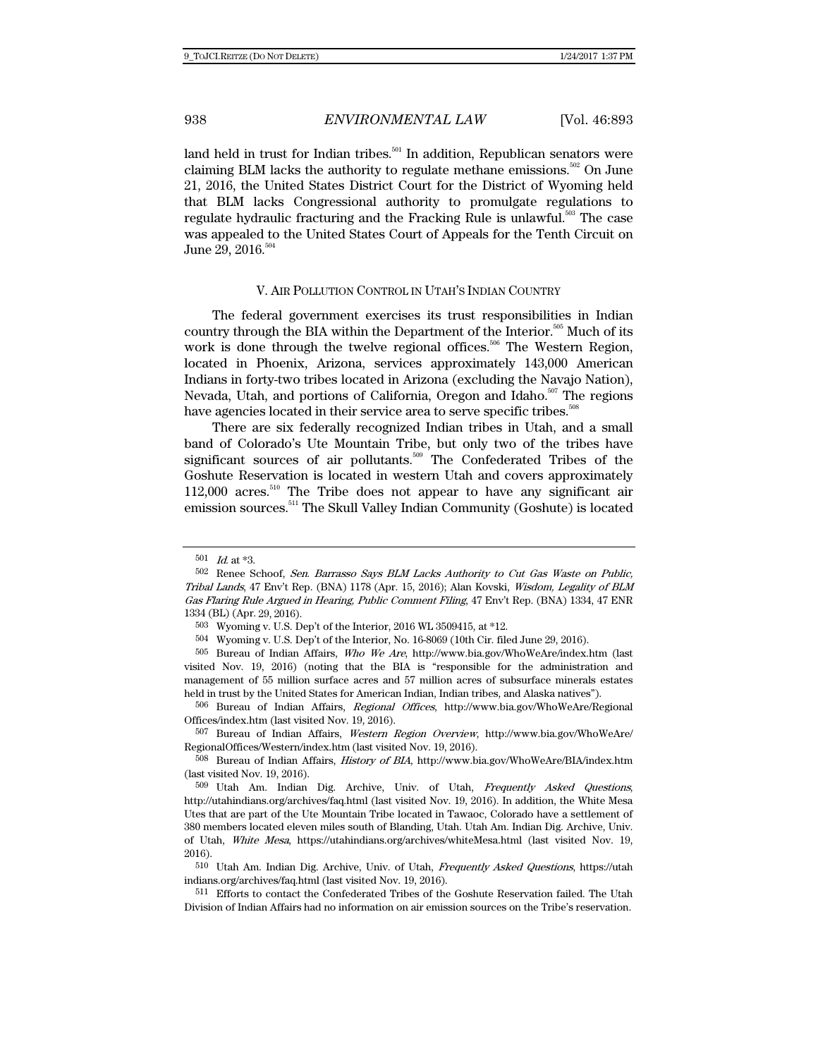land held in trust for Indian tribes.[501] In addition, Republican senators were claiming BLM lacks the authority to regulate methane emissions.[502] On June 21, 2016, the United States District Court for the District of Wyoming held that BLM lacks Congressional authority to promulgate regulations to regulate hydraulic fracturing and the Fracking Rule is unlawful.[503] The case was appealed to the United States Court of Appeals for the Tenth Circuit on June 29, 2016.[504]

## V. AIR POLLUTION CONTROL IN UTAH'S INDIAN COUNTRY

The federal government exercises its trust responsibilities in Indian country through the BIA within the Department of the Interior.[505] Much of its work is done through the twelve regional offices.[506] The Western Region, located in Phoenix, Arizona, services approximately 143,000 American Indians in forty-two tribes located in Arizona (excluding the Navajo Nation), Nevada, Utah, and portions of California, Oregon and Idaho.[507] The regions have agencies located in their service area to serve specific tribes.[508]

There are six federally recognized Indian tribes in Utah, and a small band of Colorado's Ute Mountain Tribe, but only two of the tribes have significant sources of air pollutants.[509] The Confederated Tribes of the Goshute Reservation is located in western Utah and covers approximately 112,000 acres.[510] The Tribe does not appear to have any significant air emission sources.[511] The Skull Valley Indian Community (Goshute) is located

---

501 *Id.* at *3.

502 Renee Schoof, *Sen. Barrasso Says BLM Lacks Authority to Cut Gas Waste on Public, Tribal Lands*, 47 Env't Rep. (BNA) 1178 (Apr. 15, 2016); Alan Kovski, *Wisdom, Legality of BLM Gas Flaring Rule Argued in Hearing, Public Comment Filing*, 47 Env't Rep. (BNA) 1334, 47 ENR 1334 (BL) (Apr. 29, 2016).

503 Wyoming v. U.S. Dep't of the Interior, 2016 WL 3509415, at *12.

504 Wyoming v. U.S. Dep't of the Interior, No. 16-8069 (10th Cir. filed June 29, 2016).

505 Bureau of Indian Affairs, *Who We Are*, http://www.bia.gov/WhoWeAre/index.htm (last visited Nov. 19, 2016) (noting that the BIA is "responsible for the administration and management of 55 million surface acres and 57 million acres of subsurface minerals estates held in trust by the United States for American Indian, Indian tribes, and Alaska natives").

506 Bureau of Indian Affairs, *Regional Offices*, http://www.bia.gov/WhoWeAre/RegionalOffices/index.htm (last visited Nov. 19, 2016).

507 Bureau of Indian Affairs, *Western Region Overview*, http://www.bia.gov/WhoWeAre/RegionalOffices/Western/index.htm (last visited Nov. 19, 2016).

508 Bureau of Indian Affairs, *History of BIA*, http://www.bia.gov/WhoWeAre/BIA/index.htm (last visited Nov. 19, 2016).

509 Utah Am. Indian Dig. Archive, Univ. of Utah, *Frequently Asked Questions*, http://utahindians.org/archives/faq.html (last visited Nov. 19, 2016). In addition, the White Mesa Utes that are part of the Ute Mountain Tribe located in Tawaoc, Colorado have a settlement of 380 members located eleven miles south of Blanding, Utah. Utah Am. Indian Dig. Archive, Univ. of Utah, *White Mesa*, https://utahindians.org/archives/whiteMesa.html (last visited Nov. 19, 2016).

510 Utah Am. Indian Dig. Archive, Univ. of Utah, *Frequently Asked Questions*, https://utahindians.org/archives/faq.html (last visited Nov. 19, 2016).

511 Efforts to contact the Confederated Tribes of the Goshute Reservation failed. The Utah Division of Indian Affairs had no information on air emission sources on the Tribe's reservation.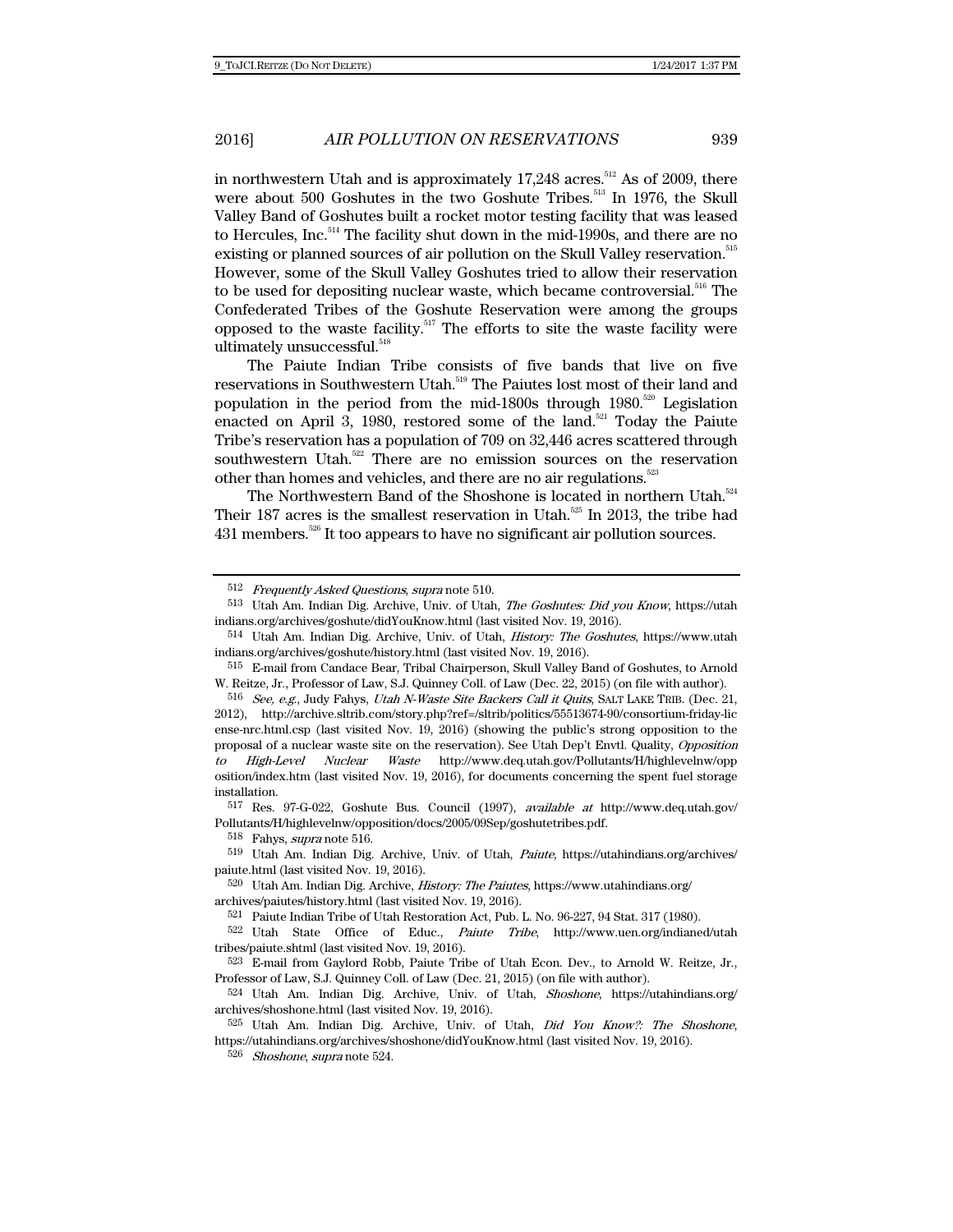in northwestern Utah and is approximately 17,248 acres.[512] As of 2009, there were about 500 Goshutes in the two Goshute Tribes.[513] In 1976, the Skull Valley Band of Goshutes built a rocket motor testing facility that was leased to Hercules, Inc.[514] The facility shut down in the mid-1990s, and there are no existing or planned sources of air pollution on the Skull Valley reservation.[515] However, some of the Skull Valley Goshutes tried to allow their reservation to be used for depositing nuclear waste, which became controversial.[516] The Confederated Tribes of the Goshute Reservation were among the groups opposed to the waste facility.[517] The efforts to site the waste facility were ultimately unsuccessful.[518]

The Paiute Indian Tribe consists of five bands that live on five reservations in Southwestern Utah.[519] The Paiutes lost most of their land and population in the period from the mid-1800s through 1980.[520] Legislation enacted on April 3, 1980, restored some of the land.[521] Today the Paiute Tribe's reservation has a population of 709 on 32,446 acres scattered through southwestern Utah.[522] There are no emission sources on the reservation other than homes and vehicles, and there are no air regulations.[523]

The Northwestern Band of the Shoshone is located in northern Utah.[524] Their 187 acres is the smallest reservation in Utah.[525] In 2013, the tribe had 431 members.[526] It too appears to have no significant air pollution sources.

---

512 *Frequently Asked Questions*, *supra* note 510.

513 Utah Am. Indian Dig. Archive, Univ. of Utah, *The Goshutes: Did you Know*, https://utahindians.org/archives/goshute/didYouKnow.html (last visited Nov. 19, 2016).

514 Utah Am. Indian Dig. Archive, Univ. of Utah, *History: The Goshutes*, https://www.utahindians.org/archives/goshute/history.html (last visited Nov. 19, 2016).

515 E-mail from Candace Bear, Tribal Chairperson, Skull Valley Band of Goshutes, to Arnold W. Reitze, Jr., Professor of Law, S.J. Quinney Coll. of Law (Dec. 22, 2015) (on file with author).

516 *See, e.g.*, Judy Fahys, *Utah N-Waste Site Backers Call it Quits*, SALT LAKE TRIB. (Dec. 21, 2012), http://archive.sltrib.com/story.php?ref=/sltrib/politics/55513674-90/consortium-friday-license-nrc.html.csp (last visited Nov. 19, 2016) (showing the public's strong opposition to the proposal of a nuclear waste site on the reservation). See Utah Dep't Envtl. Quality, *Opposition to High-Level Nuclear Waste* http://www.deq.utah.gov/Pollutants/H/highlevelnw/opposition/index.htm (last visited Nov. 19, 2016), for documents concerning the spent fuel storage installation.

517 Res. 97-G-022, Goshute Bus. Council (1997), *available at* http://www.deq.utah.gov/Pollutants/H/highlevelnw/opposition/docs/2005/09Sep/goshutetribes.pdf.

518 Fahys, *supra* note 516.

519 Utah Am. Indian Dig. Archive, Univ. of Utah, *Paiute*, https://utahindians.org/archives/paiute.html (last visited Nov. 19, 2016).

520 Utah Am. Indian Dig. Archive, *History: The Paiutes*, https://www.utahindians.org/archives/paiutes/history.html (last visited Nov. 19, 2016).

521 Paiute Indian Tribe of Utah Restoration Act, Pub. L. No. 96-227, 94 Stat. 317 (1980).

522 Utah State Office of Educ., *Paiute Tribe*, http://www.uen.org/indianed/utahtribes/paiute.shtml (last visited Nov. 19, 2016).

523 E-mail from Gaylord Robb, Paiute Tribe of Utah Econ. Dev., to Arnold W. Reitze, Jr., Professor of Law, S.J. Quinney Coll. of Law (Dec. 21, 2015) (on file with author).

524 Utah Am. Indian Dig. Archive, Univ. of Utah, *Shoshone*, https://utahindians.org/archives/shoshone.html (last visited Nov. 19, 2016).

525 Utah Am. Indian Dig. Archive, Univ. of Utah, *Did You Know?: The Shoshone*, https://utahindians.org/archives/shoshone/didYouKnow.html (last visited Nov. 19, 2016).

526 *Shoshone*, *supra* note 524.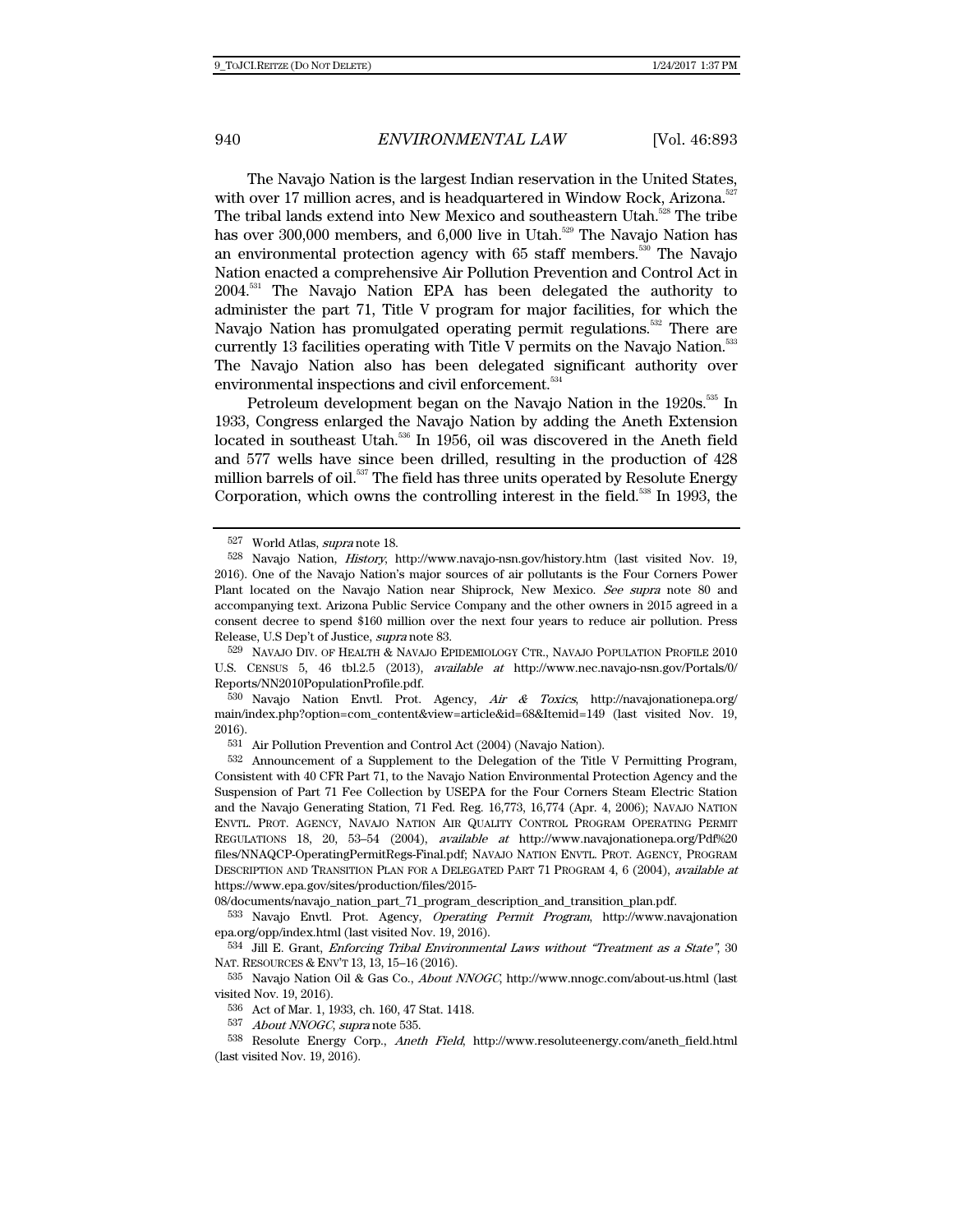The Navajo Nation is the largest Indian reservation in the United States, with over 17 million acres, and is headquartered in Window Rock, Arizona.[527] The tribal lands extend into New Mexico and southeastern Utah.[528] The tribe has over 300,000 members, and 6,000 live in Utah.[529] The Navajo Nation has an environmental protection agency with 65 staff members.[530] The Navajo Nation enacted a comprehensive Air Pollution Prevention and Control Act in 2004.[531] The Navajo Nation EPA has been delegated the authority to administer the part 71, Title V program for major facilities, for which the Navajo Nation has promulgated operating permit regulations.[532] There are currently 13 facilities operating with Title V permits on the Navajo Nation.[533] The Navajo Nation also has been delegated significant authority over environmental inspections and civil enforcement.[534]

Petroleum development began on the Navajo Nation in the 1920s.[535] In 1933, Congress enlarged the Navajo Nation by adding the Aneth Extension located in southeast Utah.[536] In 1956, oil was discovered in the Aneth field and 577 wells have since been drilled, resulting in the production of 428 million barrels of oil.[537] The field has three units operated by Resolute Energy Corporation, which owns the controlling interest in the field.[538] In 1993, the

---

527 World Atlas, *supra* note 18.

528 Navajo Nation, *History*, http://www.navajo-nsn.gov/history.htm (last visited Nov. 19, 2016). One of the Navajo Nation's major sources of air pollutants is the Four Corners Power Plant located on the Navajo Nation near Shiprock, New Mexico. *See supra* note 80 and accompanying text. Arizona Public Service Company and the other owners in 2015 agreed in a consent decree to spend $160 million over the next four years to reduce air pollution. Press Release, U.S Dep't of Justice, *supra* note 83.

529 NAVAJO DIV. OF HEALTH & NAVAJO EPIDEMIOLOGY CTR., NAVAJO POPULATION PROFILE 2010 U.S. CENSUS 5, 46 tbl.2.5 (2013), *available at* http://www.nec.navajo-nsn.gov/Portals/0/Reports/NN2010PopulationProfile.pdf.

530 Navajo Nation Envtl. Prot. Agency, *Air & Toxics*, http://navajonationepa.org/main/index.php?option=com_content&view=article&id=68&Itemid=149 (last visited Nov. 19, 2016).

531 Air Pollution Prevention and Control Act (2004) (Navajo Nation).

532 Announcement of a Supplement to the Delegation of the Title V Permitting Program, Consistent with 40 CFR Part 71, to the Navajo Nation Environmental Protection Agency and the Suspension of Part 71 Fee Collection by USEPA for the Four Corners Steam Electric Station and the Navajo Generating Station, 71 Fed. Reg. 16,773, 16,774 (Apr. 4, 2006); NAVAJO NATION ENVTL. PROT. AGENCY, NAVAJO NATION AIR QUALITY CONTROL PROGRAM OPERATING PERMIT REGULATIONS 18, 20, 53–54 (2004), *available at* http://www.navajonationepa.org/Pdf%20files/NNAQCP-OperatingPermitRegs-Final.pdf; NAVAJO NATION ENVTL. PROT. AGENCY, PROGRAM DESCRIPTION AND TRANSITION PLAN FOR A DELEGATED PART 71 PROGRAM 4, 6 (2004), *available at* https://www.epa.gov/sites/production/files/2015-08/documents/navajo_nation_part_71_program_description_and_transition_plan.pdf.

533 Navajo Envtl. Prot. Agency, *Operating Permit Program*, http://www.navajonationepa.org/opp/index.html (last visited Nov. 19, 2016).

534 Jill E. Grant, *Enforcing Tribal Environmental Laws without "Treatment as a State"*, 30 NAT. RESOURCES & ENV'T 13, 13, 15–16 (2016).

535 Navajo Nation Oil & Gas Co., *About NNOGC*, http://www.nnogc.com/about-us.html (last visited Nov. 19, 2016).

536 Act of Mar. 1, 1933, ch. 160, 47 Stat. 1418.

537 *About NNOGC*, *supra* note 535.

538 Resolute Energy Corp., *Aneth Field*, http://www.resoluteenergy.com/aneth_field.html (last visited Nov. 19, 2016).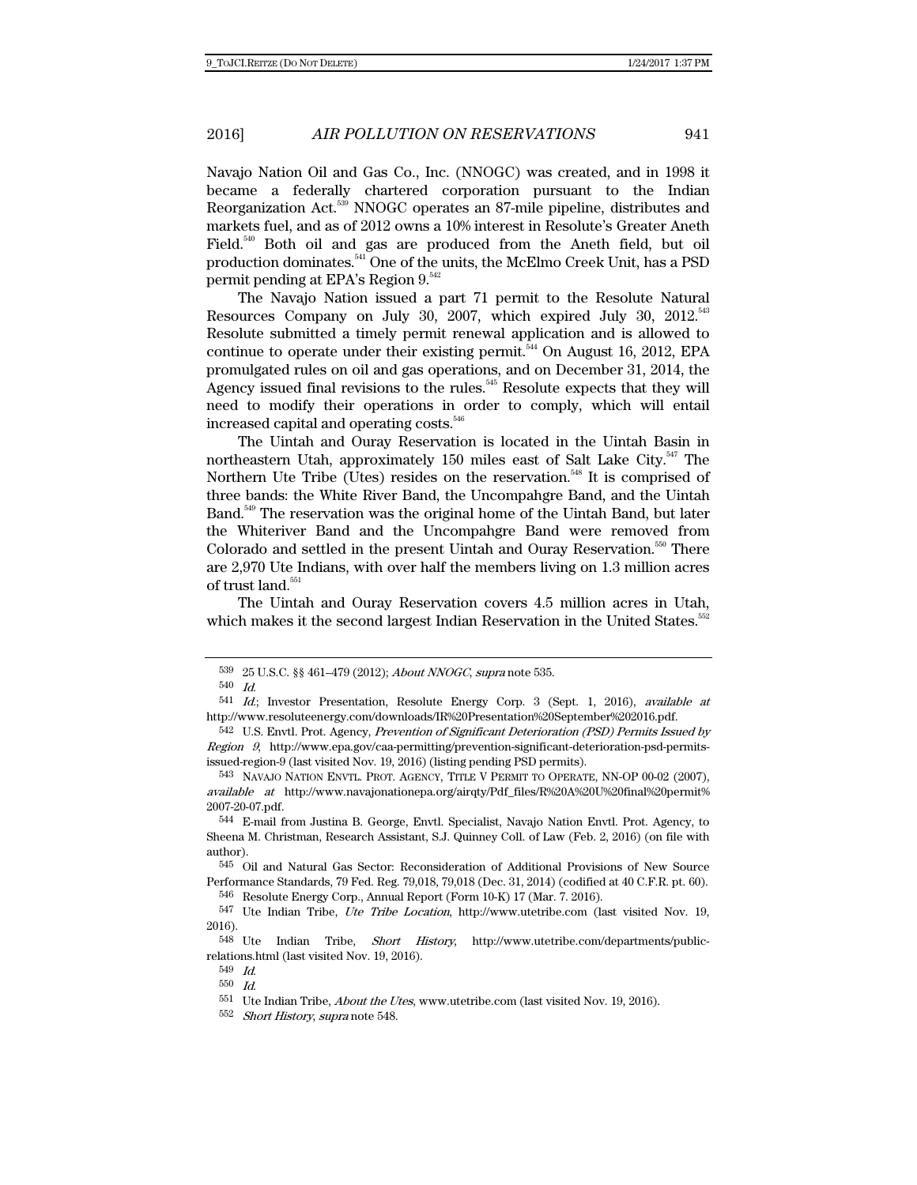Navajo Nation Oil and Gas Co., Inc. (NNOGC) was created, and in 1998 it became a federally chartered corporation pursuant to the Indian Reorganization Act.[539] NNOGC operates an 87-mile pipeline, distributes and markets fuel, and as of 2012 owns a 10% interest in Resolute's Greater Aneth Field.[540] Both oil and gas are produced from the Aneth field, but oil production dominates.[541] One of the units, the McElmo Creek Unit, has a PSD permit pending at EPA's Region 9.[542]

The Navajo Nation issued a part 71 permit to the Resolute Natural Resources Company on July 30, 2007, which expired July 30, 2012.[543] Resolute submitted a timely permit renewal application and is allowed to continue to operate under their existing permit.[544] On August 16, 2012, EPA promulgated rules on oil and gas operations, and on December 31, 2014, the Agency issued final revisions to the rules.[545] Resolute expects that they will need to modify their operations in order to comply, which will entail increased capital and operating costs.[546]

The Uintah and Ouray Reservation is located in the Uintah Basin in northeastern Utah, approximately 150 miles east of Salt Lake City.[547] The Northern Ute Tribe (Utes) resides on the reservation.[548] It is comprised of three bands: the White River Band, the Uncompahgre Band, and the Uintah Band.[549] The reservation was the original home of the Uintah Band, but later the Whiteriver Band and the Uncompahgre Band were removed from Colorado and settled in the present Uintah and Ouray Reservation.[550] There are 2,970 Ute Indians, with over half the members living on 1.3 million acres of trust land.[551]

The Uintah and Ouray Reservation covers 4.5 million acres in Utah, which makes it the second largest Indian Reservation in the United States.[552]

---

539 25 U.S.C. §§ 461–479 (2012); *About NNOGC*, *supra* note 535.

540 *Id.*

541 *Id.*; Investor Presentation, Resolute Energy Corp. 3 (Sept. 1, 2016), *available at* http://www.resoluteenergy.com/downloads/IR%20Presentation%20September%202016.pdf.

542 U.S. Envtl. Prot. Agency, *Prevention of Significant Deterioration (PSD) Permits Issued by Region 9*, http://www.epa.gov/caa-permitting/prevention-significant-deterioration-psd-permits-issued-region-9 (last visited Nov. 19, 2016) (listing pending PSD permits).

543 NAVAJO NATION ENVTL. PROT. AGENCY, TITLE V PERMIT TO OPERATE, NN-OP 00-02 (2007), *available at* http://www.navajonationepa.org/airqty/Pdf_files/R%20A%20U%20final%20permit%2007-20-07.pdf.

544 E-mail from Justina B. George, Envtl. Specialist, Navajo Nation Envtl. Prot. Agency, to Sheena M. Christman, Research Assistant, S.J. Quinney Coll. of Law (Feb. 2, 2016) (on file with author).

545 Oil and Natural Gas Sector: Reconsideration of Additional Provisions of New Source Performance Standards, 79 Fed. Reg. 79,018, 79,018 (Dec. 31, 2014) (codified at 40 C.F.R. pt. 60).

546 Resolute Energy Corp., Annual Report (Form 10-K) 17 (Mar. 7. 2016).

547 Ute Indian Tribe, *Ute Tribe Location*, http://www.utetribe.com (last visited Nov. 19, 2016).

548 Ute Indian Tribe, *Short History*, http://www.utetribe.com/departments/public-relations.html (last visited Nov. 19, 2016).

549 *Id.*

550 *Id.*

551 Ute Indian Tribe, *About the Utes*, www.utetribe.com (last visited Nov. 19, 2016).

552 *Short History*, *supra* note 548.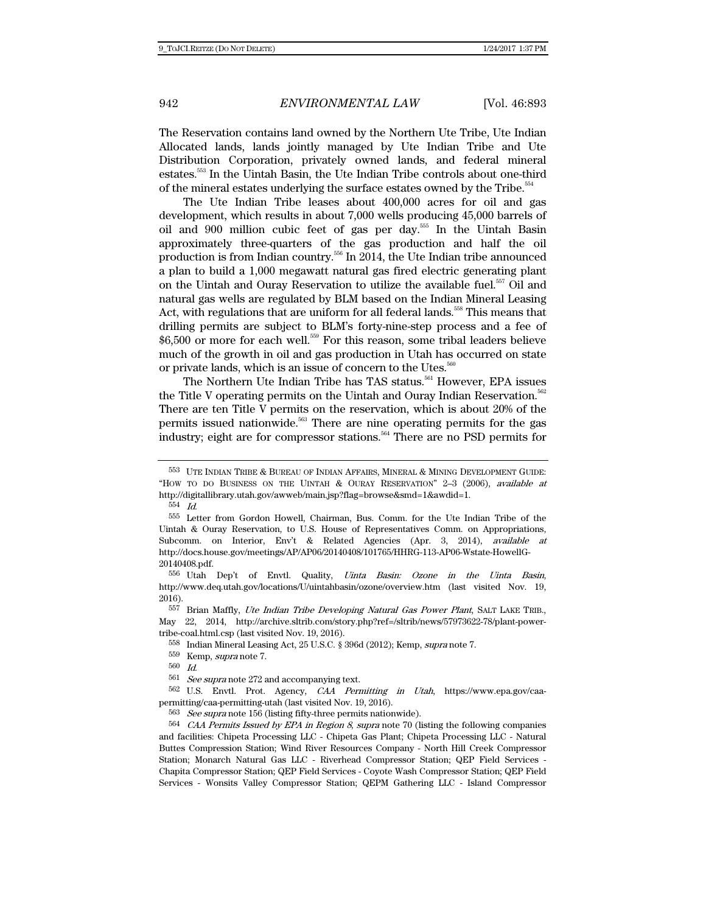The Reservation contains land owned by the Northern Ute Tribe, Ute Indian Allocated lands, lands jointly managed by Ute Indian Tribe and Ute Distribution Corporation, privately owned lands, and federal mineral estates.[553] In the Uintah Basin, the Ute Indian Tribe controls about one-third of the mineral estates underlying the surface estates owned by the Tribe.[554]

The Ute Indian Tribe leases about 400,000 acres for oil and gas development, which results in about 7,000 wells producing 45,000 barrels of oil and 900 million cubic feet of gas per day.[555] In the Uintah Basin approximately three-quarters of the gas production and half the oil production is from Indian country.[556] In 2014, the Ute Indian tribe announced a plan to build a 1,000 megawatt natural gas fired electric generating plant on the Uintah and Ouray Reservation to utilize the available fuel.[557] Oil and natural gas wells are regulated by BLM based on the Indian Mineral Leasing Act, with regulations that are uniform for all federal lands.[558] This means that drilling permits are subject to BLM's forty-nine-step process and a fee of $6,500 or more for each well.[559] For this reason, some tribal leaders believe much of the growth in oil and gas production in Utah has occurred on state or private lands, which is an issue of concern to the Utes.[560]

The Northern Ute Indian Tribe has TAS status.[561] However, EPA issues the Title V operating permits on the Uintah and Ouray Indian Reservation.[562] There are ten Title V permits on the reservation, which is about 20% of the permits issued nationwide.[563] There are nine operating permits for the gas industry; eight are for compressor stations.[564] There are no PSD permits for

---

553 UTE INDIAN TRIBE & BUREAU OF INDIAN AFFAIRS, MINERAL & MINING DEVELOPMENT GUIDE: "HOW TO DO BUSINESS ON THE UINTAH & OURAY RESERVATION" 2–3 (2006), *available at* http://digitallibrary.utah.gov/awweb/main.jsp?flag=browse&smd=1&awdid=1.

554 *Id.*

555 Letter from Gordon Howell, Chairman, Bus. Comm. for the Ute Indian Tribe of the Uintah & Ouray Reservation, to U.S. House of Representatives Comm. on Appropriations, Subcomm. on Interior, Env't & Related Agencies (Apr. 3, 2014), *available at* http://docs.house.gov/meetings/AP/AP06/20140408/101765/HHRG-113-AP06-Wstate-HowellG-20140408.pdf.

556 Utah Dep't of Envtl. Quality, *Uinta Basin: Ozone in the Uinta Basin*, http://www.deq.utah.gov/locations/U/uintahbasin/ozone/overview.htm (last visited Nov. 19, 2016).

557 Brian Maffly, *Ute Indian Tribe Developing Natural Gas Power Plant*, SALT LAKE TRIB., May 22, 2014, http://archive.sltrib.com/story.php?ref=/sltrib/news/57973622-78/plant-power-tribe-coal.html.csp (last visited Nov. 19, 2016).

558 Indian Mineral Leasing Act, 25 U.S.C. § 396d (2012); Kemp, *supra* note 7.

559 Kemp, *supra* note 7.

560 *Id.*

561 *See supra* note 272 and accompanying text.

562 U.S. Envtl. Prot. Agency, *CAA Permitting in Utah*, https://www.epa.gov/caa-permitting/caa-permitting-utah (last visited Nov. 19, 2016).

563 *See supra* note 156 (listing fifty-three permits nationwide).

564 *CAA Permits Issued by EPA in Region 8*, *supra* note 70 (listing the following companies and facilities: Chipeta Processing LLC - Chipeta Gas Plant; Chipeta Processing LLC - Natural Buttes Compression Station; Wind River Resources Company - North Hill Creek Compressor Station; Monarch Natural Gas LLC - Riverhead Compressor Station; QEP Field Services - Chapita Compressor Station; QEP Field Services - Coyote Wash Compressor Station; QEP Field Services - Wonsits Valley Compressor Station; QEPM Gathering LLC - Island Compressor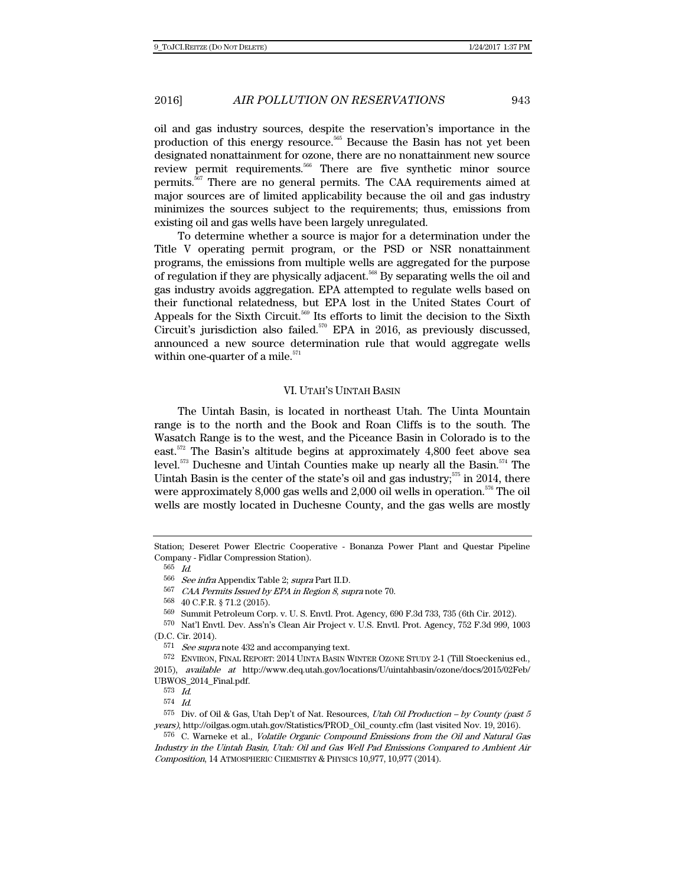oil and gas industry sources, despite the reservation's importance in the production of this energy resource.[565] Because the Basin has not yet been designated nonattainment for ozone, there are no nonattainment new source review permit requirements.[566] There are five synthetic minor source permits.[567] There are no general permits. The CAA requirements aimed at major sources are of limited applicability because the oil and gas industry minimizes the sources subject to the requirements; thus, emissions from existing oil and gas wells have been largely unregulated.

To determine whether a source is major for a determination under the Title V operating permit program, or the PSD or NSR nonattainment programs, the emissions from multiple wells are aggregated for the purpose of regulation if they are physically adjacent.[568] By separating wells the oil and gas industry avoids aggregation. EPA attempted to regulate wells based on their functional relatedness, but EPA lost in the United States Court of Appeals for the Sixth Circuit.[569] Its efforts to limit the decision to the Sixth Circuit's jurisdiction also failed.[570] EPA in 2016, as previously discussed, announced a new source determination rule that would aggregate wells within one-quarter of a mile.[571]

## VI. UTAH'S UINTAH BASIN

The Uintah Basin, is located in northeast Utah. The Uinta Mountain range is to the north and the Book and Roan Cliffs is to the south. The Wasatch Range is to the west, and the Piceance Basin in Colorado is to the east.[572] The Basin's altitude begins at approximately 4,800 feet above sea level.[573] Duchesne and Uintah Counties make up nearly all the Basin.[574] The Uintah Basin is the center of the state's oil and gas industry;[575] in 2014, there were approximately 8,000 gas wells and 2,000 oil wells in operation.[576] The oil wells are mostly located in Duchesne County, and the gas wells are mostly

---

Station; Deseret Power Electric Cooperative - Bonanza Power Plant and Questar Pipeline Company - Fidlar Compression Station).

565 *Id.*

566 *See infra* Appendix Table 2; *supra* Part II.D.

567 *CAA Permits Issued by EPA in Region 8*, *supra* note 70.

568 40 C.F.R. § 71.2 (2015).

569 Summit Petroleum Corp. v. U. S. Envtl. Prot. Agency, 690 F.3d 733, 735 (6th Cir. 2012).

570 Nat'l Envtl. Dev. Ass'n's Clean Air Project v. U.S. Envtl. Prot. Agency, 752 F.3d 999, 1003 (D.C. Cir. 2014).

571 *See supra* note 432 and accompanying text.

572 ENVIRON, FINAL REPORT: 2014 UINTA BASIN WINTER OZONE STUDY 2-1 (Till Stoeckenius ed., 2015), *available at* http://www.deq.utah.gov/locations/U/uintahbasin/ozone/docs/2015/02Feb/UBWOS_2014_Final.pdf.

573 *Id.*

574 *Id.*

575 Div. of Oil & Gas, Utah Dep't of Nat. Resources, *Utah Oil Production – by County (past 5 years)*, http://oilgas.ogm.utah.gov/Statistics/PROD_Oil_county.cfm (last visited Nov. 19, 2016).

576 C. Warneke et al., *Volatile Organic Compound Emissions from the Oil and Natural Gas Industry in the Uintah Basin, Utah: Oil and Gas Well Pad Emissions Compared to Ambient Air Composition*, 14 ATMOSPHERIC CHEMISTRY & PHYSICS 10,977, 10,977 (2014).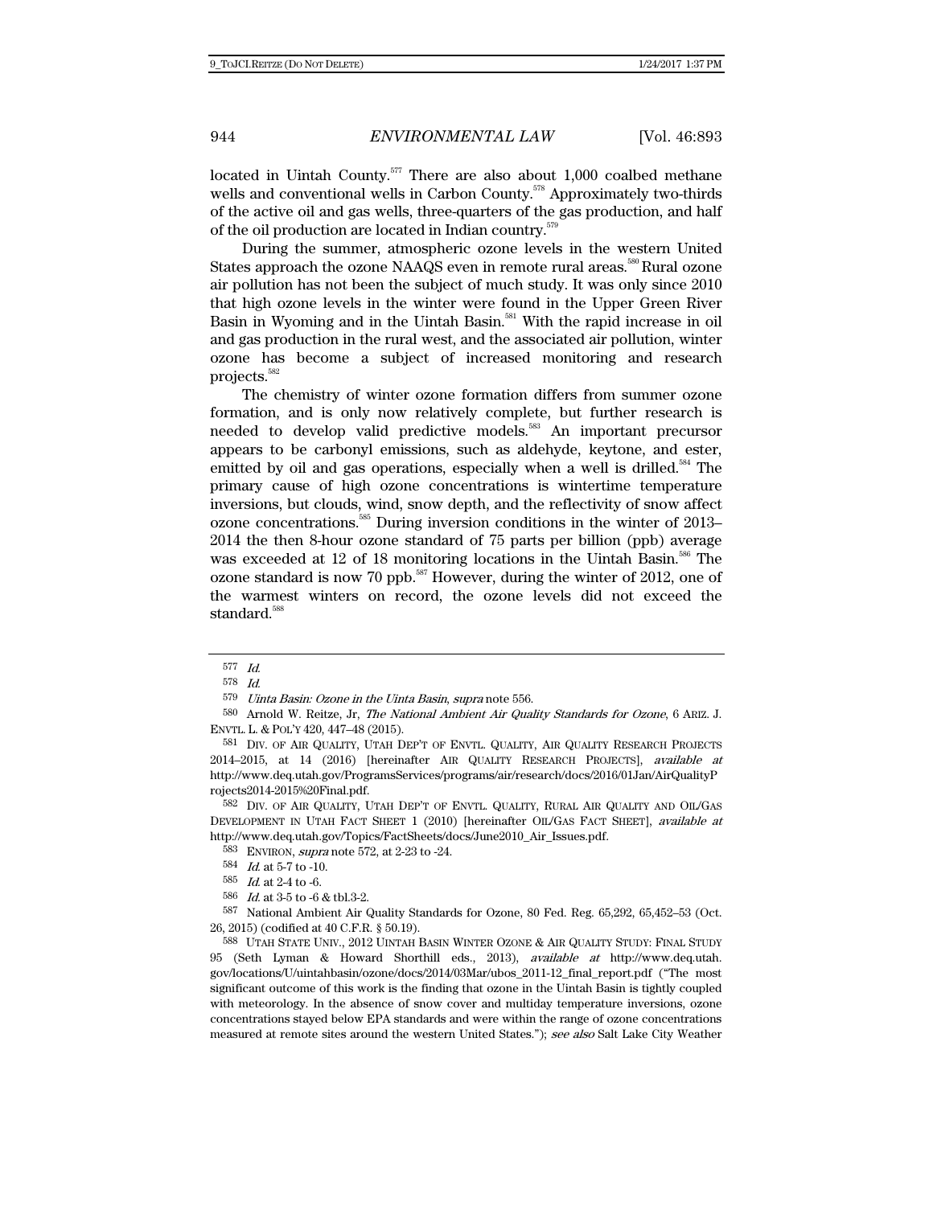located in Uintah County.[577] There are also about 1,000 coalbed methane wells and conventional wells in Carbon County.[578] Approximately two-thirds of the active oil and gas wells, three-quarters of the gas production, and half of the oil production are located in Indian country.[579]

During the summer, atmospheric ozone levels in the western United States approach the ozone NAAQS even in remote rural areas.[580] Rural ozone air pollution has not been the subject of much study. It was only since 2010 that high ozone levels in the winter were found in the Upper Green River Basin in Wyoming and in the Uintah Basin.[581] With the rapid increase in oil and gas production in the rural west, and the associated air pollution, winter ozone has become a subject of increased monitoring and research projects.[582]

The chemistry of winter ozone formation differs from summer ozone formation, and is only now relatively complete, but further research is needed to develop valid predictive models.[583] An important precursor appears to be carbonyl emissions, such as aldehyde, keytone, and ester, emitted by oil and gas operations, especially when a well is drilled.[584] The primary cause of high ozone concentrations is wintertime temperature inversions, but clouds, wind, snow depth, and the reflectivity of snow affect ozone concentrations.[585] During inversion conditions in the winter of 2013–2014 the then 8-hour ozone standard of 75 parts per billion (ppb) average was exceeded at 12 of 18 monitoring locations in the Uintah Basin.[586] The ozone standard is now 70 ppb.[587] However, during the winter of 2012, one of the warmest winters on record, the ozone levels did not exceed the standard.[588]

---

577 *Id.*

578 *Id.*

579 *Uinta Basin: Ozone in the Uinta Basin*, *supra* note 556.

580 Arnold W. Reitze, Jr, *The National Ambient Air Quality Standards for Ozone*, 6 ARIZ. J. ENVTL. L. & POL'Y 420, 447–48 (2015).

581 DIV. OF AIR QUALITY, UTAH DEP'T OF ENVTL. QUALITY, AIR QUALITY RESEARCH PROJECTS 2014–2015, at 14 (2016) [hereinafter AIR QUALITY RESEARCH PROJECTS], *available at* http://www.deq.utah.gov/ProgramsServices/programs/air/research/docs/2016/01Jan/AirQualityProjects2014-2015%20Final.pdf.

582 DIV. OF AIR QUALITY, UTAH DEP'T OF ENVTL. QUALITY, RURAL AIR QUALITY AND OIL/GAS DEVELOPMENT IN UTAH FACT SHEET 1 (2010) [hereinafter OIL/GAS FACT SHEET], *available at* http://www.deq.utah.gov/Topics/FactSheets/docs/June2010_Air_Issues.pdf.

583 ENVIRON, *supra* note 572, at 2-23 to -24.

584 *Id.* at 5-7 to -10.

585 *Id.* at 2-4 to -6.

586 *Id.* at 3-5 to -6 & tbl.3-2.

587 National Ambient Air Quality Standards for Ozone, 80 Fed. Reg. 65,292, 65,452–53 (Oct. 26, 2015) (codified at 40 C.F.R. § 50.19).

588 UTAH STATE UNIV., 2012 UINTAH BASIN WINTER OZONE & AIR QUALITY STUDY: FINAL STUDY 95 (Seth Lyman & Howard Shorthill eds., 2013), *available at* http://www.deq.utah.gov/locations/U/uintahbasin/ozone/docs/2014/03Mar/ubos_2011-12_final_report.pdf ("The most significant outcome of this work is the finding that ozone in the Uintah Basin is tightly coupled with meteorology. In the absence of snow cover and multiday temperature inversions, ozone concentrations stayed below EPA standards and were within the range of ozone concentrations measured at remote sites around the western United States."); *see also* Salt Lake City Weather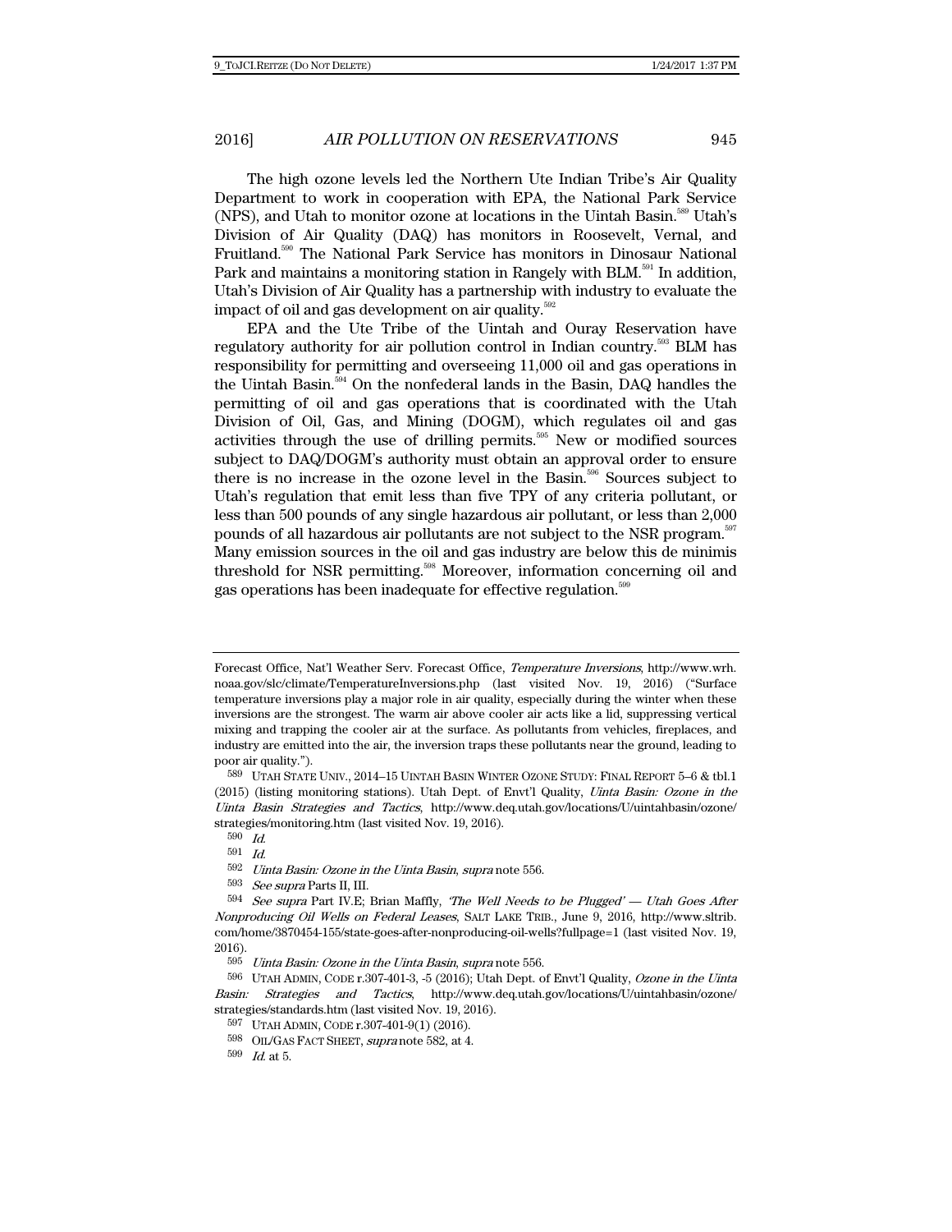The high ozone levels led the Northern Ute Indian Tribe's Air Quality Department to work in cooperation with EPA, the National Park Service (NPS), and Utah to monitor ozone at locations in the Uintah Basin.[589] Utah's Division of Air Quality (DAQ) has monitors in Roosevelt, Vernal, and Fruitland.[590] The National Park Service has monitors in Dinosaur National Park and maintains a monitoring station in Rangely with BLM.[591] In addition, Utah's Division of Air Quality has a partnership with industry to evaluate the impact of oil and gas development on air quality.[592]

EPA and the Ute Tribe of the Uintah and Ouray Reservation have regulatory authority for air pollution control in Indian country.[593] BLM has responsibility for permitting and overseeing 11,000 oil and gas operations in the Uintah Basin.[594] On the nonfederal lands in the Basin, DAQ handles the permitting of oil and gas operations that is coordinated with the Utah Division of Oil, Gas, and Mining (DOGM), which regulates oil and gas activities through the use of drilling permits.[595] New or modified sources subject to DAQ/DOGM's authority must obtain an approval order to ensure there is no increase in the ozone level in the Basin.[596] Sources subject to Utah's regulation that emit less than five TPY of any criteria pollutant, or less than 500 pounds of any single hazardous air pollutant, or less than 2,000 pounds of all hazardous air pollutants are not subject to the NSR program.[597] Many emission sources in the oil and gas industry are below this de minimis threshold for NSR permitting.[598] Moreover, information concerning oil and gas operations has been inadequate for effective regulation.[599]

---

Forecast Office, Nat'l Weather Serv. Forecast Office, *Temperature Inversions*, http://www.wrh.noaa.gov/slc/climate/TemperatureInversions.php (last visited Nov. 19, 2016) ("Surface temperature inversions play a major role in air quality, especially during the winter when these inversions are the strongest. The warm air above cooler air acts like a lid, suppressing vertical mixing and trapping the cooler air at the surface. As pollutants from vehicles, fireplaces, and industry are emitted into the air, the inversion traps these pollutants near the ground, leading to poor air quality.").

589 UTAH STATE UNIV., 2014–15 UINTAH BASIN WINTER OZONE STUDY: FINAL REPORT 5–6 & tbl.1 (2015) (listing monitoring stations). Utah Dept. of Envt'l Quality, *Uinta Basin: Ozone in the Uinta Basin Strategies and Tactics*, http://www.deq.utah.gov/locations/U/uintahbasin/ozone/strategies/monitoring.htm (last visited Nov. 19, 2016).

590 *Id.*

591 *Id.*

592 *Uinta Basin: Ozone in the Uinta Basin*, *supra* note 556.

593 *See supra* Parts II, III.

594 *See supra* Part IV.E; Brian Maffly, *'The Well Needs to be Plugged' — Utah Goes After Nonproducing Oil Wells on Federal Leases*, SALT LAKE TRIB., June 9, 2016, http://www.sltrib.com/home/3870454-155/state-goes-after-nonproducing-oil-wells?fullpage=1 (last visited Nov. 19, 2016).

595 *Uinta Basin: Ozone in the Uinta Basin*, *supra* note 556.

596 UTAH ADMIN, CODE r.307-401-3, -5 (2016); Utah Dept. of Envt'l Quality, *Ozone in the Uinta Basin: Strategies and Tactics*, http://www.deq.utah.gov/locations/U/uintahbasin/ozone/strategies/standards.htm (last visited Nov. 19, 2016).

597 UTAH ADMIN, CODE r.307-401-9(1) (2016).

598 OIL/GAS FACT SHEET, *supra* note 582, at 4.

599 *Id.* at 5.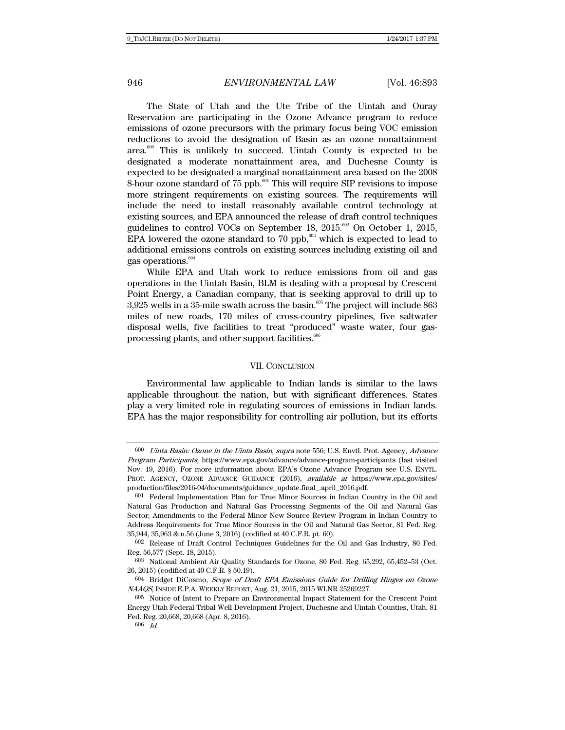The State of Utah and the Ute Tribe of the Uintah and Ouray Reservation are participating in the Ozone Advance program to reduce emissions of ozone precursors with the primary focus being VOC emission reductions to avoid the designation of Basin as an ozone nonattainment area.[600] This is unlikely to succeed. Uintah County is expected to be designated a moderate nonattainment area, and Duchesne County is expected to be designated a marginal nonattainment area based on the 2008 8-hour ozone standard of 75 ppb.[601] This will require SIP revisions to impose more stringent requirements on existing sources. The requirements will include the need to install reasonably available control technology at existing sources, and EPA announced the release of draft control techniques guidelines to control VOCs on September 18, 2015.[602] On October 1, 2015, EPA lowered the ozone standard to 70 ppb,[603] which is expected to lead to additional emissions controls on existing sources including existing oil and gas operations.[604]

While EPA and Utah work to reduce emissions from oil and gas operations in the Uintah Basin, BLM is dealing with a proposal by Crescent Point Energy, a Canadian company, that is seeking approval to drill up to 3,925 wells in a 35-mile swath across the basin.[605] The project will include 863 miles of new roads, 170 miles of cross-country pipelines, five saltwater disposal wells, five facilities to treat "produced" waste water, four gas-processing plants, and other support facilities.[606]

## VII. CONCLUSION

Environmental law applicable to Indian lands is similar to the laws applicable throughout the nation, but with significant differences. States play a very limited role in regulating sources of emissions in Indian lands. EPA has the major responsibility for controlling air pollution, but its efforts

---

600 *Uinta Basin: Ozone in the Uinta Basin*, *supra* note 556; U.S. Envtl. Prot. Agency, *Advance Program Participants*, https://www.epa.gov/advance/advance-program-participants (last visited Nov. 19, 2016). For more information about EPA's Ozone Advance Program see U.S. ENVTL. PROT. AGENCY, OZONE ADVANCE GUIDANCE (2016), *available at* https://www.epa.gov/sites/production/files/2016-04/documents/guidance_update.final_.april_2016.pdf.

601 Federal Implementation Plan for True Minor Sources in Indian Country in the Oil and Natural Gas Production and Natural Gas Processing Segments of the Oil and Natural Gas Sector; Amendments to the Federal Minor New Source Review Program in Indian Country to Address Requirements for True Minor Sources in the Oil and Natural Gas Sector, 81 Fed. Reg. 35,944, 35,963 & n.56 (June 3, 2016) (codified at 40 C.F.R. pt. 60).

602 Release of Draft Control Techniques Guidelines for the Oil and Gas Industry, 80 Fed. Reg. 56,577 (Sept. 18, 2015).

603 National Ambient Air Quality Standards for Ozone, 80 Fed. Reg. 65,292, 65,452–53 (Oct. 26, 2015) (codified at 40 C.F.R. § 50.19).

604 Bridget DiCosmo, *Scope of Draft EPA Emissions Guide for Drilling Hinges on Ozone NAAQS*, INSIDE E.P.A. WEEKLY REPORT, Aug. 21, 2015, 2015 WLNR 25269227.

605 Notice of Intent to Prepare an Environmental Impact Statement for the Crescent Point Energy Utah Federal-Tribal Well Development Project, Duchesne and Uintah Counties, Utah, 81 Fed. Reg. 20,668, 20,668 (Apr. 8, 2016).

606 *Id.*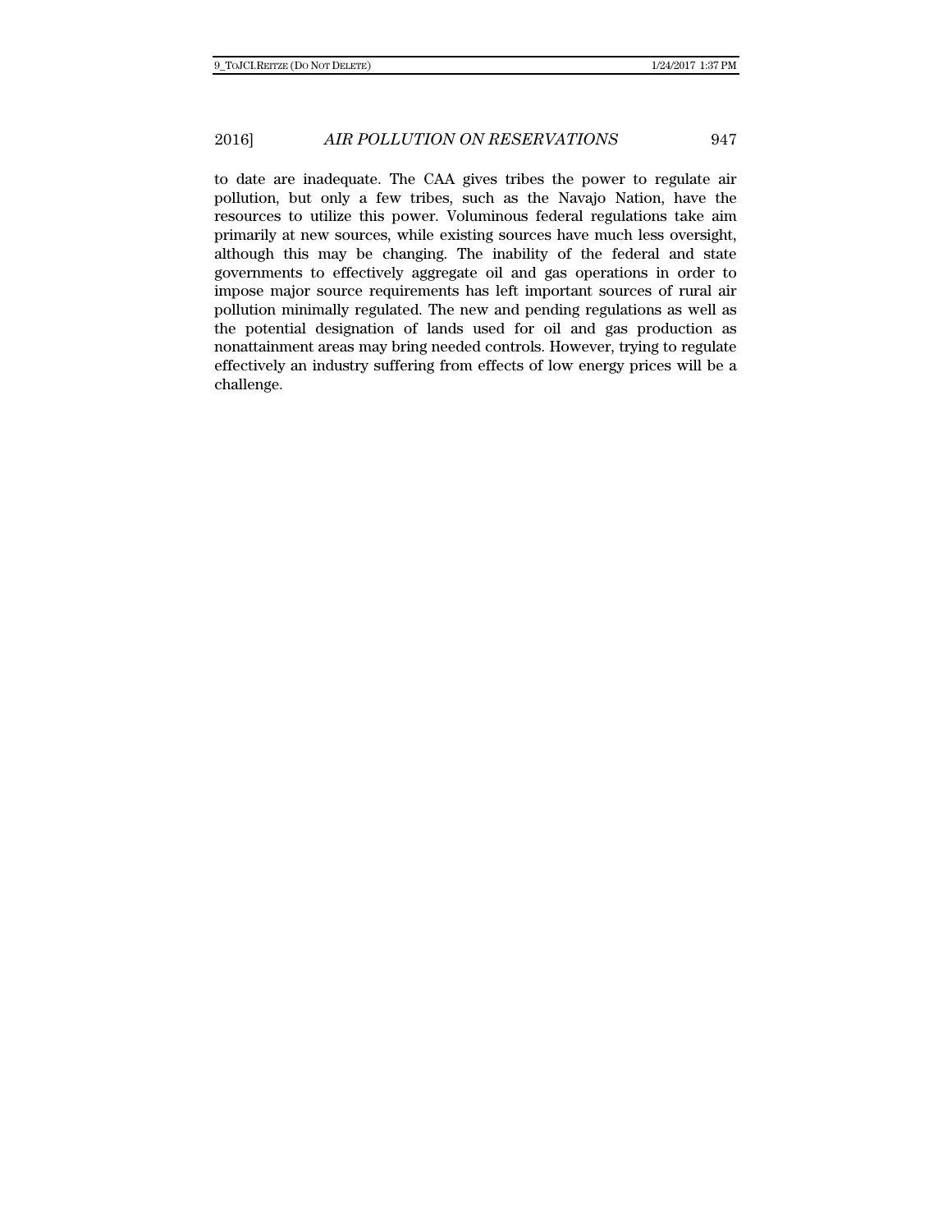to date are inadequate. The CAA gives tribes the power to regulate air pollution, but only a few tribes, such as the Navajo Nation, have the resources to utilize this power. Voluminous federal regulations take aim primarily at new sources, while existing sources have much less oversight, although this may be changing. The inability of the federal and state governments to effectively aggregate oil and gas operations in order to impose major source requirements has left important sources of rural air pollution minimally regulated. The new and pending regulations as well as the potential designation of lands used for oil and gas production as nonattainment areas may bring needed controls. However, trying to regulate effectively an industry suffering from effects of low energy prices will be a challenge.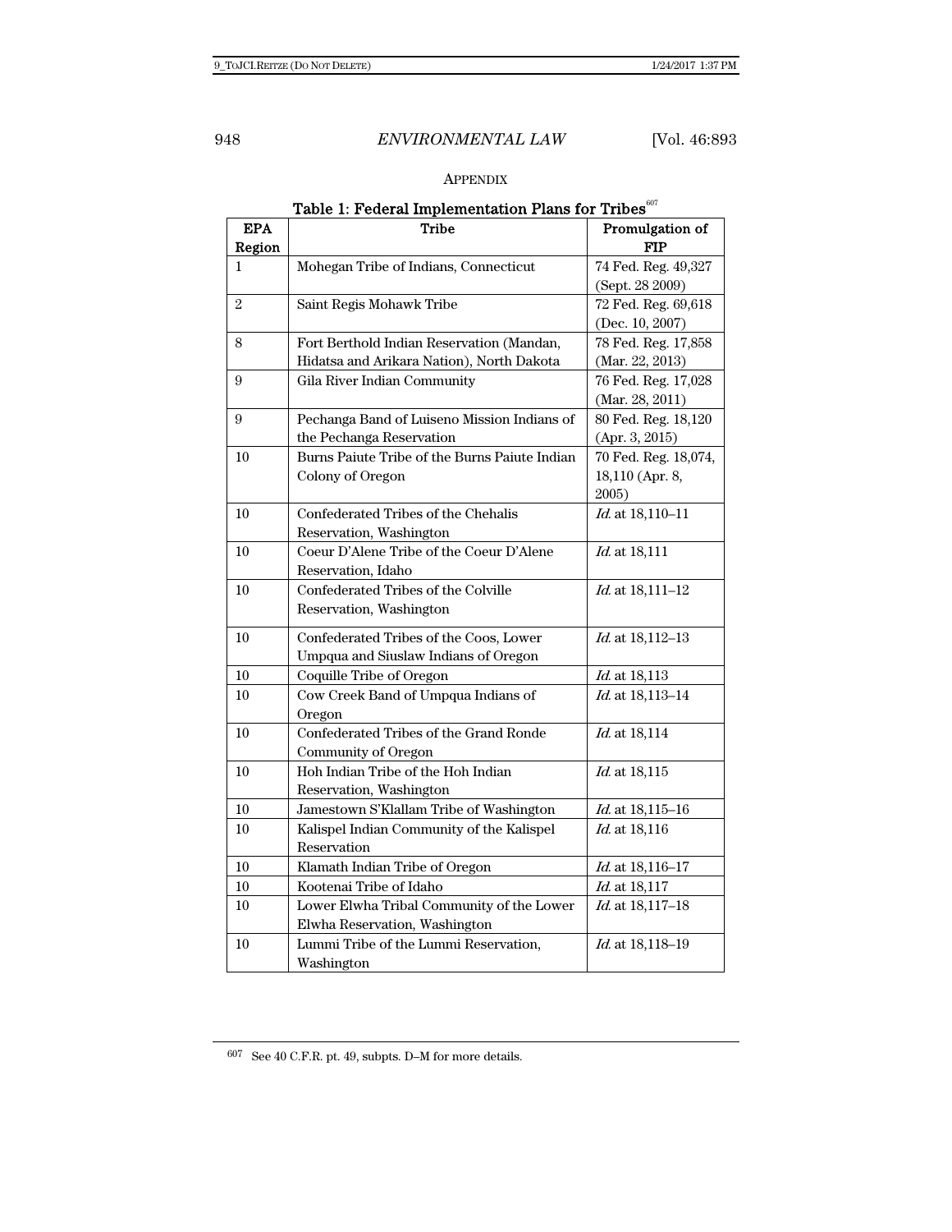## APPENDIX

**Table 1: Federal Implementation Plans for Tribes**[607]

| EPA Region | Tribe | Promulgation of FIP |
|---|---|---|
| 1 | Mohegan Tribe of Indians, Connecticut | 74 Fed. Reg. 49,327 (Sept. 28 2009) |
| 2 | Saint Regis Mohawk Tribe | 72 Fed. Reg. 69,618 (Dec. 10, 2007) |
| 8 | Fort Berthold Indian Reservation (Mandan, Hidatsa and Arikara Nation), North Dakota | 78 Fed. Reg. 17,858 (Mar. 22, 2013) |
| 9 | Gila River Indian Community | 76 Fed. Reg. 17,028 (Mar. 28, 2011) |
| 9 | Pechanga Band of Luiseno Mission Indians of the Pechanga Reservation | 80 Fed. Reg. 18,120 (Apr. 3, 2015) |
| 10 | Burns Paiute Tribe of the Burns Paiute Indian Colony of Oregon | 70 Fed. Reg. 18,074, 18,110 (Apr. 8, 2005) |
| 10 | Confederated Tribes of the Chehalis Reservation, Washington | *Id.* at 18,110–11 |
| 10 | Coeur D'Alene Tribe of the Coeur D'Alene Reservation, Idaho | *Id.* at 18,111 |
| 10 | Confederated Tribes of the Colville Reservation, Washington | *Id.* at 18,111–12 |
| 10 | Confederated Tribes of the Coos, Lower Umpqua and Siuslaw Indians of Oregon | *Id.* at 18,112–13 |
| 10 | Coquille Tribe of Oregon | *Id.* at 18,113 |
| 10 | Cow Creek Band of Umpqua Indians of Oregon | *Id.* at 18,113–14 |
| 10 | Confederated Tribes of the Grand Ronde Community of Oregon | *Id.* at 18,114 |
| 10 | Hoh Indian Tribe of the Hoh Indian Reservation, Washington | *Id.* at 18,115 |
| 10 | Jamestown S'Klallam Tribe of Washington | *Id.* at 18,115–16 |
| 10 | Kalispel Indian Community of the Kalispel Reservation | *Id.* at 18,116 |
| 10 | Klamath Indian Tribe of Oregon | *Id.* at 18,116–17 |
| 10 | Kootenai Tribe of Idaho | *Id.* at 18,117 |
| 10 | Lower Elwha Tribal Community of the Lower Elwha Reservation, Washington | *Id.* at 18,117–18 |
| 10 | Lummi Tribe of the Lummi Reservation, Washington | *Id.* at 18,118–19 |

[607] See 40 C.F.R. pt. 49, subpts. D–M for more details.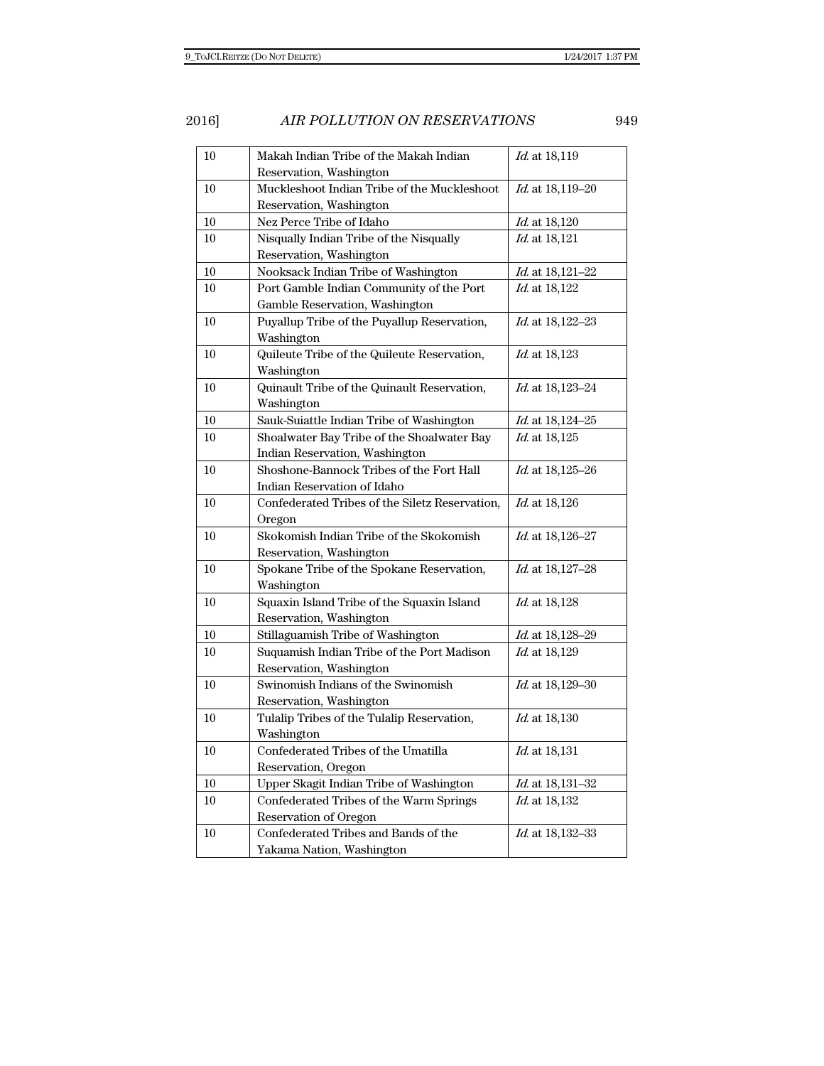| 10 | Makah Indian Tribe of the Makah Indian Reservation, Washington | *Id.* at 18,119 |
|---|---|---|
| 10 | Muckleshoot Indian Tribe of the Muckleshoot Reservation, Washington | *Id.* at 18,119–20 |
| 10 | Nez Perce Tribe of Idaho | *Id.* at 18,120 |
| 10 | Nisqually Indian Tribe of the Nisqually Reservation, Washington | *Id.* at 18,121 |
| 10 | Nooksack Indian Tribe of Washington | *Id.* at 18,121–22 |
| 10 | Port Gamble Indian Community of the Port Gamble Reservation, Washington | *Id.* at 18,122 |
| 10 | Puyallup Tribe of the Puyallup Reservation, Washington | *Id.* at 18,122–23 |
| 10 | Quileute Tribe of the Quileute Reservation, Washington | *Id.* at 18,123 |
| 10 | Quinault Tribe of the Quinault Reservation, Washington | *Id.* at 18,123–24 |
| 10 | Sauk-Suiattle Indian Tribe of Washington | *Id.* at 18,124–25 |
| 10 | Shoalwater Bay Tribe of the Shoalwater Bay Indian Reservation, Washington | *Id.* at 18,125 |
| 10 | Shoshone-Bannock Tribes of the Fort Hall Indian Reservation of Idaho | *Id.* at 18,125–26 |
| 10 | Confederated Tribes of the Siletz Reservation, Oregon | *Id.* at 18,126 |
| 10 | Skokomish Indian Tribe of the Skokomish Reservation, Washington | *Id.* at 18,126–27 |
| 10 | Spokane Tribe of the Spokane Reservation, Washington | *Id.* at 18,127–28 |
| 10 | Squaxin Island Tribe of the Squaxin Island Reservation, Washington | *Id.* at 18,128 |
| 10 | Stillaguamish Tribe of Washington | *Id.* at 18,128–29 |
| 10 | Suquamish Indian Tribe of the Port Madison Reservation, Washington | *Id.* at 18,129 |
| 10 | Swinomish Indians of the Swinomish Reservation, Washington | *Id.* at 18,129–30 |
| 10 | Tulalip Tribes of the Tulalip Reservation, Washington | *Id.* at 18,130 |
| 10 | Confederated Tribes of the Umatilla Reservation, Oregon | *Id.* at 18,131 |
| 10 | Upper Skagit Indian Tribe of Washington | *Id.* at 18,131–32 |
| 10 | Confederated Tribes of the Warm Springs Reservation of Oregon | *Id.* at 18,132 |
| 10 | Confederated Tribes and Bands of the Yakama Nation, Washington | *Id.* at 18,132–33 |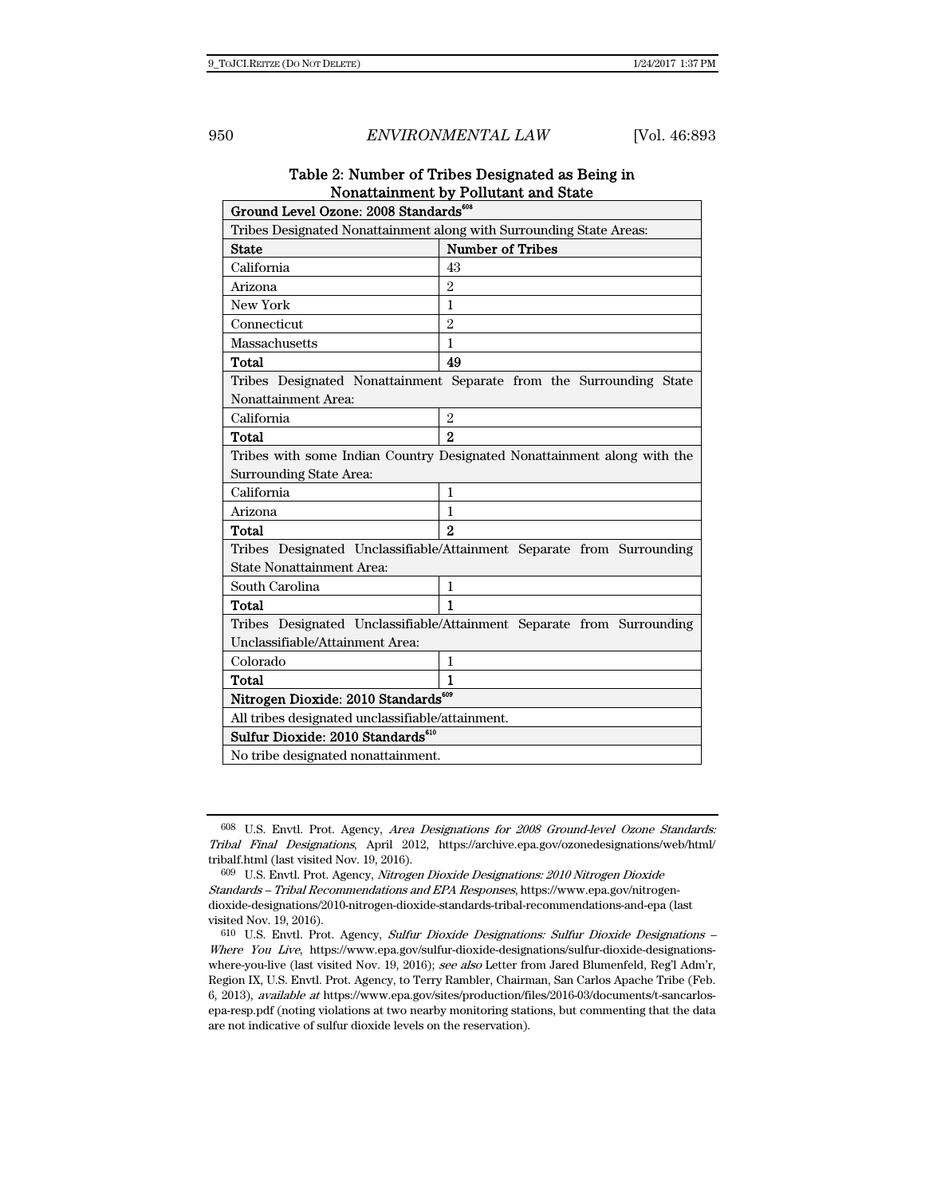Table 2: Number of Tribes Designated as Being in Nonattainment by Pollutant and State

| **Ground Level Ozone: 2008 Standards**[608] | |
|---|---|
| Tribes Designated Nonattainment along with Surrounding State Areas: | |
| **State** | **Number of Tribes** |
| California | 43 |
| Arizona | 2 |
| New York | 1 |
| Connecticut | 2 |
| Massachusetts | 1 |
| **Total** | **49** |
| Tribes Designated Nonattainment Separate from the Surrounding State Nonattainment Area: | |
| California | 2 |
| **Total** | **2** |
| Tribes with some Indian Country Designated Nonattainment along with the Surrounding State Area: | |
| California | 1 |
| Arizona | 1 |
| **Total** | **2** |
| Tribes Designated Unclassifiable/Attainment Separate from Surrounding State Nonattainment Area: | |
| South Carolina | 1 |
| **Total** | **1** |
| Tribes Designated Unclassifiable/Attainment Separate from Surrounding Unclassifiable/Attainment Area: | |
| Colorado | 1 |
| **Total** | **1** |
| **Nitrogen Dioxide: 2010 Standards**[609] | |
| All tribes designated unclassifiable/attainment. | |
| **Sulfur Dioxide: 2010 Standards**[610] | |
| No tribe designated nonattainment. | |

608 U.S. Envtl. Prot. Agency, *Area Designations for 2008 Ground-level Ozone Standards: Tribal Final Designations*, April 2012, https://archive.epa.gov/ozonedesignations/web/html/tribalf.html (last visited Nov. 19, 2016).

609 U.S. Envtl. Prot. Agency, *Nitrogen Dioxide Designations: 2010 Nitrogen Dioxide Standards – Tribal Recommendations and EPA Responses*, https://www.epa.gov/nitrogen-dioxide-designations/2010-nitrogen-dioxide-standards-tribal-recommendations-and-epa (last visited Nov. 19, 2016).

610 U.S. Envtl. Prot. Agency, *Sulfur Dioxide Designations: Sulfur Dioxide Designations – Where You Live*, https://www.epa.gov/sulfur-dioxide-designations/sulfur-dioxide-designations-where-you-live (last visited Nov. 19, 2016); *see also* Letter from Jared Blumenfeld, Reg'l Adm'r, Region IX, U.S. Envtl. Prot. Agency, to Terry Rambler, Chairman, San Carlos Apache Tribe (Feb. 6, 2013), *available at* https://www.epa.gov/sites/production/files/2016-03/documents/t-sancarlos-epa-resp.pdf (noting violations at two nearby monitoring stations, but commenting that the data are not indicative of sulfur dioxide levels on the reservation).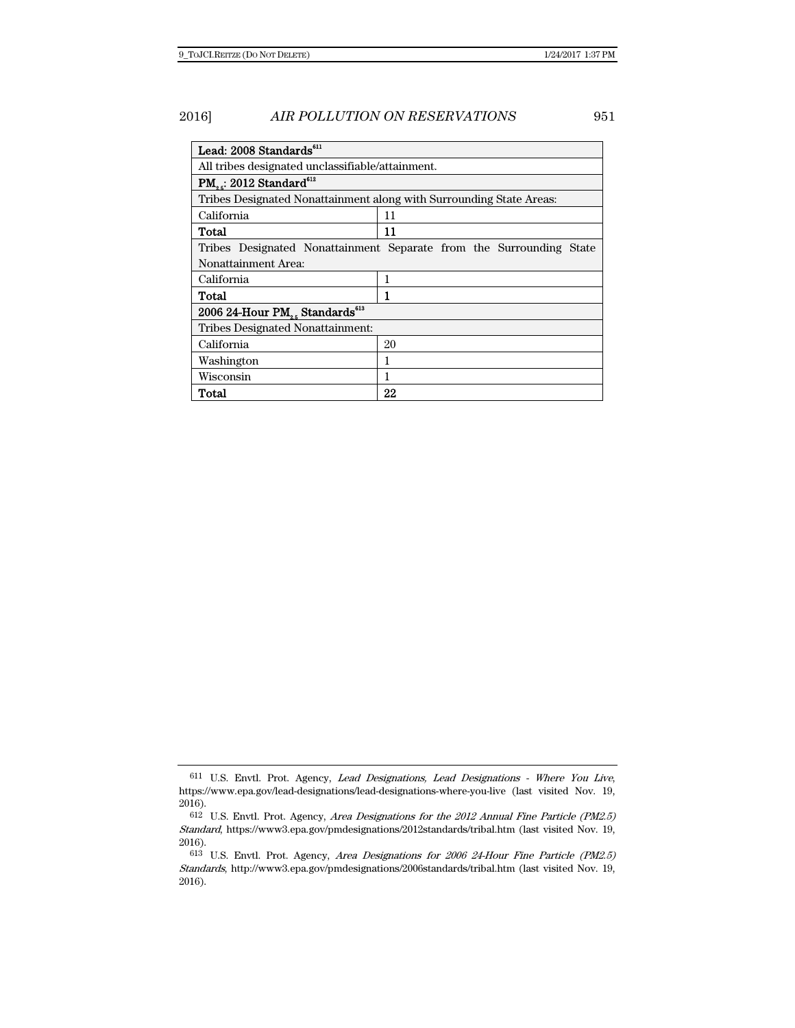| | |
|---|---|
| **Lead: 2008 Standards**[611] | |
| All tribes designated unclassifiable/attainment. | |
| **$PM_{2.5}$: 2012 Standard**[612] | |
| Tribes Designated Nonattainment along with Surrounding State Areas: | |
| California | 11 |
| **Total** | **11** |
| Tribes Designated Nonattainment Separate from the Surrounding State Nonattainment Area: | |
| California | 1 |
| **Total** | **1** |
| **2006 24-Hour $PM_{2.5}$ Standards**[613] | |
| Tribes Designated Nonattainment: | |
| California | 20 |
| Washington | 1 |
| Wisconsin | 1 |
| **Total** | **22** |

---

611 U.S. Envtl. Prot. Agency, *Lead Designations, Lead Designations - Where You Live*, https://www.epa.gov/lead-designations/lead-designations-where-you-live (last visited Nov. 19, 2016).

612 U.S. Envtl. Prot. Agency, *Area Designations for the 2012 Annual Fine Particle (PM2.5) Standard*, https://www3.epa.gov/pmdesignations/2012standards/tribal.htm (last visited Nov. 19, 2016).

613 U.S. Envtl. Prot. Agency, *Area Designations for 2006 24-Hour Fine Particle (PM2.5) Standards*, http://www3.epa.gov/pmdesignations/2006standards/tribal.htm (last visited Nov. 19, 2016).